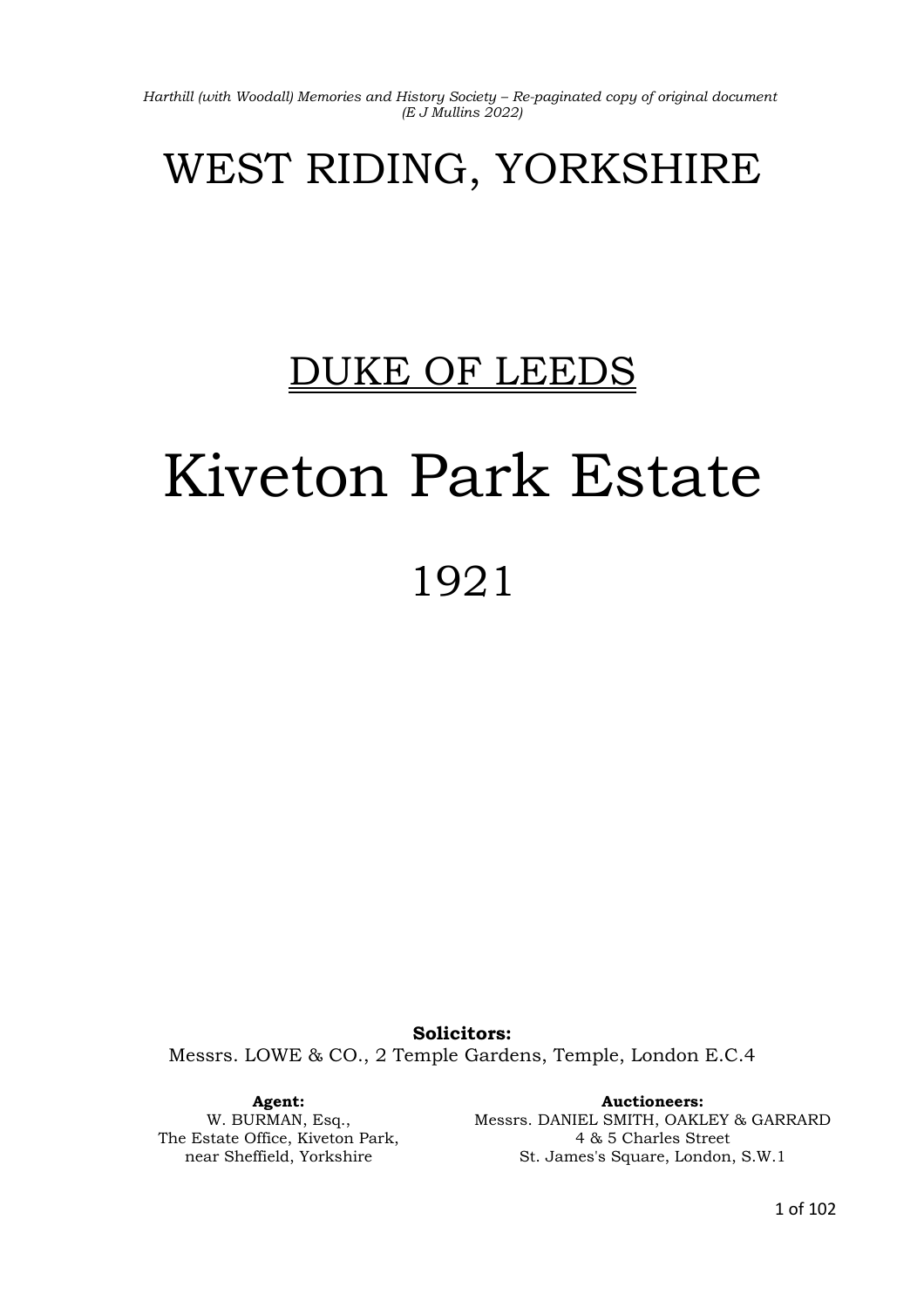# WEST RIDING, YORKSHIRE

## DUKE OF LEEDS

# Kiveton Park Estate

## 1921

**Solicitors:**
Messrs. LOWE & CO., 2 Temple Gardens, Temple, London E.C.4

**Agent:**
W. BURMAN, Esq.,
The Estate Office, Kiveton Park,
near Sheffield, Yorkshire

**Auctioneers:**
Messrs. DANIEL SMITH, OAKLEY & GARRARD
4 & 5 Charles Street
St. James's Square, London, S.W.1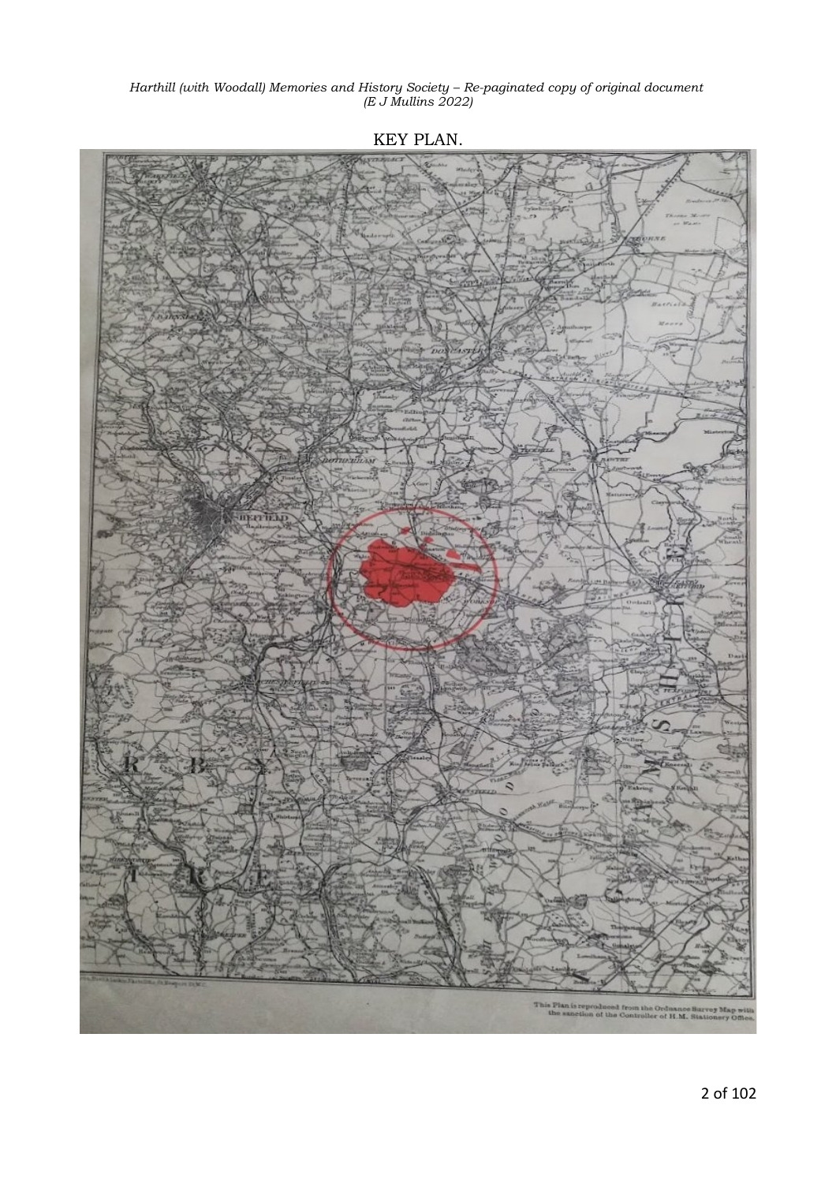KEY PLAN.

This Plan is reproduced from the Ordnance Survey Map with the sanction of the Controller of H.M. Stationery Office.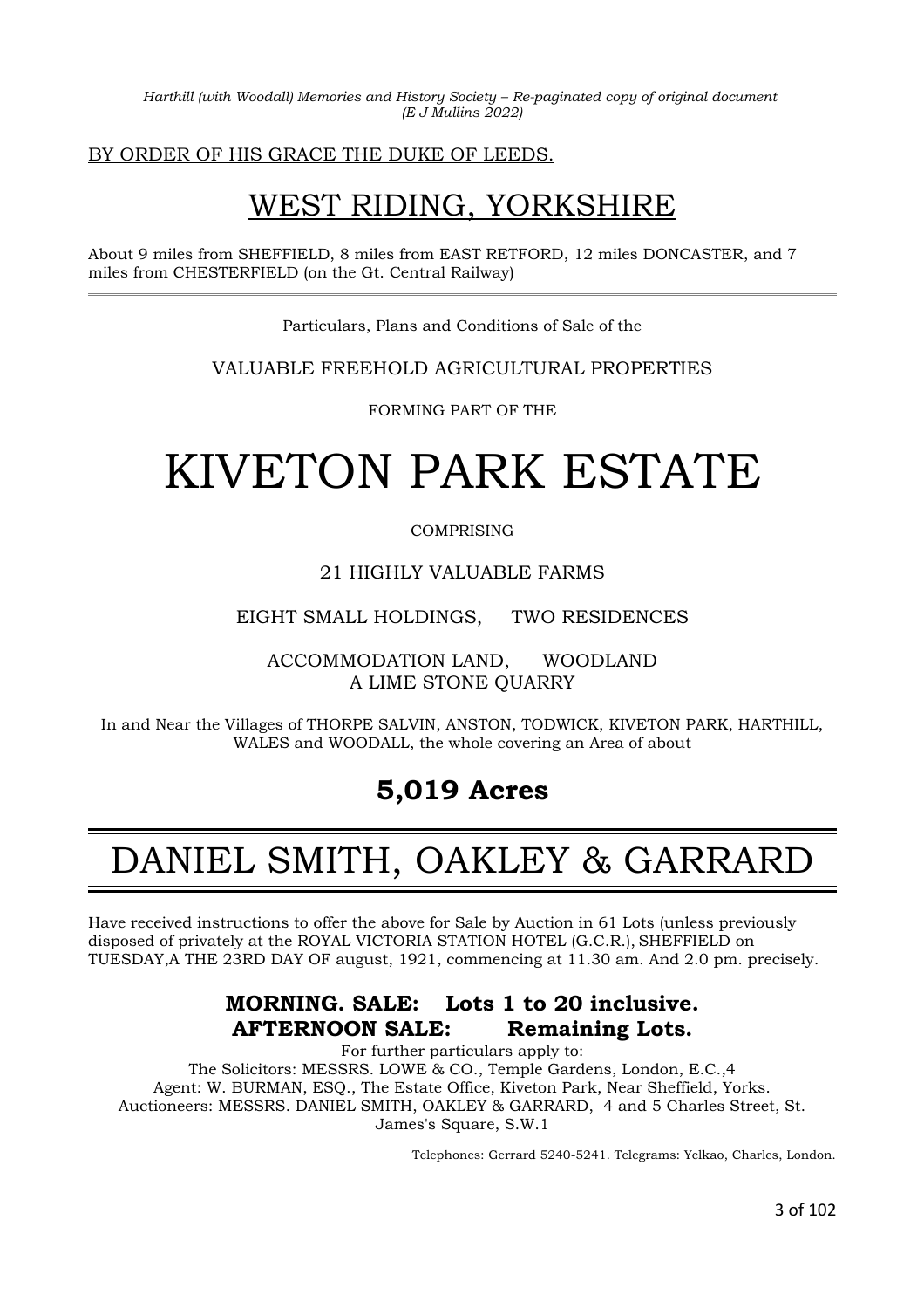BY ORDER OF HIS GRACE THE DUKE OF LEEDS.

# WEST RIDING, YORKSHIRE

About 9 miles from SHEFFIELD, 8 miles from EAST RETFORD, 12 miles DONCASTER, and 7 miles from CHESTERFIELD (on the Gt. Central Railway)

---

Particulars, Plans and Conditions of Sale of the

VALUABLE FREEHOLD AGRICULTURAL PROPERTIES

FORMING PART OF THE

# KIVETON PARK ESTATE

COMPRISING

21 HIGHLY VALUABLE FARMS

EIGHT SMALL HOLDINGS, TWO RESIDENCES

ACCOMMODATION LAND, WOODLAND
A LIME STONE QUARRY

In and Near the Villages of THORPE SALVIN, ANSTON, TODWICK, KIVETON PARK, HARTHILL, WALES and WOODALL, the whole covering an Area of about

## 5,019 Acres

---

# DANIEL SMITH, OAKLEY & GARRARD

---

Have received instructions to offer the above for Sale by Auction in 61 Lots (unless previously disposed of privately at the ROYAL VICTORIA STATION HOTEL (G.C.R.), SHEFFIELD on TUESDAY,A THE 23RD DAY OF august, 1921, commencing at 11.30 am. And 2.0 pm. precisely.

### MORNING. SALE: Lots 1 to 20 inclusive.
### AFTERNOON SALE: Remaining Lots.

For further particulars apply to:
The Solicitors: MESSRS. LOWE & CO., Temple Gardens, London, E.C.,4
Agent: W. BURMAN, ESQ., The Estate Office, Kiveton Park, Near Sheffield, Yorks.
Auctioneers: MESSRS. DANIEL SMITH, OAKLEY & GARRARD, 4 and 5 Charles Street, St. James's Square, S.W.1

Telephones: Gerrard 5240-5241. Telegrams: Yelkao, Charles, London.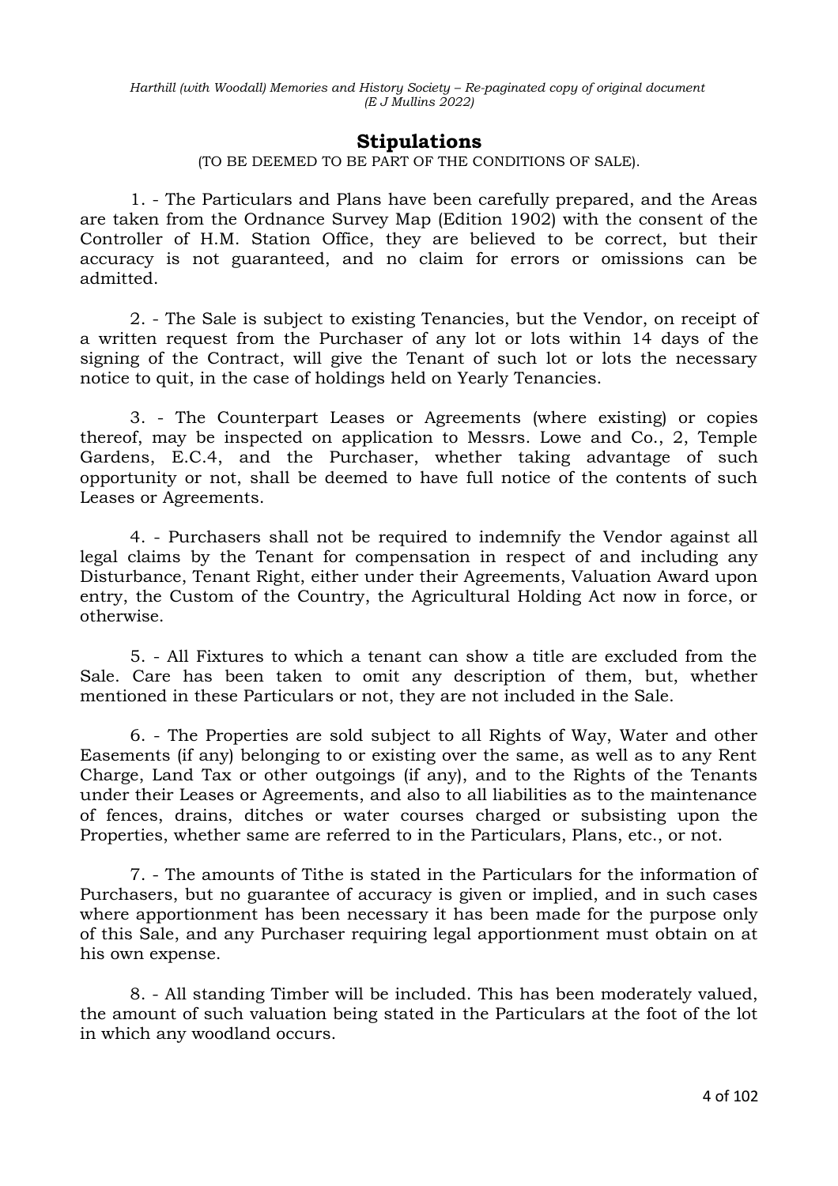## Stipulations

(TO BE DEEMED TO BE PART OF THE CONDITIONS OF SALE).

1. - The Particulars and Plans have been carefully prepared, and the Areas are taken from the Ordnance Survey Map (Edition 1902) with the consent of the Controller of H.M. Station Office, they are believed to be correct, but their accuracy is not guaranteed, and no claim for errors or omissions can be admitted.

2. - The Sale is subject to existing Tenancies, but the Vendor, on receipt of a written request from the Purchaser of any lot or lots within 14 days of the signing of the Contract, will give the Tenant of such lot or lots the necessary notice to quit, in the case of holdings held on Yearly Tenancies.

3. - The Counterpart Leases or Agreements (where existing) or copies thereof, may be inspected on application to Messrs. Lowe and Co., 2, Temple Gardens, E.C.4, and the Purchaser, whether taking advantage of such opportunity or not, shall be deemed to have full notice of the contents of such Leases or Agreements.

4. - Purchasers shall not be required to indemnify the Vendor against all legal claims by the Tenant for compensation in respect of and including any Disturbance, Tenant Right, either under their Agreements, Valuation Award upon entry, the Custom of the Country, the Agricultural Holding Act now in force, or otherwise.

5. - All Fixtures to which a tenant can show a title are excluded from the Sale. Care has been taken to omit any description of them, but, whether mentioned in these Particulars or not, they are not included in the Sale.

6. - The Properties are sold subject to all Rights of Way, Water and other Easements (if any) belonging to or existing over the same, as well as to any Rent Charge, Land Tax or other outgoings (if any), and to the Rights of the Tenants under their Leases or Agreements, and also to all liabilities as to the maintenance of fences, drains, ditches or water courses charged or subsisting upon the Properties, whether same are referred to in the Particulars, Plans, etc., or not.

7. - The amounts of Tithe is stated in the Particulars for the information of Purchasers, but no guarantee of accuracy is given or implied, and in such cases where apportionment has been necessary it has been made for the purpose only of this Sale, and any Purchaser requiring legal apportionment must obtain on at his own expense.

8. - All standing Timber will be included. This has been moderately valued, the amount of such valuation being stated in the Particulars at the foot of the lot in which any woodland occurs.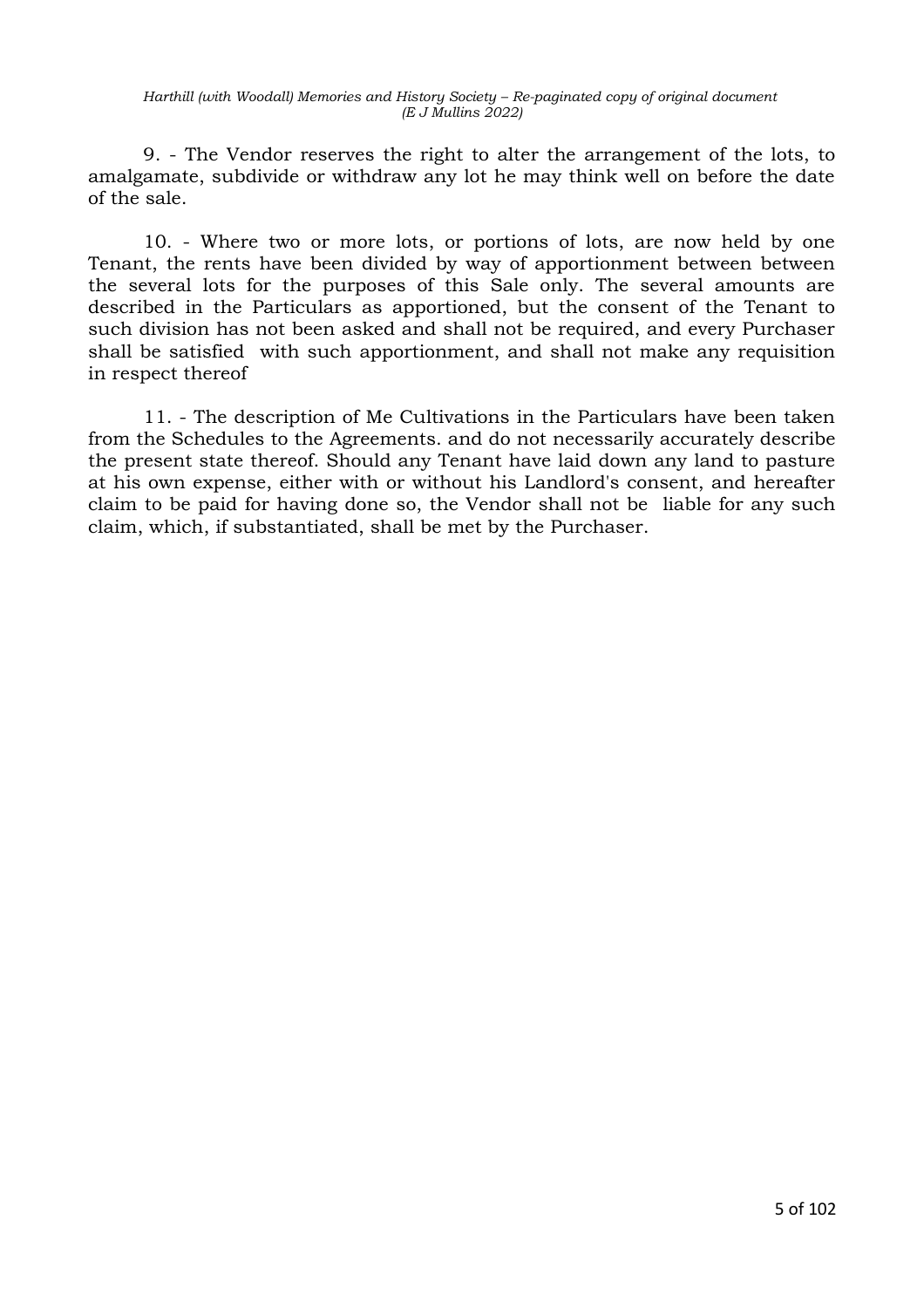9. - The Vendor reserves the right to alter the arrangement of the lots, to amalgamate, subdivide or withdraw any lot he may think well on before the date of the sale.

10. - Where two or more lots, or portions of lots, are now held by one Tenant, the rents have been divided by way of apportionment between between the several lots for the purposes of this Sale only. The several amounts are described in the Particulars as apportioned, but the consent of the Tenant to such division has not been asked and shall not be required, and every Purchaser shall be satisfied with such apportionment, and shall not make any requisition in respect thereof

11. - The description of Me Cultivations in the Particulars have been taken from the Schedules to the Agreements. and do not necessarily accurately describe the present state thereof. Should any Tenant have laid down any land to pasture at his own expense, either with or without his Landlord's consent, and hereafter claim to be paid for having done so, the Vendor shall not be liable for any such claim, which, if substantiated, shall be met by the Purchaser.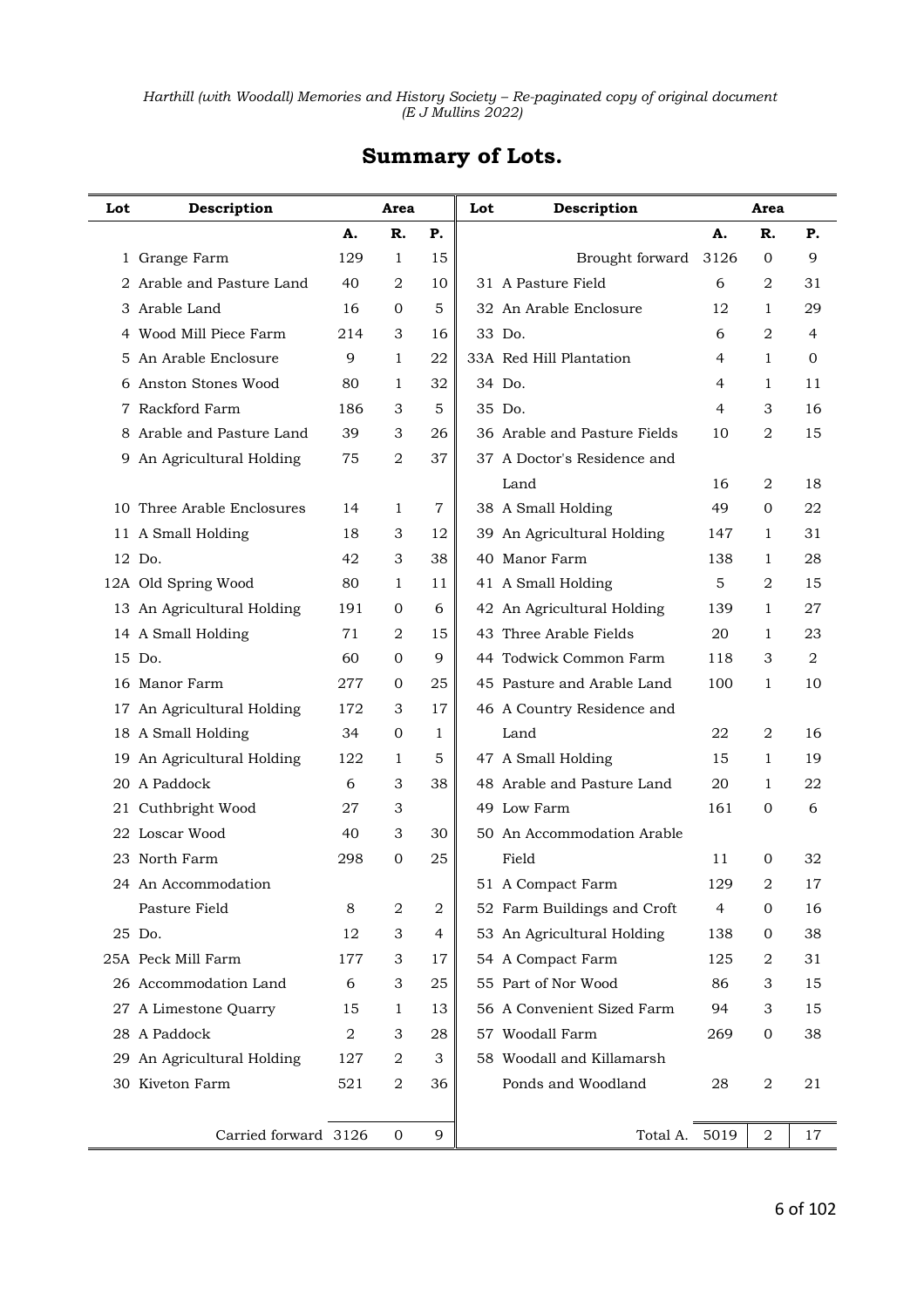## Summary of Lots.

| Lot | Description | Area | | | Lot | Description | Area | | |
|---|---|---|---|---|---|---|---|---|---|
| | | A. | R. | P. | | | A. | R. | P. |
| 1 | Grange Farm | 129 | 1 | 15 | | Brought forward | 3126 | 0 | 9 |
| 2 | Arable and Pasture Land | 40 | 2 | 10 | 31 | A Pasture Field | 6 | 2 | 31 |
| 3 | Arable Land | 16 | 0 | 5 | 32 | An Arable Enclosure | 12 | 1 | 29 |
| 4 | Wood Mill Piece Farm | 214 | 3 | 16 | 33 | Do. | 6 | 2 | 4 |
| 5 | An Arable Enclosure | 9 | 1 | 22 | 33A | Red Hill Plantation | 4 | 1 | 0 |
| 6 | Anston Stones Wood | 80 | 1 | 32 | 34 | Do. | 4 | 1 | 11 |
| 7 | Rackford Farm | 186 | 3 | 5 | 35 | Do. | 4 | 3 | 16 |
| 8 | Arable and Pasture Land | 39 | 3 | 26 | 36 | Arable and Pasture Fields | 10 | 2 | 15 |
| 9 | An Agricultural Holding | 75 | 2 | 37 | 37 | A Doctor's Residence and Land | 16 | 2 | 18 |
| 10 | Three Arable Enclosures | 14 | 1 | 7 | 38 | A Small Holding | 49 | 0 | 22 |
| 11 | A Small Holding | 18 | 3 | 12 | 39 | An Agricultural Holding | 147 | 1 | 31 |
| 12 | Do. | 42 | 3 | 38 | 40 | Manor Farm | 138 | 1 | 28 |
| 12A | Old Spring Wood | 80 | 1 | 11 | 41 | A Small Holding | 5 | 2 | 15 |
| 13 | An Agricultural Holding | 191 | 0 | 6 | 42 | An Agricultural Holding | 139 | 1 | 27 |
| 14 | A Small Holding | 71 | 2 | 15 | 43 | Three Arable Fields | 20 | 1 | 23 |
| 15 | Do. | 60 | 0 | 9 | 44 | Todwick Common Farm | 118 | 3 | 2 |
| 16 | Manor Farm | 277 | 0 | 25 | 45 | Pasture and Arable Land | 100 | 1 | 10 |
| 17 | An Agricultural Holding | 172 | 3 | 17 | 46 | A Country Residence and Land | 22 | 2 | 16 |
| 18 | A Small Holding | 34 | 0 | 1 | 47 | A Small Holding | 15 | 1 | 19 |
| 19 | An Agricultural Holding | 122 | 1 | 5 | 48 | Arable and Pasture Land | 20 | 1 | 22 |
| 20 | A Paddock | 6 | 3 | 38 | 49 | Low Farm | 161 | 0 | 6 |
| 21 | Cuthbright Wood | 27 | 3 | | 50 | An Accommodation Arable Field | 11 | 0 | 32 |
| 22 | Loscar Wood | 40 | 3 | 30 | 51 | A Compact Farm | 129 | 2 | 17 |
| 23 | North Farm | 298 | 0 | 25 | 52 | Farm Buildings and Croft | 4 | 0 | 16 |
| 24 | An Accommodation Pasture Field | 8 | 2 | 2 | 53 | An Agricultural Holding | 138 | 0 | 38 |
| 25 | Do. | 12 | 3 | 4 | 54 | A Compact Farm | 125 | 2 | 31 |
| 25A | Peck Mill Farm | 177 | 3 | 17 | 55 | Part of Nor Wood | 86 | 3 | 15 |
| 26 | Accommodation Land | 6 | 3 | 25 | 56 | A Convenient Sized Farm | 94 | 3 | 15 |
| 27 | A Limestone Quarry | 15 | 1 | 13 | 57 | Woodall Farm | 269 | 0 | 38 |
| 28 | A Paddock | 2 | 3 | 28 | 58 | Woodall and Killamarsh Ponds and Woodland | 28 | 2 | 21 |
| 29 | An Agricultural Holding | 127 | 2 | 3 | | | | | |
| 30 | Kiveton Farm | 521 | 2 | 36 | | | | | |
| | Carried forward | 3126 | 0 | 9 | | Total A. | 5019 | 2 | 17 |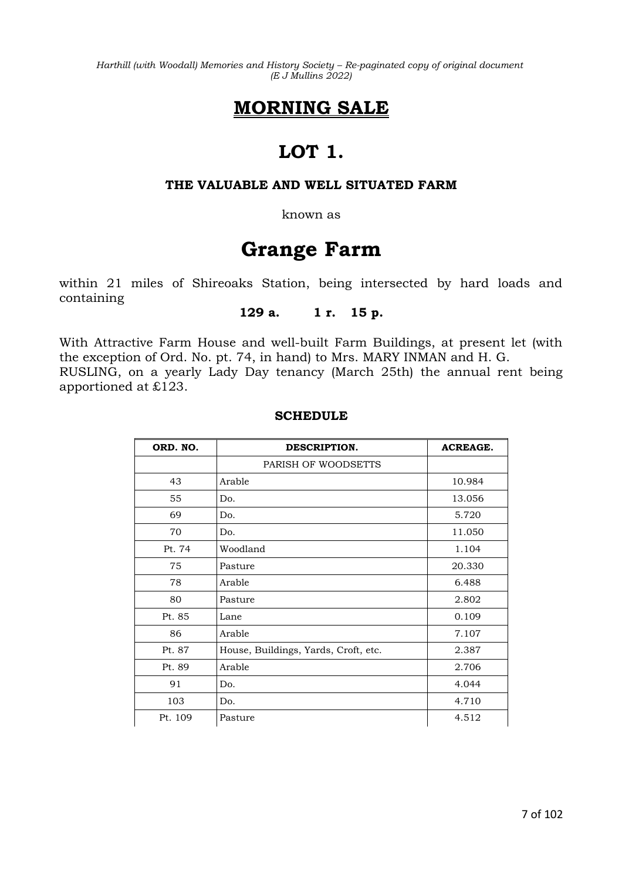# MORNING SALE

# LOT 1.

### THE VALUABLE AND WELL SITUATED FARM

known as

# Grange Farm

within 21 miles of Shireoaks Station, being intersected by hard loads and containing

**129 a. 1 r. 15 p.**

With Attractive Farm House and well-built Farm Buildings, at present let (with the exception of Ord. No. pt. 74, in hand) to Mrs. MARY INMAN and H. G. RUSLING, on a yearly Lady Day tenancy (March 25th) the annual rent being apportioned at £123.

### SCHEDULE

| ORD. NO. | DESCRIPTION. | ACREAGE. |
|---|---|---|
| | PARISH OF WOODSETTS | |
| 43 | Arable | 10.984 |
| 55 | Do. | 13.056 |
| 69 | Do. | 5.720 |
| 70 | Do. | 11.050 |
| Pt. 74 | Woodland | 1.104 |
| 75 | Pasture | 20.330 |
| 78 | Arable | 6.488 |
| 80 | Pasture | 2.802 |
| Pt. 85 | Lane | 0.109 |
| 86 | Arable | 7.107 |
| Pt. 87 | House, Buildings, Yards, Croft, etc. | 2.387 |
| Pt. 89 | Arable | 2.706 |
| 91 | Do. | 4.044 |
| 103 | Do. | 4.710 |
| Pt. 109 | Pasture | 4.512 |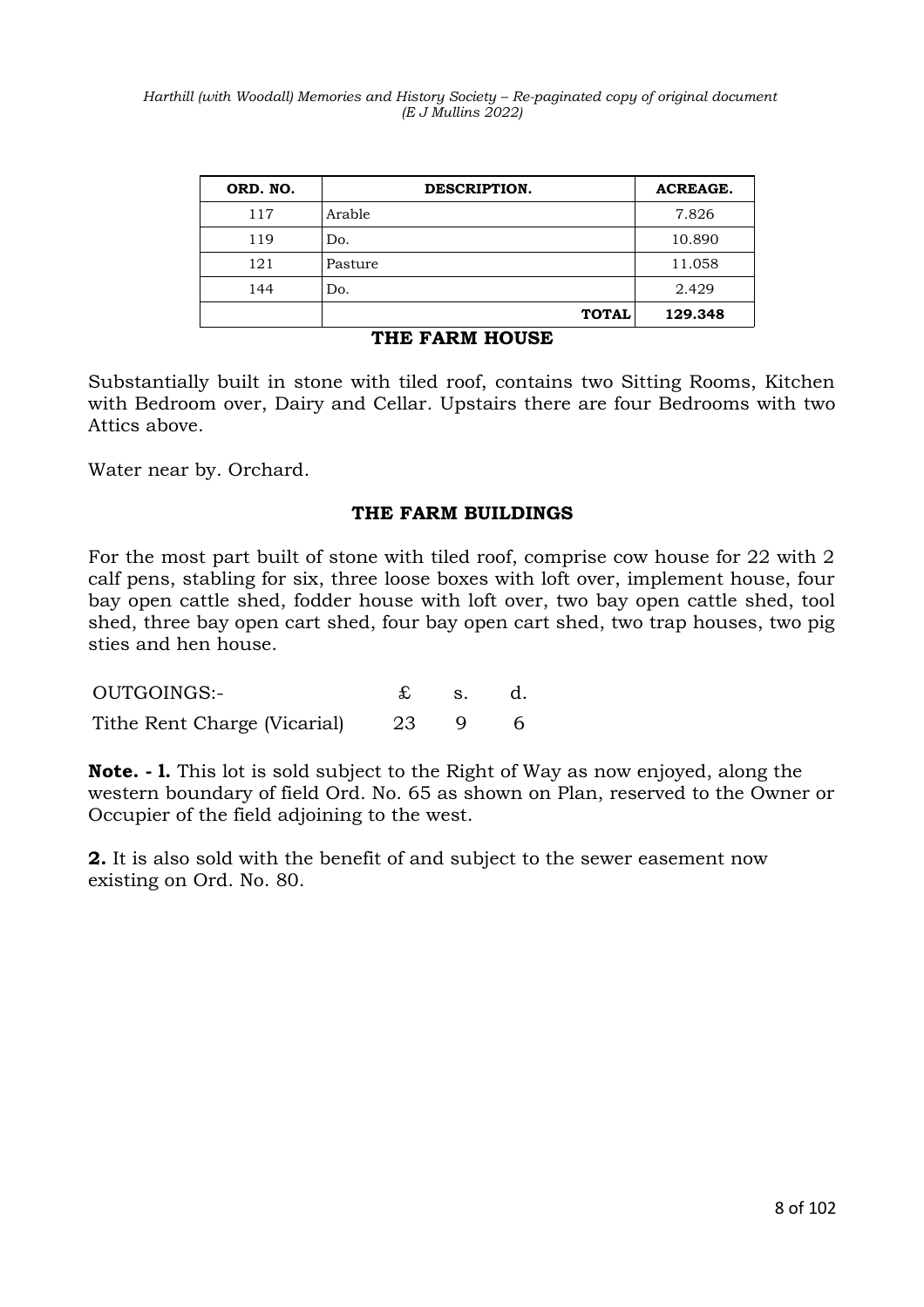| ORD. NO. | DESCRIPTION. | ACREAGE. |
|---|---|---|
| 117 | Arable | 7.826 |
| 119 | Do. | 10.890 |
| 121 | Pasture | 11.058 |
| 144 | Do. | 2.429 |
| | **TOTAL** | **129.348** |

## THE FARM HOUSE

Substantially built in stone with tiled roof, contains two Sitting Rooms, Kitchen with Bedroom over, Dairy and Cellar. Upstairs there are four Bedrooms with two Attics above.

Water near by. Orchard.

## THE FARM BUILDINGS

For the most part built of stone with tiled roof, comprise cow house for 22 with 2 calf pens, stabling for six, three loose boxes with loft over, implement house, four bay open cattle shed, fodder house with loft over, two bay open cattle shed, tool shed, three bay open cart shed, four bay open cart shed, two trap houses, two pig sties and hen house.

| OUTGOINGS:- | £ | s. | d. |
|---|---|---|---|
| Tithe Rent Charge (Vicarial) | 23 | 9 | 6 |

**Note. - l.** This lot is sold subject to the Right of Way as now enjoyed, along the western boundary of field Ord. No. 65 as shown on Plan, reserved to the Owner or Occupier of the field adjoining to the west.

**2.** It is also sold with the benefit of and subject to the sewer easement now existing on Ord. No. 80.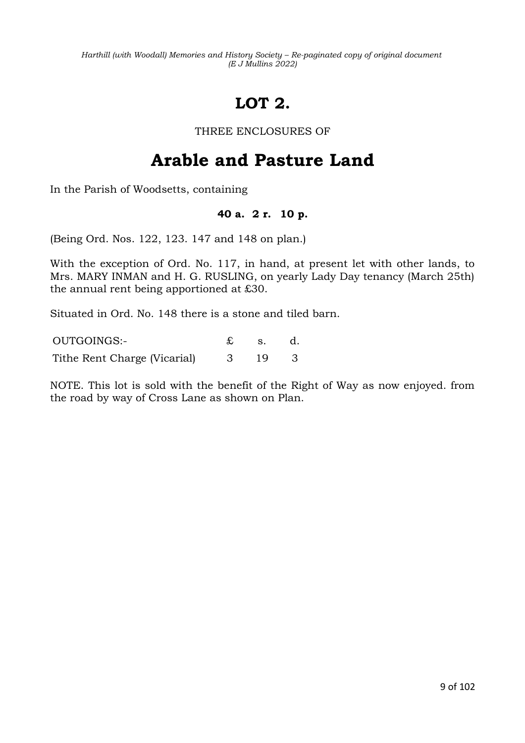# LOT 2.

THREE ENCLOSURES OF

## Arable and Pasture Land

In the Parish of Woodsetts, containing

**40 a. 2 r. 10 p.**

(Being Ord. Nos. 122, 123. 147 and 148 on plan.)

With the exception of Ord. No. 117, in hand, at present let with other lands, to Mrs. MARY INMAN and H. G. RUSLING, on yearly Lady Day tenancy (March 25th) the annual rent being apportioned at £30.

Situated in Ord. No. 148 there is a stone and tiled barn.

| OUTGOINGS:- | £ | s. | d. |
|---|---|---|---|
| Tithe Rent Charge (Vicarial) | 3 | 19 | 3 |

NOTE. This lot is sold with the benefit of the Right of Way as now enjoyed. from the road by way of Cross Lane as shown on Plan.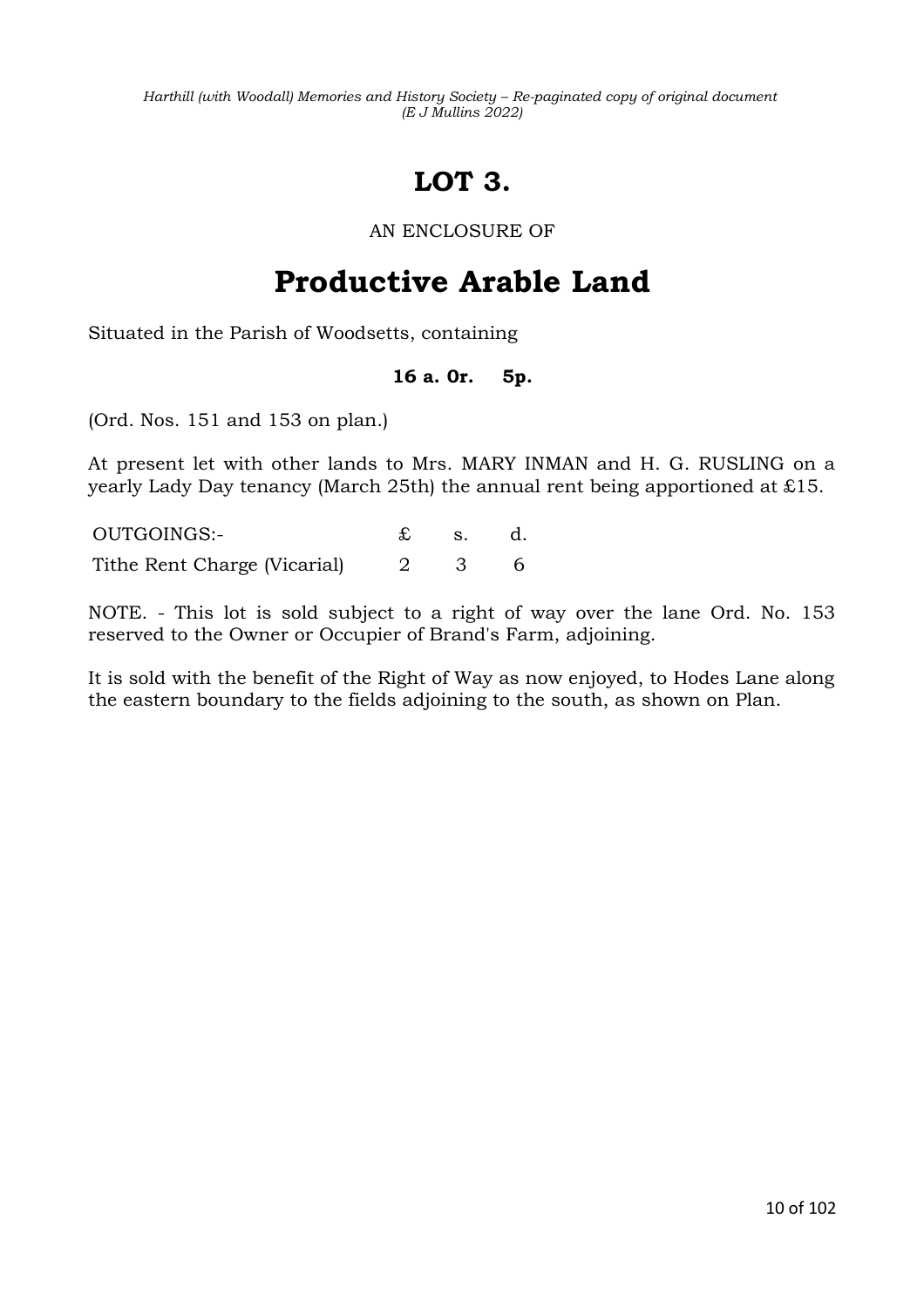# LOT 3.

AN ENCLOSURE OF

# Productive Arable Land

Situated in the Parish of Woodsetts, containing

**16 a. 0r. 5p.**

(Ord. Nos. 151 and 153 on plan.)

At present let with other lands to Mrs. MARY INMAN and H. G. RUSLING on a yearly Lady Day tenancy (March 25th) the annual rent being apportioned at £15.

| OUTGOINGS:- | £ | s. | d. |
|---|---|---|---|
| Tithe Rent Charge (Vicarial) | 2 | 3 | 6 |

NOTE. - This lot is sold subject to a right of way over the lane Ord. No. 153 reserved to the Owner or Occupier of Brand's Farm, adjoining.

It is sold with the benefit of the Right of Way as now enjoyed, to Hodes Lane along the eastern boundary to the fields adjoining to the south, as shown on Plan.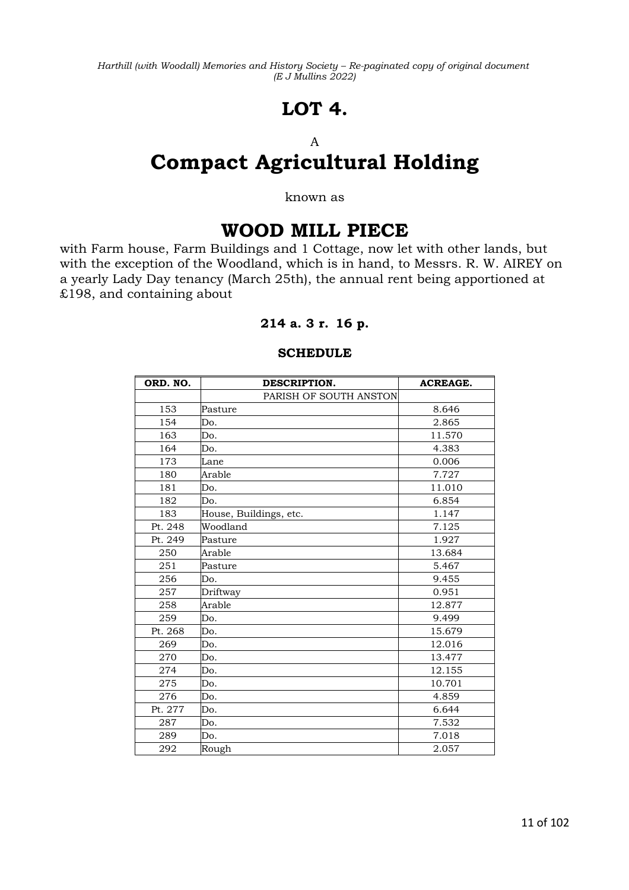# LOT 4.

A

# Compact Agricultural Holding

known as

## WOOD MILL PIECE

with Farm house, Farm Buildings and 1 Cottage, now let with other lands, but with the exception of the Woodland, which is in hand, to Messrs. R. W. AIREY on a yearly Lady Day tenancy (March 25th), the annual rent being apportioned at £198, and containing about

**214 a. 3 r. 16 p.**

**SCHEDULE**

| ORD. NO. | DESCRIPTION. | ACREAGE. |
|---|---|---|
| | PARISH OF SOUTH ANSTON | |
| 153 | Pasture | 8.646 |
| 154 | Do. | 2.865 |
| 163 | Do. | 11.570 |
| 164 | Do. | 4.383 |
| 173 | Lane | 0.006 |
| 180 | Arable | 7.727 |
| 181 | Do. | 11.010 |
| 182 | Do. | 6.854 |
| 183 | House, Buildings, etc. | 1.147 |
| Pt. 248 | Woodland | 7.125 |
| Pt. 249 | Pasture | 1.927 |
| 250 | Arable | 13.684 |
| 251 | Pasture | 5.467 |
| 256 | Do. | 9.455 |
| 257 | Driftway | 0.951 |
| 258 | Arable | 12.877 |
| 259 | Do. | 9.499 |
| Pt. 268 | Do. | 15.679 |
| 269 | Do. | 12.016 |
| 270 | Do. | 13.477 |
| 274 | Do. | 12.155 |
| 275 | Do. | 10.701 |
| 276 | Do. | 4.859 |
| Pt. 277 | Do. | 6.644 |
| 287 | Do. | 7.532 |
| 289 | Do. | 7.018 |
| 292 | Rough | 2.057 |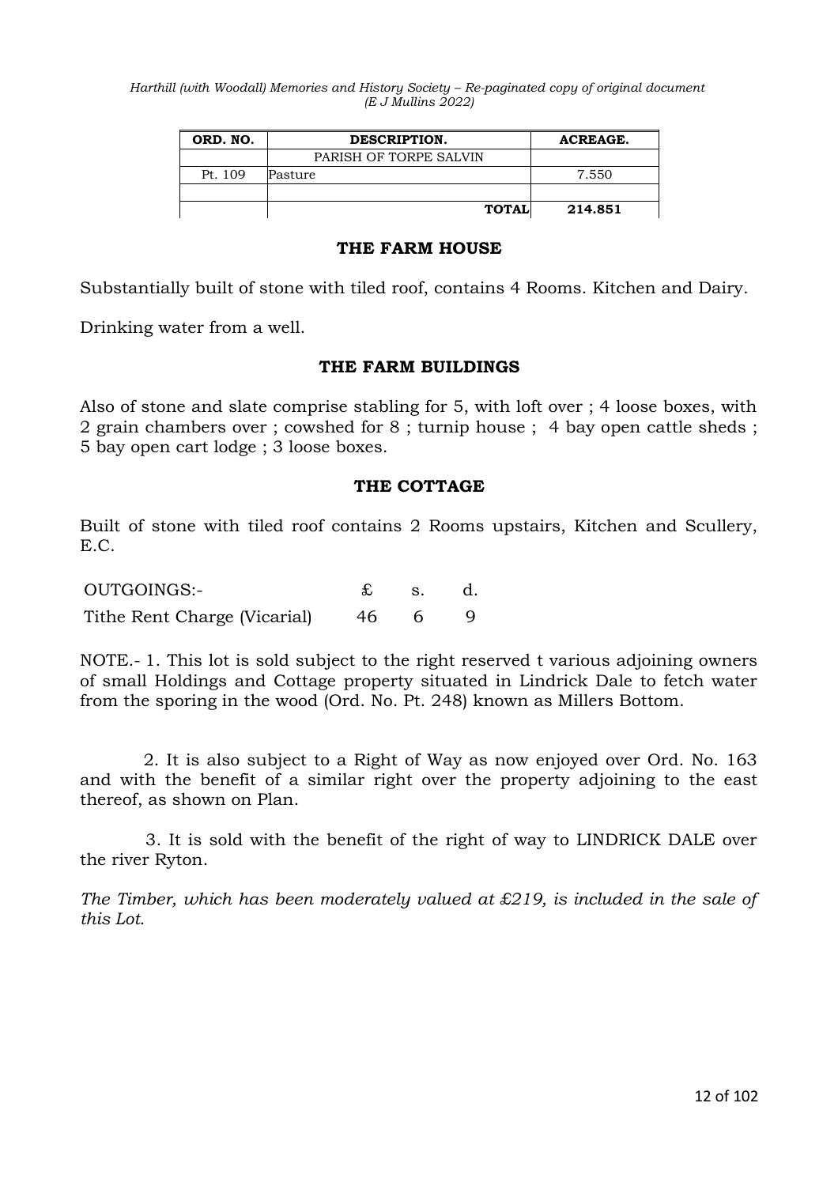| ORD. NO. | DESCRIPTION. | ACREAGE. |
|---|---|---|
| | PARISH OF TORPE SALVIN | |
| Pt. 109 | Pasture | 7.550 |
| | | |
| | **TOTAL** | **214.851** |

### THE FARM HOUSE

Substantially built of stone with tiled roof, contains 4 Rooms. Kitchen and Dairy.

Drinking water from a well.

### THE FARM BUILDINGS

Also of stone and slate comprise stabling for 5, with loft over ; 4 loose boxes, with 2 grain chambers over ; cowshed for 8 ; turnip house ; 4 bay open cattle sheds ; 5 bay open cart lodge ; 3 loose boxes.

### THE COTTAGE

Built of stone with tiled roof contains 2 Rooms upstairs, Kitchen and Scullery, E.C.

| OUTGOINGS:- | £ | s. | d. |
|---|---|---|---|
| Tithe Rent Charge (Vicarial) | 46 | 6 | 9 |

NOTE.- 1. This lot is sold subject to the right reserved t various adjoining owners of small Holdings and Cottage property situated in Lindrick Dale to fetch water from the sporing in the wood (Ord. No. Pt. 248) known as Millers Bottom.

2. It is also subject to a Right of Way as now enjoyed over Ord. No. 163 and with the benefit of a similar right over the property adjoining to the east thereof, as shown on Plan.

3. It is sold with the benefit of the right of way to LINDRICK DALE over the river Ryton.

*The Timber, which has been moderately valued at £219, is included in the sale of this Lot.*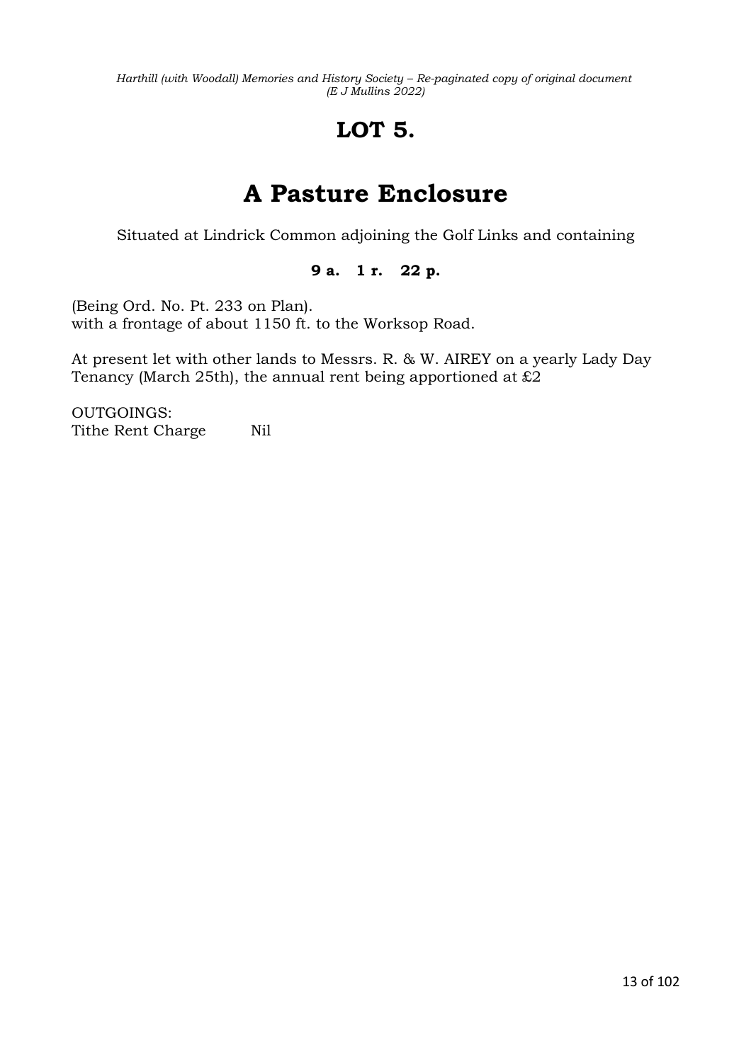# LOT 5.

# A Pasture Enclosure

Situated at Lindrick Common adjoining the Golf Links and containing

**9 a. 1 r. 22 p.**

(Being Ord. No. Pt. 233 on Plan).
with a frontage of about 1150 ft. to the Worksop Road.

At present let with other lands to Messrs. R. & W. AIREY on a yearly Lady Day Tenancy (March 25th), the annual rent being apportioned at £2

OUTGOINGS:
Tithe Rent Charge Nil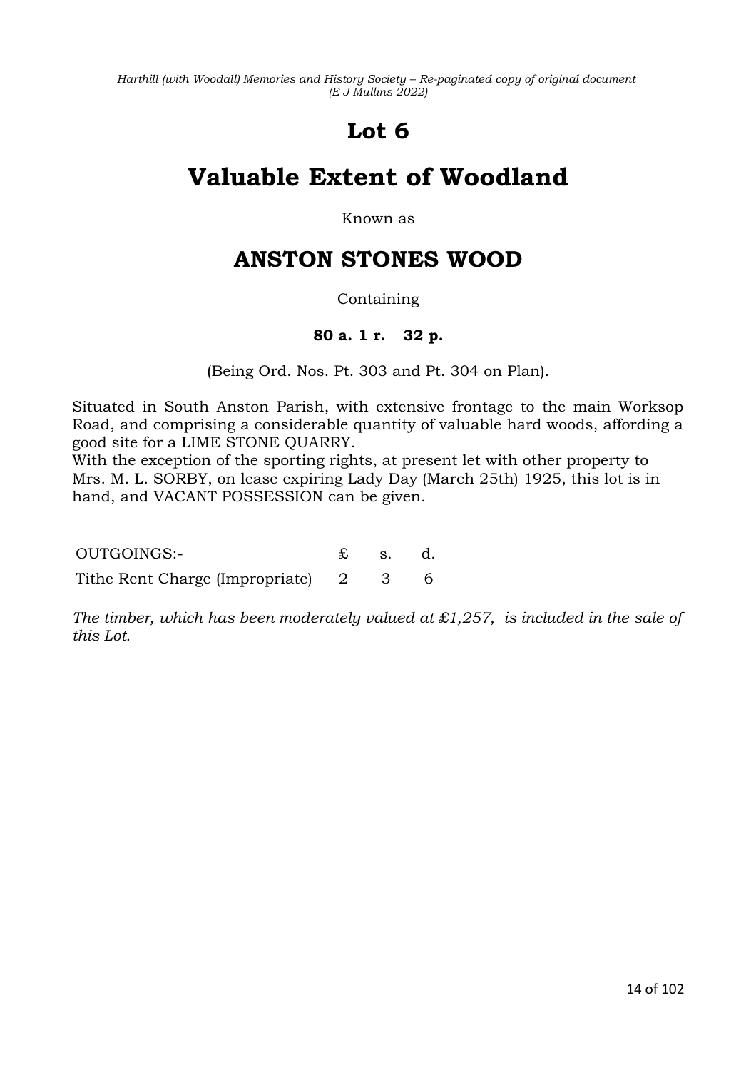# Lot 6

# Valuable Extent of Woodland

Known as

## ANSTON STONES WOOD

Containing

**80 a. 1 r. 32 p.**

(Being Ord. Nos. Pt. 303 and Pt. 304 on Plan).

Situated in South Anston Parish, with extensive frontage to the main Worksop Road, and comprising a considerable quantity of valuable hard woods, affording a good site for a LIME STONE QUARRY.
With the exception of the sporting rights, at present let with other property to Mrs. M. L. SORBY, on lease expiring Lady Day (March 25th) 1925, this lot is in hand, and VACANT POSSESSION can be given.

| OUTGOINGS:- | £ | s. | d. |
|---|---|---|---|
| Tithe Rent Charge (Impropriate) | 2 | 3 | 6 |

*The timber, which has been moderately valued at £1,257, is included in the sale of this Lot.*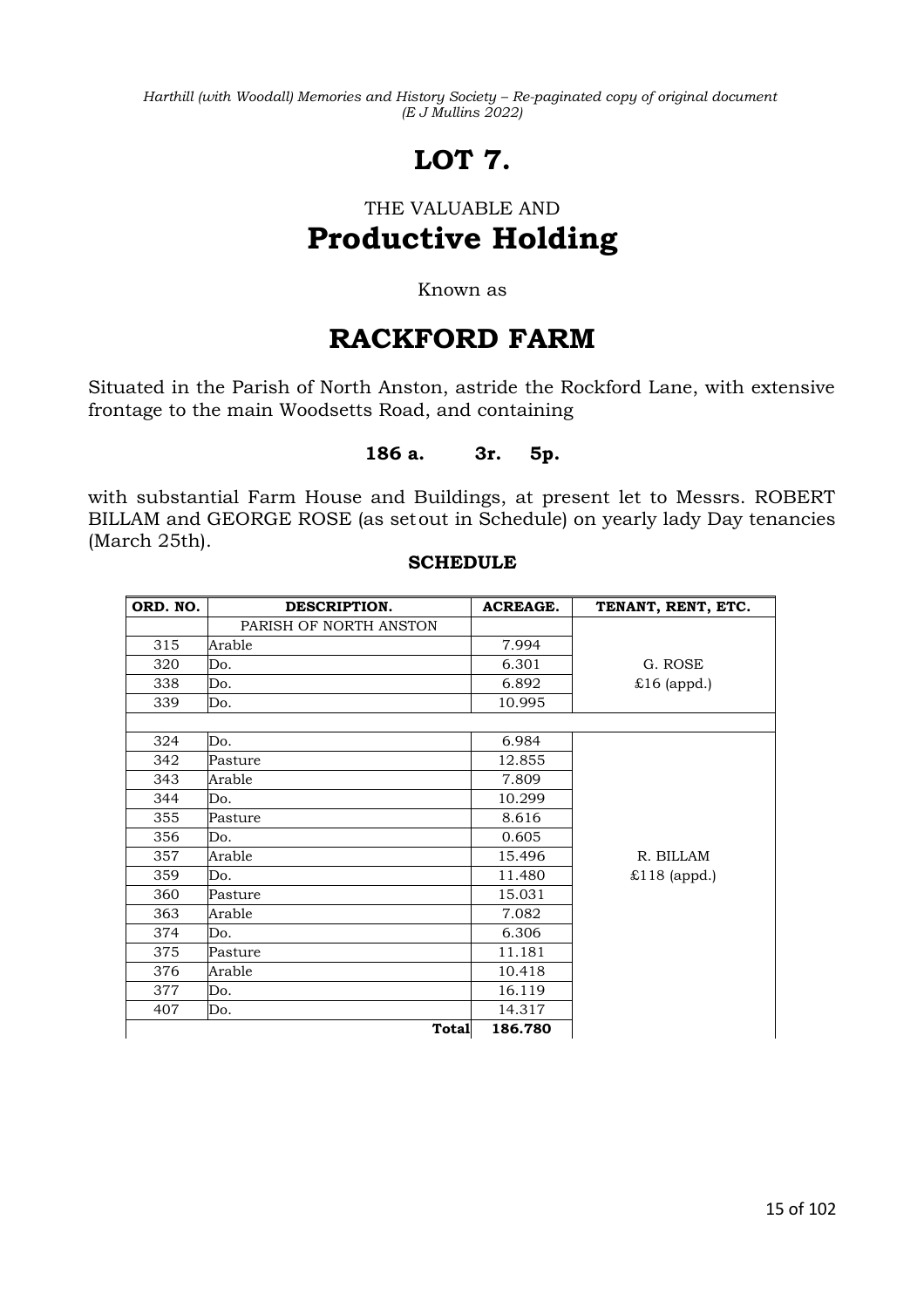# LOT 7.

THE VALUABLE AND

## Productive Holding

Known as

# RACKFORD FARM

Situated in the Parish of North Anston, astride the Rockford Lane, with extensive frontage to the main Woodsetts Road, and containing

**186 a. 3r. 5p.**

with substantial Farm House and Buildings, at present let to Messrs. ROBERT BILLAM and GEORGE ROSE (as setout in Schedule) on yearly lady Day tenancies (March 25th).

**SCHEDULE**

| ORD. NO. | DESCRIPTION. | ACREAGE. | TENANT, RENT, ETC. |
|---|---|---|---|
| | PARISH OF NORTH ANSTON | | |
| 315 | Arable | 7.994 | |
| 320 | Do. | 6.301 | G. ROSE |
| 338 | Do. | 6.892 | £16 (appd.) |
| 339 | Do. | 10.995 | |
| | | | |
| 324 | Do. | 6.984 | |
| 342 | Pasture | 12.855 | |
| 343 | Arable | 7.809 | |
| 344 | Do. | 10.299 | |
| 355 | Pasture | 8.616 | |
| 356 | Do. | 0.605 | |
| 357 | Arable | 15.496 | R. BILLAM |
| 359 | Do. | 11.480 | £118 (appd.) |
| 360 | Pasture | 15.031 | |
| 363 | Arable | 7.082 | |
| 374 | Do. | 6.306 | |
| 375 | Pasture | 11.181 | |
| 376 | Arable | 10.418 | |
| 377 | Do. | 16.119 | |
| 407 | Do. | 14.317 | |
| | **Total** | **186.780** | |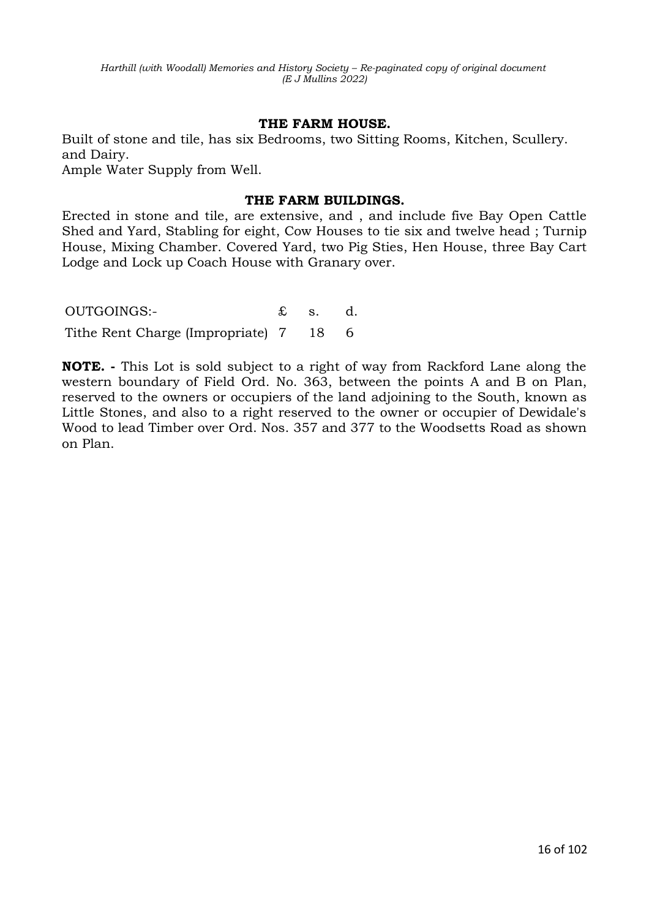### THE FARM HOUSE.

Built of stone and tile, has six Bedrooms, two Sitting Rooms, Kitchen, Scullery. and Dairy.
Ample Water Supply from Well.

### THE FARM BUILDINGS.

Erected in stone and tile, are extensive, and , and include five Bay Open Cattle Shed and Yard, Stabling for eight, Cow Houses to tie six and twelve head ; Turnip House, Mixing Chamber. Covered Yard, two Pig Sties, Hen House, three Bay Cart Lodge and Lock up Coach House with Granary over.

| OUTGOINGS:- | £ | s. | d. |
|---|---|---|---|
| Tithe Rent Charge (Impropriate) | 7 | 18 | 6 |

**NOTE. -** This Lot is sold subject to a right of way from Rackford Lane along the western boundary of Field Ord. No. 363, between the points A and B on Plan, reserved to the owners or occupiers of the land adjoining to the South, known as Little Stones, and also to a right reserved to the owner or occupier of Dewidale's Wood to lead Timber over Ord. Nos. 357 and 377 to the Woodsetts Road as shown on Plan.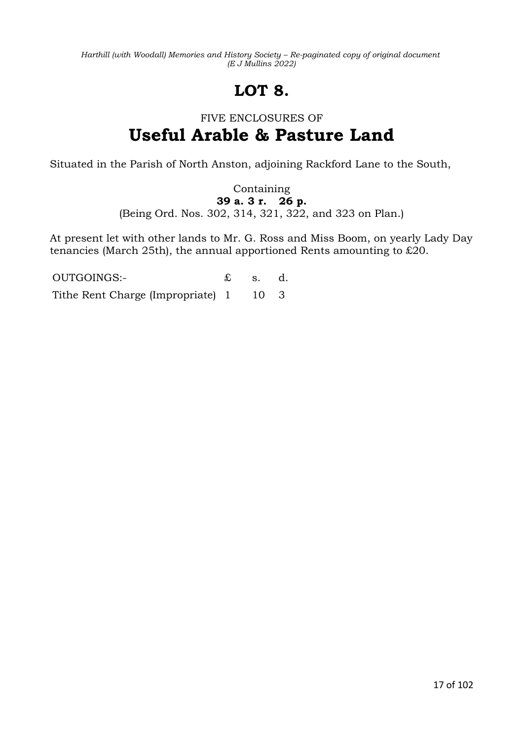# LOT 8.

FIVE ENCLOSURES OF

## Useful Arable & Pasture Land

Situated in the Parish of North Anston, adjoining Rackford Lane to the South,

Containing
**39 a. 3 r. 26 p.**
(Being Ord. Nos. 302, 314, 321, 322, and 323 on Plan.)

At present let with other lands to Mr. G. Ross and Miss Boom, on yearly Lady Day tenancies (March 25th), the annual apportioned Rents amounting to £20.

| OUTGOINGS:- | £ | s. | d. |
|---|---|---|---|
| Tithe Rent Charge (Impropriate) | 1 | 10 | 3 |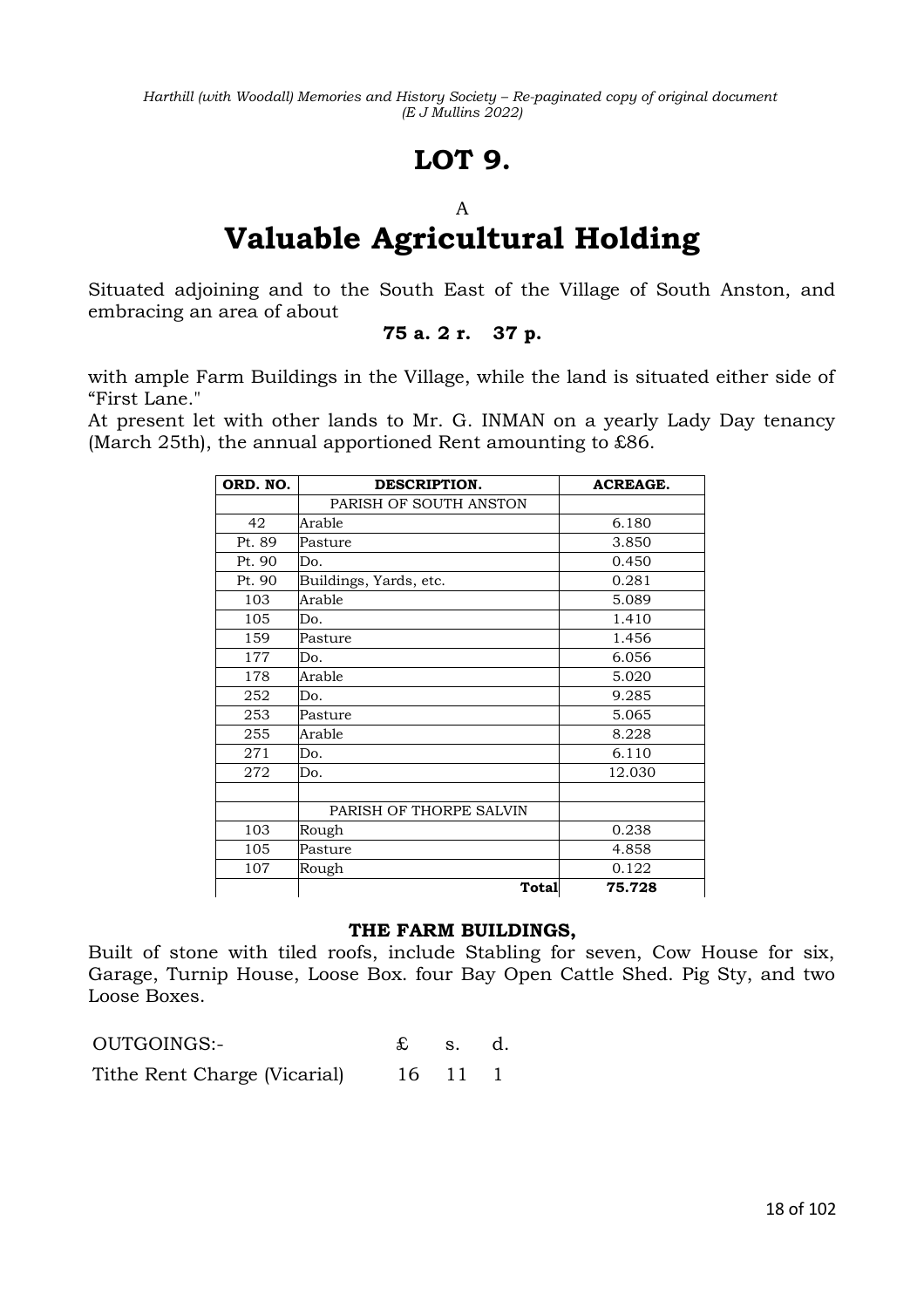# LOT 9.

A

# Valuable Agricultural Holding

Situated adjoining and to the South East of the Village of South Anston, and embracing an area of about

**75 a. 2 r. 37 p.**

with ample Farm Buildings in the Village, while the land is situated either side of “First Lane."

At present let with other lands to Mr. G. INMAN on a yearly Lady Day tenancy (March 25th), the annual apportioned Rent amounting to £86.

| ORD. NO. | DESCRIPTION. | ACREAGE. |
|---|---|---|
| | PARISH OF SOUTH ANSTON | |
| 42 | Arable | 6.180 |
| Pt. 89 | Pasture | 3.850 |
| Pt. 90 | Do. | 0.450 |
| Pt. 90 | Buildings, Yards, etc. | 0.281 |
| 103 | Arable | 5.089 |
| 105 | Do. | 1.410 |
| 159 | Pasture | 1.456 |
| 177 | Do. | 6.056 |
| 178 | Arable | 5.020 |
| 252 | Do. | 9.285 |
| 253 | Pasture | 5.065 |
| 255 | Arable | 8.228 |
| 271 | Do. | 6.110 |
| 272 | Do. | 12.030 |
| | | |
| | PARISH OF THORPE SALVIN | |
| 103 | Rough | 0.238 |
| 105 | Pasture | 4.858 |
| 107 | Rough | 0.122 |
| | **Total** | **75.728** |

**THE FARM BUILDINGS,**

Built of stone with tiled roofs, include Stabling for seven, Cow House for six, Garage, Turnip House, Loose Box. four Bay Open Cattle Shed. Pig Sty, and two Loose Boxes.

| OUTGOINGS:- | £ | s. | d. |
|---|---|---|---|
| Tithe Rent Charge (Vicarial) | 16 | 11 | 1 |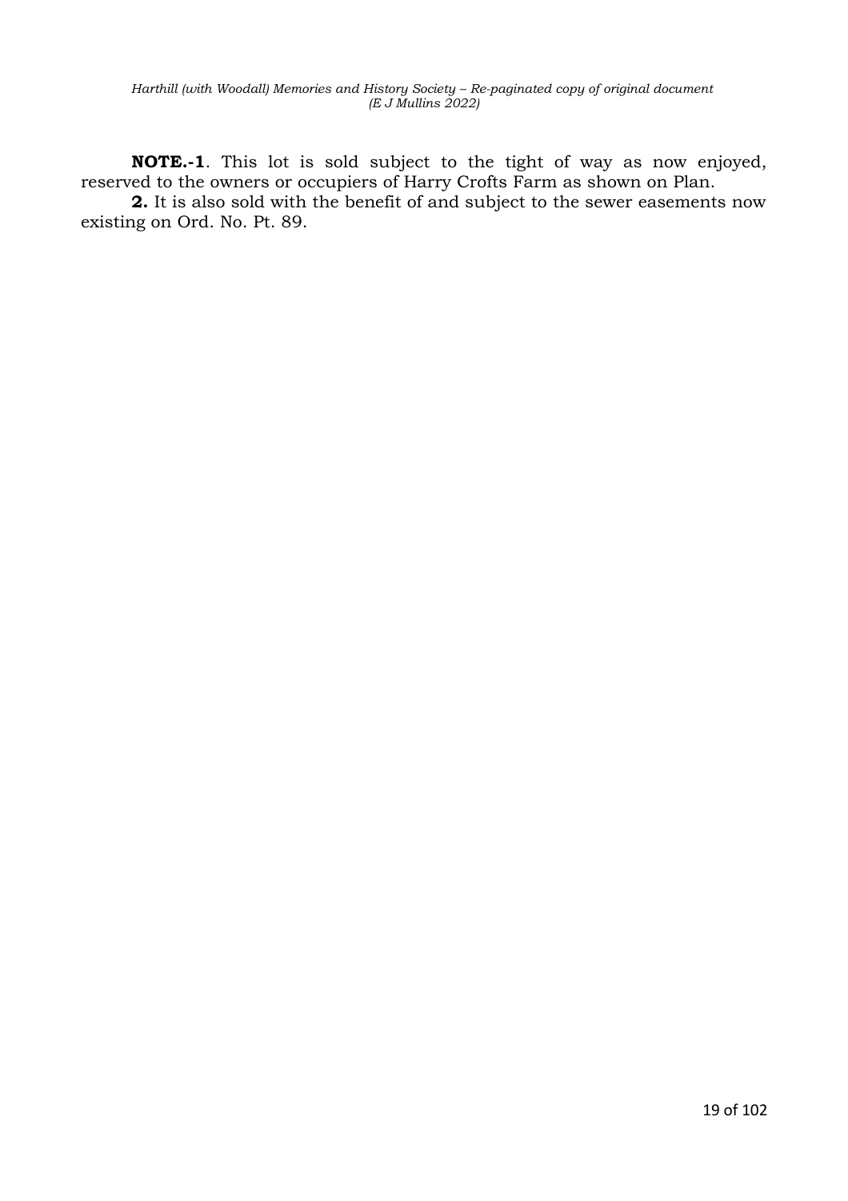**NOTE.-1**. This lot is sold subject to the tight of way as now enjoyed, reserved to the owners or occupiers of Harry Crofts Farm as shown on Plan.

**2.** It is also sold with the benefit of and subject to the sewer easements now existing on Ord. No. Pt. 89.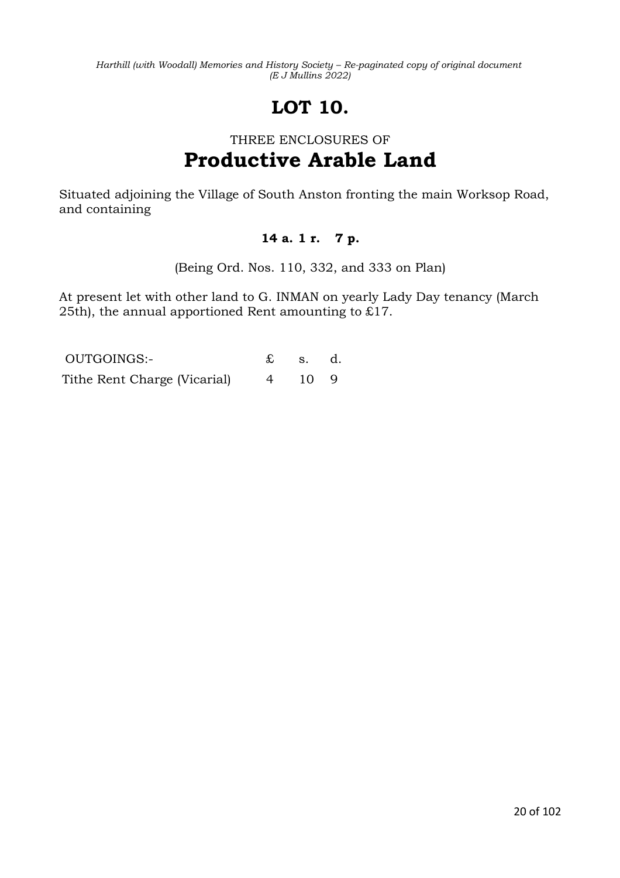# LOT 10.

## THREE ENCLOSURES OF

# Productive Arable Land

Situated adjoining the Village of South Anston fronting the main Worksop Road, and containing

**14 a. 1 r. 7 p.**

(Being Ord. Nos. 110, 332, and 333 on Plan)

At present let with other land to G. INMAN on yearly Lady Day tenancy (March 25th), the annual apportioned Rent amounting to £17.

| OUTGOINGS:- | £ | s. | d. |
|---|---|---|---|
| Tithe Rent Charge (Vicarial) | 4 | 10 | 9 |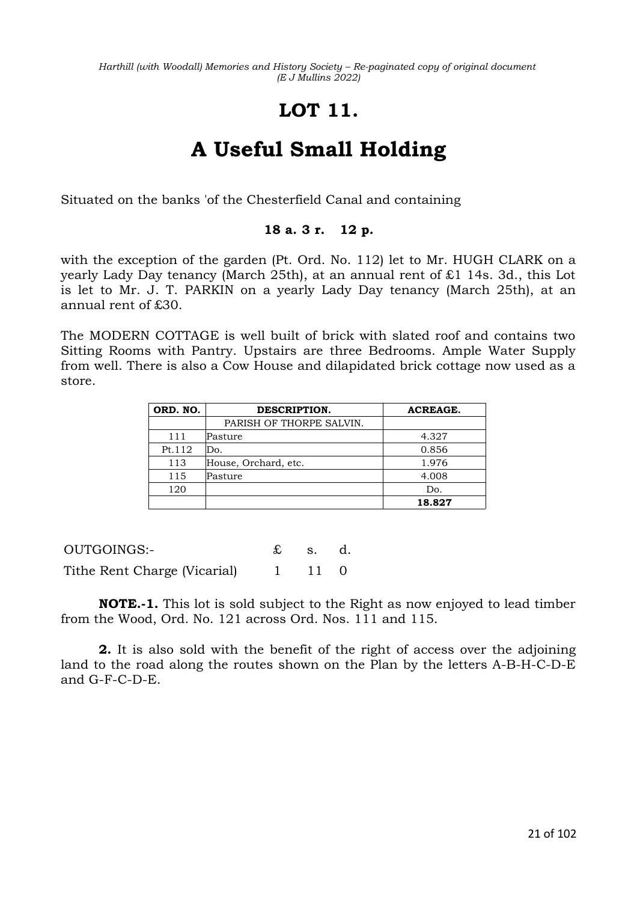# LOT 11.

# A Useful Small Holding

Situated on the banks 'of the Chesterfield Canal and containing

**18 a. 3 r. 12 p.**

with the exception of the garden (Pt. Ord. No. 112) let to Mr. HUGH CLARK on a yearly Lady Day tenancy (March 25th), at an annual rent of £1 14s. 3d., this Lot is let to Mr. J. T. PARKIN on a yearly Lady Day tenancy (March 25th), at an annual rent of £30.

The MODERN COTTAGE is well built of brick with slated roof and contains two Sitting Rooms with Pantry. Upstairs are three Bedrooms. Ample Water Supply from well. There is also a Cow House and dilapidated brick cottage now used as a store.

| ORD. NO. | DESCRIPTION. | ACREAGE. |
|---|---|---|
| | PARISH OF THORPE SALVIN. | |
| 111 | Pasture | 4.327 |
| Pt.112 | Do. | 0.856 |
| 113 | House, Orchard, etc. | 1.976 |
| 115 | Pasture | 4.008 |
| 120 | | Do. |
| | | **18.827** |

| OUTGOINGS:- | £ | s. | d. |
|---|---|---|---|
| Tithe Rent Charge (Vicarial) | 1 | 11 | 0 |

**NOTE.-1.** This lot is sold subject to the Right as now enjoyed to lead timber from the Wood, Ord. No. 121 across Ord. Nos. 111 and 115.

**2.** It is also sold with the benefit of the right of access over the adjoining land to the road along the routes shown on the Plan by the letters A-B-H-C-D-E and G-F-C-D-E.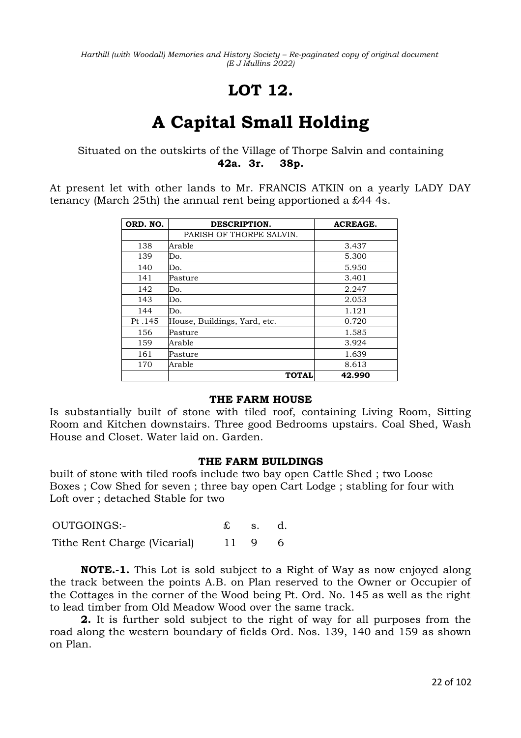# LOT 12.

# A Capital Small Holding

Situated on the outskirts of the Village of Thorpe Salvin and containing
**42a. 3r. 38p.**

At present let with other lands to Mr. FRANCIS ATKIN on a yearly LADY DAY tenancy (March 25th) the annual rent being apportioned a £44 4s.

| ORD. NO. | DESCRIPTION. | ACREAGE. |
|---|---|---|
| | PARISH OF THORPE SALVIN. | |
| 138 | Arable | 3.437 |
| 139 | Do. | 5.300 |
| 140 | Do. | 5.950 |
| 141 | Pasture | 3.401 |
| 142 | Do. | 2.247 |
| 143 | Do. | 2.053 |
| 144 | Do. | 1.121 |
| Pt .145 | House, Buildings, Yard, etc. | 0.720 |
| 156 | Pasture | 1.585 |
| 159 | Arable | 3.924 |
| 161 | Pasture | 1.639 |
| 170 | Arable | 8.613 |
| | **TOTAL** | **42.990** |

**THE FARM HOUSE**

Is substantially built of stone with tiled roof, containing Living Room, Sitting Room and Kitchen downstairs. Three good Bedrooms upstairs. Coal Shed, Wash House and Closet. Water laid on. Garden.

**THE FARM BUILDINGS**

built of stone with tiled roofs include two bay open Cattle Shed ; two Loose Boxes ; Cow Shed for seven ; three bay open Cart Lodge ; stabling for four with Loft over ; detached Stable for two

| OUTGOINGS:- | £ | s. | d. |
|---|---|---|---|
| Tithe Rent Charge (Vicarial) | 11 | 9 | 6 |

**NOTE.-1.** This Lot is sold subject to a Right of Way as now enjoyed along the track between the points A.B. on Plan reserved to the Owner or Occupier of the Cottages in the corner of the Wood being Pt. Ord. No. 145 as well as the right to lead timber from Old Meadow Wood over the same track.

**2.** It is further sold subject to the right of way for all purposes from the road along the western boundary of fields Ord. Nos. 139, 140 and 159 as shown on Plan.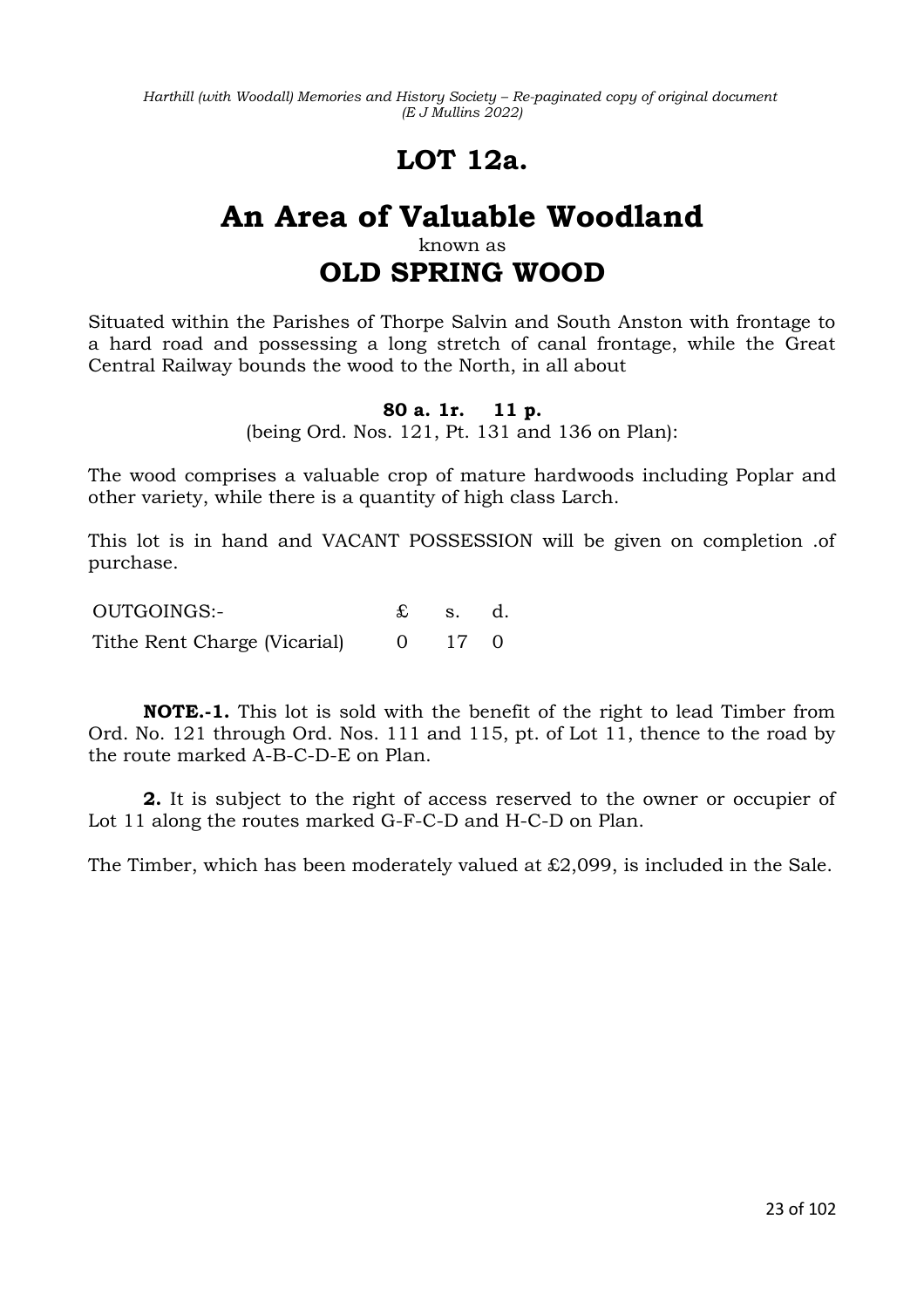# LOT 12a.

# An Area of Valuable Woodland

known as

## OLD SPRING WOOD

Situated within the Parishes of Thorpe Salvin and South Anston with frontage to a hard road and possessing a long stretch of canal frontage, while the Great Central Railway bounds the wood to the North, in all about

**80 a. 1r. 11 p.**

(being Ord. Nos. 121, Pt. 131 and 136 on Plan):

The wood comprises a valuable crop of mature hardwoods including Poplar and other variety, while there is a quantity of high class Larch.

This lot is in hand and VACANT POSSESSION will be given on completion .of purchase.

| OUTGOINGS:- | £ | s. | d. |
|---|---|---|---|
| Tithe Rent Charge (Vicarial) | 0 | 17 | 0 |

**NOTE.-1.** This lot is sold with the benefit of the right to lead Timber from Ord. No. 121 through Ord. Nos. 111 and 115, pt. of Lot 11, thence to the road by the route marked A-B-C-D-E on Plan.

**2.** It is subject to the right of access reserved to the owner or occupier of Lot 11 along the routes marked G-F-C-D and H-C-D on Plan.

The Timber, which has been moderately valued at £2,099, is included in the Sale.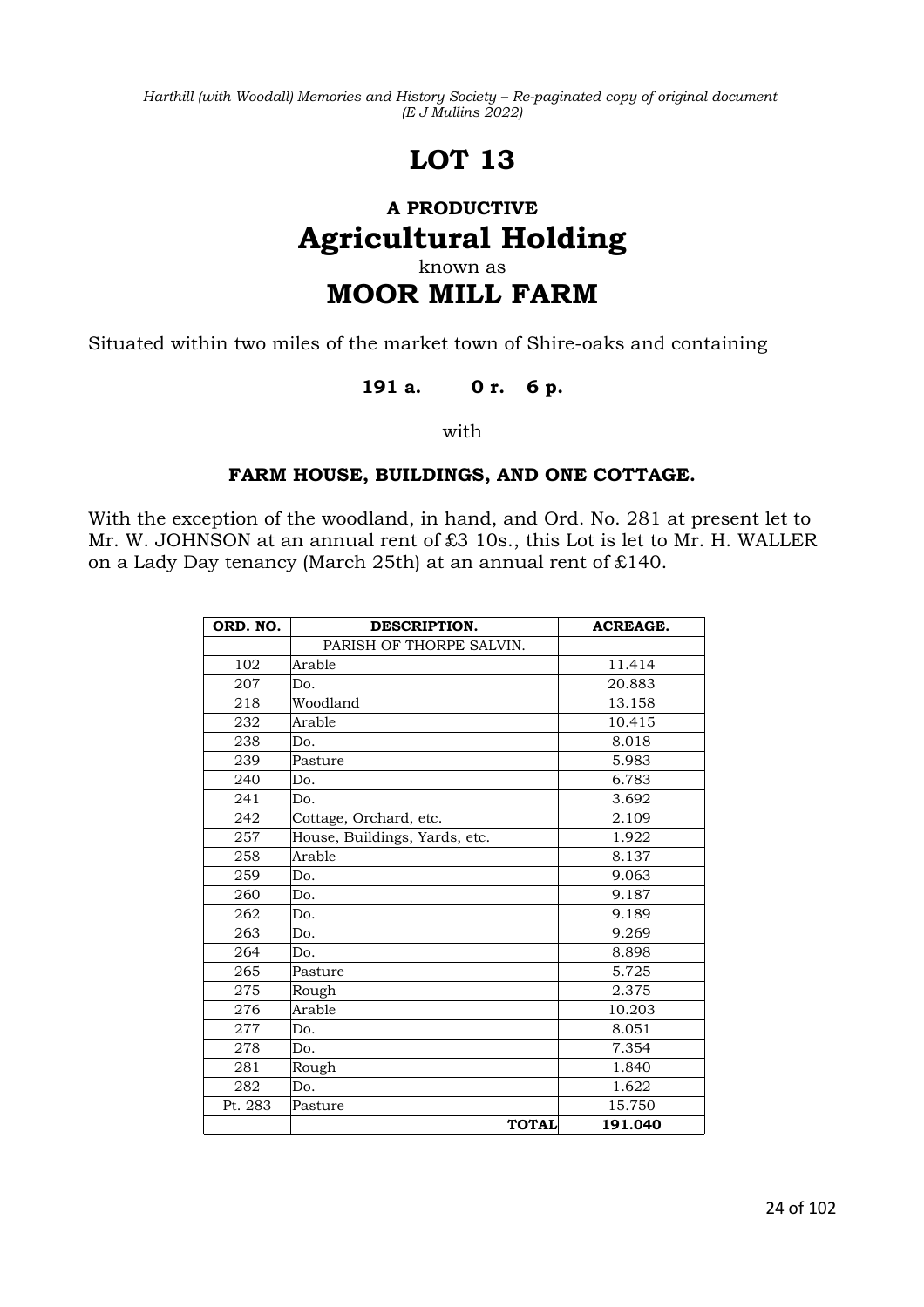# LOT 13

## A PRODUCTIVE

# Agricultural Holding

known as

# MOOR MILL FARM

Situated within two miles of the market town of Shire-oaks and containing

**191 a. 0 r. 6 p.**

with

**FARM HOUSE, BUILDINGS, AND ONE COTTAGE.**

With the exception of the woodland, in hand, and Ord. No. 281 at present let to Mr. W. JOHNSON at an annual rent of £3 10s., this Lot is let to Mr. H. WALLER on a Lady Day tenancy (March 25th) at an annual rent of £140.

| ORD. NO. | DESCRIPTION. | ACREAGE. |
|---|---|---|
| | PARISH OF THORPE SALVIN. | |
| 102 | Arable | 11.414 |
| 207 | Do. | 20.883 |
| 218 | Woodland | 13.158 |
| 232 | Arable | 10.415 |
| 238 | Do. | 8.018 |
| 239 | Pasture | 5.983 |
| 240 | Do. | 6.783 |
| 241 | Do. | 3.692 |
| 242 | Cottage, Orchard, etc. | 2.109 |
| 257 | House, Buildings, Yards, etc. | 1.922 |
| 258 | Arable | 8.137 |
| 259 | Do. | 9.063 |
| 260 | Do. | 9.187 |
| 262 | Do. | 9.189 |
| 263 | Do. | 9.269 |
| 264 | Do. | 8.898 |
| 265 | Pasture | 5.725 |
| 275 | Rough | 2.375 |
| 276 | Arable | 10.203 |
| 277 | Do. | 8.051 |
| 278 | Do. | 7.354 |
| 281 | Rough | 1.840 |
| 282 | Do. | 1.622 |
| Pt. 283 | Pasture | 15.750 |
| | **TOTAL** | **191.040** |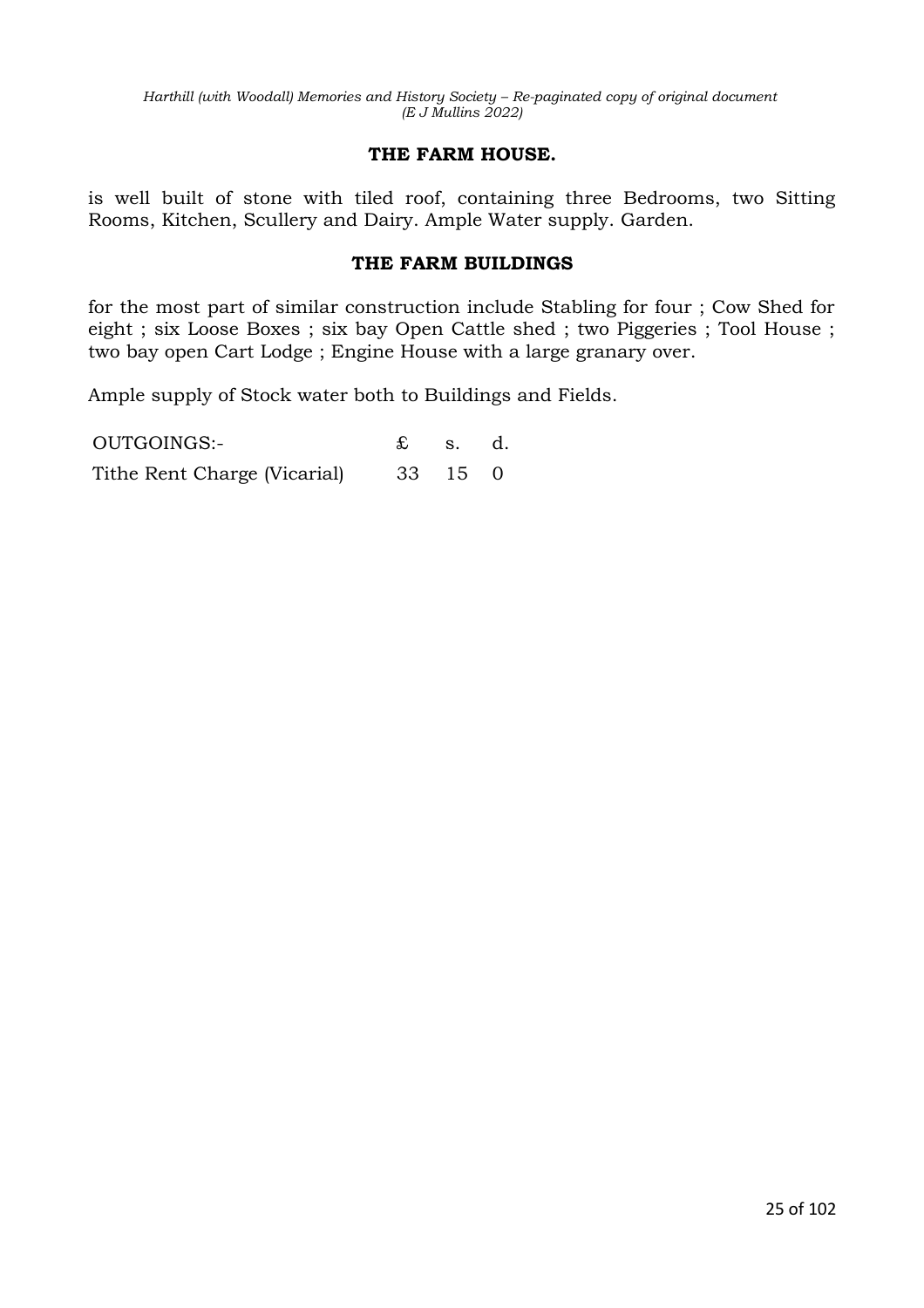### THE FARM HOUSE.

is well built of stone with tiled roof, containing three Bedrooms, two Sitting Rooms, Kitchen, Scullery and Dairy. Ample Water supply. Garden.

### THE FARM BUILDINGS

for the most part of similar construction include Stabling for four ; Cow Shed for eight ; six Loose Boxes ; six bay Open Cattle shed ; two Piggeries ; Tool House ; two bay open Cart Lodge ; Engine House with a large granary over.

Ample supply of Stock water both to Buildings and Fields.

| OUTGOINGS:- | £ | s. | d. |
|---|---|---|---|
| Tithe Rent Charge (Vicarial) | 33 | 15 | 0 |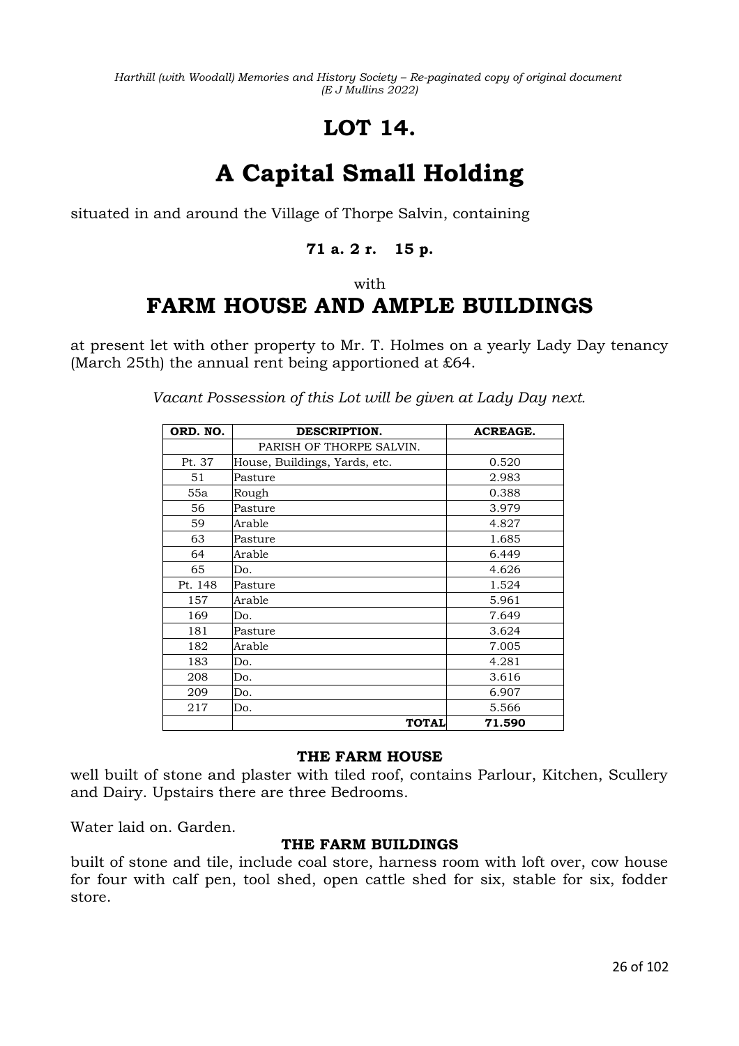# LOT 14.

# A Capital Small Holding

situated in and around the Village of Thorpe Salvin, containing

**71 a. 2 r. 15 p.**

with

## FARM HOUSE AND AMPLE BUILDINGS

at present let with other property to Mr. T. Holmes on a yearly Lady Day tenancy (March 25th) the annual rent being apportioned at £64.

*Vacant Possession of this Lot will be given at Lady Day next.*

| ORD. NO. | DESCRIPTION. | ACREAGE. |
|---|---|---|
| | PARISH OF THORPE SALVIN. | |
| Pt. 37 | House, Buildings, Yards, etc. | 0.520 |
| 51 | Pasture | 2.983 |
| 55a | Rough | 0.388 |
| 56 | Pasture | 3.979 |
| 59 | Arable | 4.827 |
| 63 | Pasture | 1.685 |
| 64 | Arable | 6.449 |
| 65 | Do. | 4.626 |
| Pt. 148 | Pasture | 1.524 |
| 157 | Arable | 5.961 |
| 169 | Do. | 7.649 |
| 181 | Pasture | 3.624 |
| 182 | Arable | 7.005 |
| 183 | Do. | 4.281 |
| 208 | Do. | 3.616 |
| 209 | Do. | 6.907 |
| 217 | Do. | 5.566 |
| | **TOTAL** | **71.590** |

**THE FARM HOUSE**

well built of stone and plaster with tiled roof, contains Parlour, Kitchen, Scullery and Dairy. Upstairs there are three Bedrooms.

Water laid on. Garden.

**THE FARM BUILDINGS**

built of stone and tile, include coal store, harness room with loft over, cow house for four with calf pen, tool shed, open cattle shed for six, stable for six, fodder store.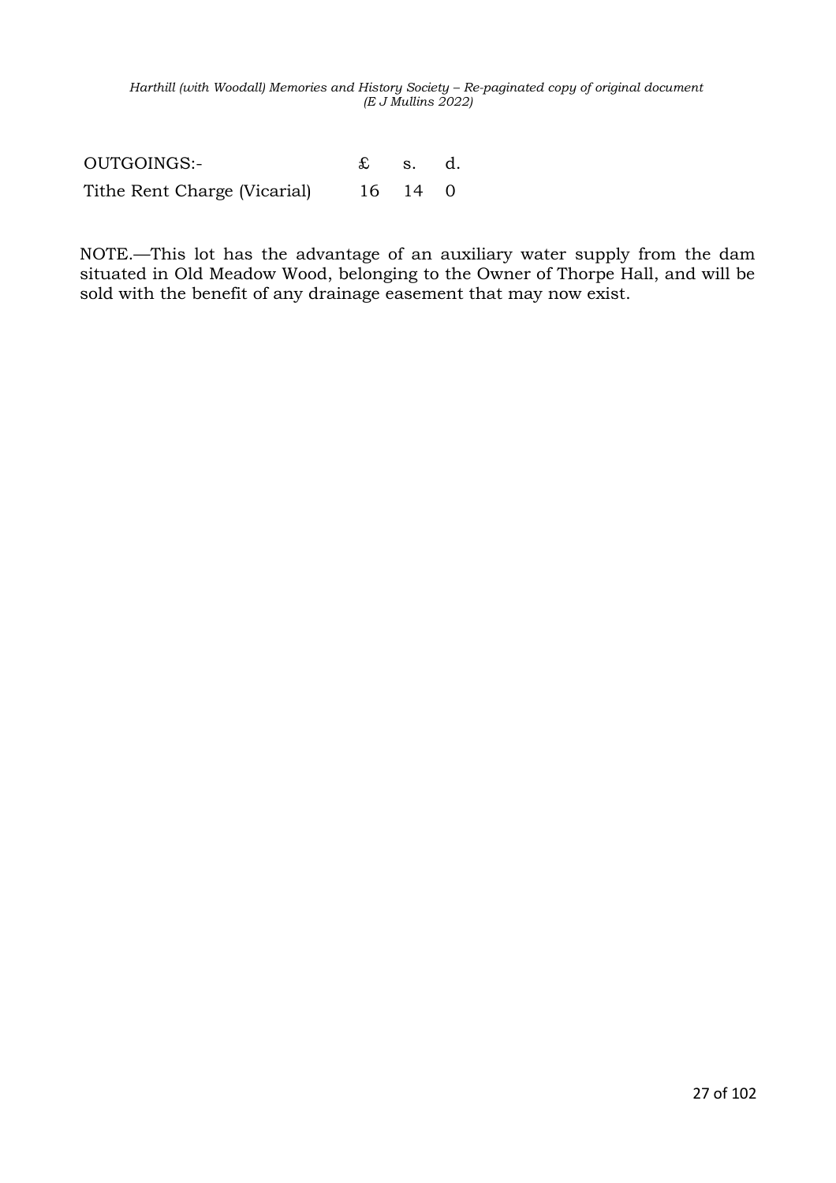| OUTGOINGS:- | £ | s. | d. |
|---|---|---|---|
| Tithe Rent Charge (Vicarial) | 16 | 14 | 0 |

NOTE.—This lot has the advantage of an auxiliary water supply from the dam situated in Old Meadow Wood, belonging to the Owner of Thorpe Hall, and will be sold with the benefit of any drainage easement that may now exist.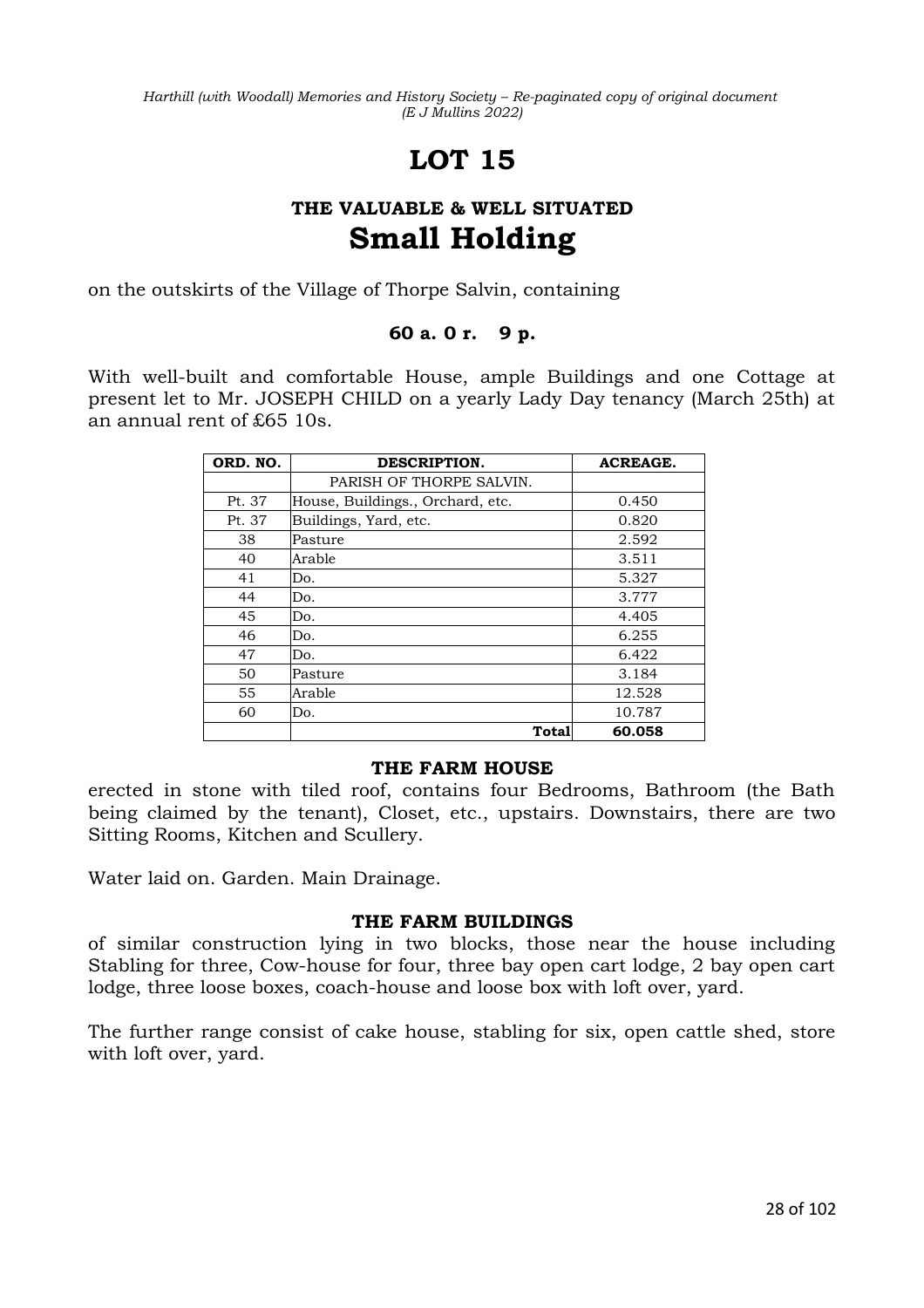# LOT 15

## THE VALUABLE & WELL SITUATED
## Small Holding

on the outskirts of the Village of Thorpe Salvin, containing

**60 a. 0 r. 9 p.**

With well-built and comfortable House, ample Buildings and one Cottage at present let to Mr. JOSEPH CHILD on a yearly Lady Day tenancy (March 25th) at an annual rent of £65 10s.

| ORD. NO. | DESCRIPTION. | ACREAGE. |
|---|---|---|
| | PARISH OF THORPE SALVIN. | |
| Pt. 37 | House, Buildings., Orchard, etc. | 0.450 |
| Pt. 37 | Buildings, Yard, etc. | 0.820 |
| 38 | Pasture | 2.592 |
| 40 | Arable | 3.511 |
| 41 | Do. | 5.327 |
| 44 | Do. | 3.777 |
| 45 | Do. | 4.405 |
| 46 | Do. | 6.255 |
| 47 | Do. | 6.422 |
| 50 | Pasture | 3.184 |
| 55 | Arable | 12.528 |
| 60 | Do. | 10.787 |
| | **Total** | **60.058** |

**THE FARM HOUSE**

erected in stone with tiled roof, contains four Bedrooms, Bathroom (the Bath being claimed by the tenant), Closet, etc., upstairs. Downstairs, there are two Sitting Rooms, Kitchen and Scullery.

Water laid on. Garden. Main Drainage.

**THE FARM BUILDINGS**

of similar construction lying in two blocks, those near the house including Stabling for three, Cow-house for four, three bay open cart lodge, 2 bay open cart lodge, three loose boxes, coach-house and loose box with loft over, yard.

The further range consist of cake house, stabling for six, open cattle shed, store with loft over, yard.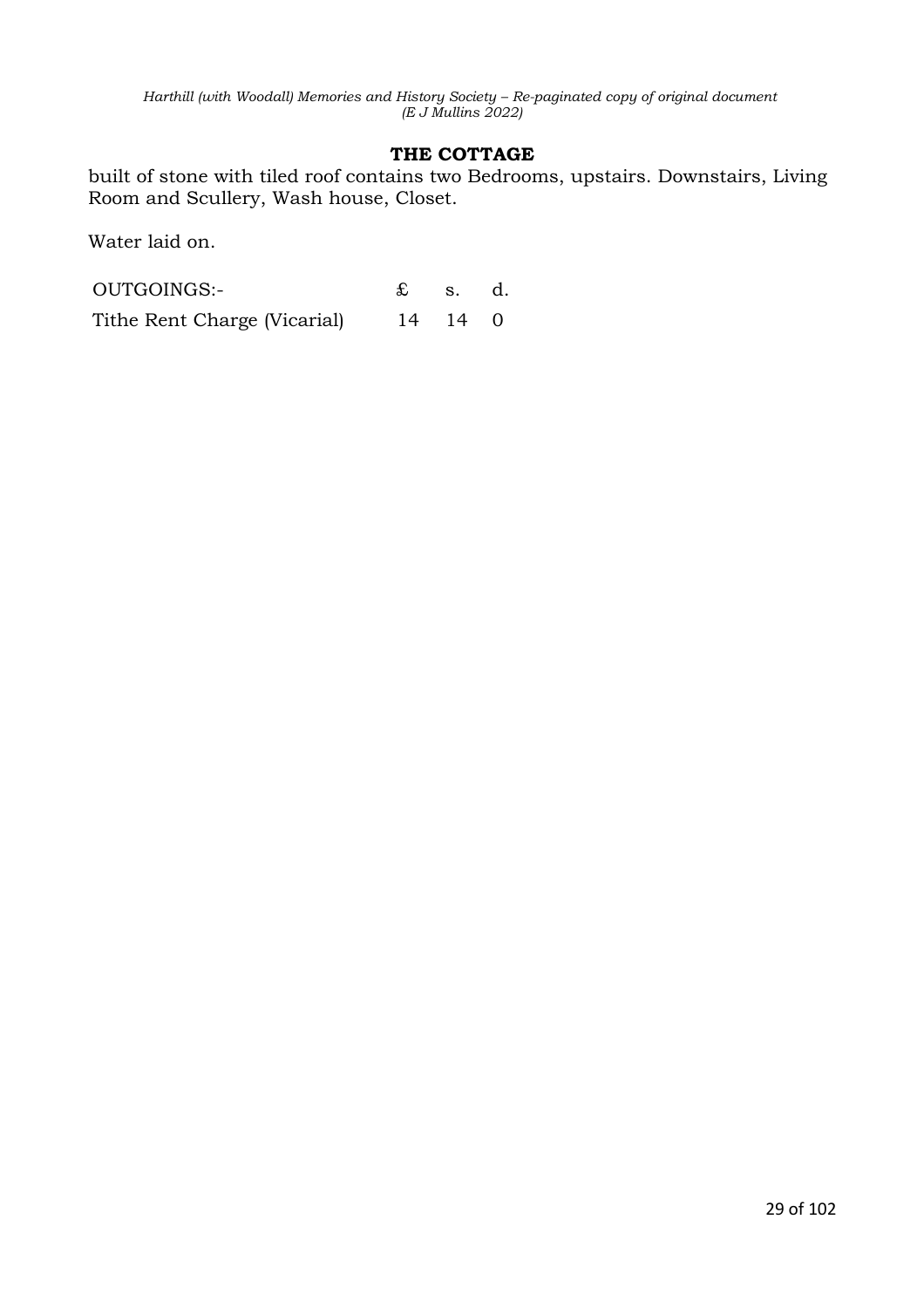## THE COTTAGE

built of stone with tiled roof contains two Bedrooms, upstairs. Downstairs, Living Room and Scullery, Wash house, Closet.

Water laid on.

| OUTGOINGS:- | £ | s. | d. |
|---|---|---|---|
| Tithe Rent Charge (Vicarial) | 14 | 14 | 0 |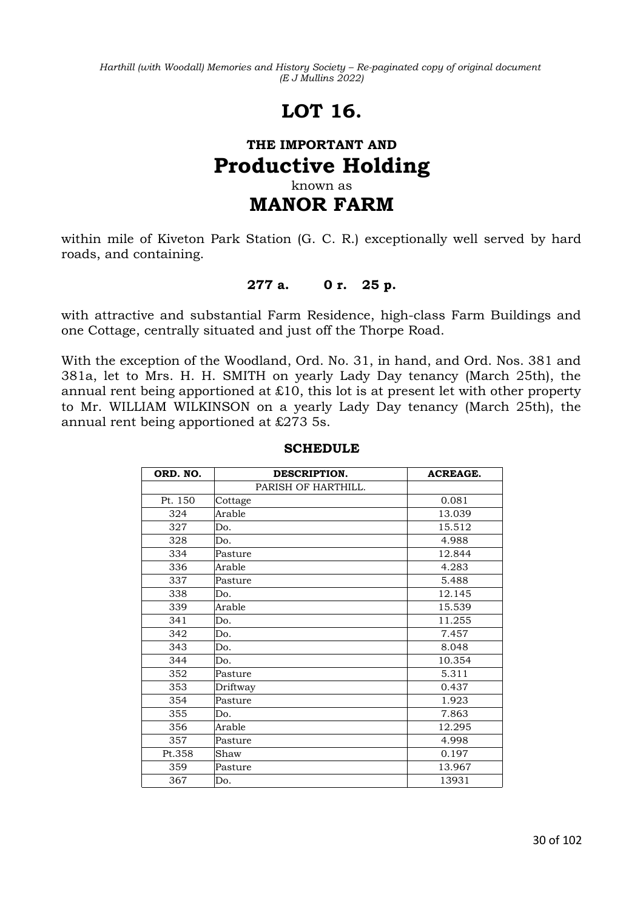# LOT 16.

## THE IMPORTANT AND
# Productive Holding
known as
# MANOR FARM

within mile of Kiveton Park Station (G. C. R.) exceptionally well served by hard roads, and containing.

**277 a. 0 r. 25 p.**

with attractive and substantial Farm Residence, high-class Farm Buildings and one Cottage, centrally situated and just off the Thorpe Road.

With the exception of the Woodland, Ord. No. 31, in hand, and Ord. Nos. 381 and 381a, let to Mrs. H. H. SMITH on yearly Lady Day tenancy (March 25th), the annual rent being apportioned at £10, this lot is at present let with other property to Mr. WILLIAM WILKINSON on a yearly Lady Day tenancy (March 25th), the annual rent being apportioned at £273 5s.

### SCHEDULE

| ORD. NO. | DESCRIPTION. | ACREAGE. |
|---|---|---|
| | PARISH OF HARTHILL. | |
| Pt. 150 | Cottage | 0.081 |
| 324 | Arable | 13.039 |
| 327 | Do. | 15.512 |
| 328 | Do. | 4.988 |
| 334 | Pasture | 12.844 |
| 336 | Arable | 4.283 |
| 337 | Pasture | 5.488 |
| 338 | Do. | 12.145 |
| 339 | Arable | 15.539 |
| 341 | Do. | 11.255 |
| 342 | Do. | 7.457 |
| 343 | Do. | 8.048 |
| 344 | Do. | 10.354 |
| 352 | Pasture | 5.311 |
| 353 | Driftway | 0.437 |
| 354 | Pasture | 1.923 |
| 355 | Do. | 7.863 |
| 356 | Arable | 12.295 |
| 357 | Pasture | 4.998 |
| Pt.358 | Shaw | 0.197 |
| 359 | Pasture | 13.967 |
| 367 | Do. | 13931 |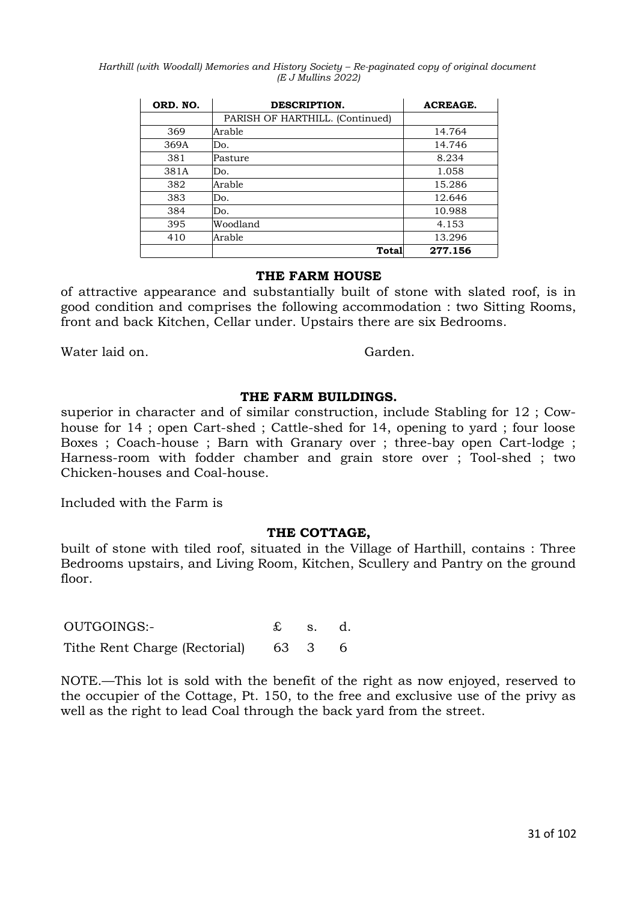| ORD. NO. | DESCRIPTION. | ACREAGE. |
|---|---|---|
| | PARISH OF HARTHILL. (Continued) | |
| 369 | Arable | 14.764 |
| 369A | Do. | 14.746 |
| 381 | Pasture | 8.234 |
| 381A | Do. | 1.058 |
| 382 | Arable | 15.286 |
| 383 | Do. | 12.646 |
| 384 | Do. | 10.988 |
| 395 | Woodland | 4.153 |
| 410 | Arable | 13.296 |
| | **Total** | **277.156** |

## THE FARM HOUSE

of attractive appearance and substantially built of stone with slated roof, is in good condition and comprises the following accommodation : two Sitting Rooms, front and back Kitchen, Cellar under. Upstairs there are six Bedrooms.

Water laid on. Garden.

## THE FARM BUILDINGS.

superior in character and of similar construction, include Stabling for 12 ; Cow-house for 14 ; open Cart-shed ; Cattle-shed for 14, opening to yard ; four loose Boxes ; Coach-house ; Barn with Granary over ; three-bay open Cart-lodge ; Harness-room with fodder chamber and grain store over ; Tool-shed ; two Chicken-houses and Coal-house.

Included with the Farm is

## THE COTTAGE,

built of stone with tiled roof, situated in the Village of Harthill, contains : Three Bedrooms upstairs, and Living Room, Kitchen, Scullery and Pantry on the ground floor.

| OUTGOINGS:- | £ | s. | d. |
|---|---|---|---|
| Tithe Rent Charge (Rectorial) | 63 | 3 | 6 |

NOTE.—This lot is sold with the benefit of the right as now enjoyed, reserved to the occupier of the Cottage, Pt. 150, to the free and exclusive use of the privy as well as the right to lead Coal through the back yard from the street.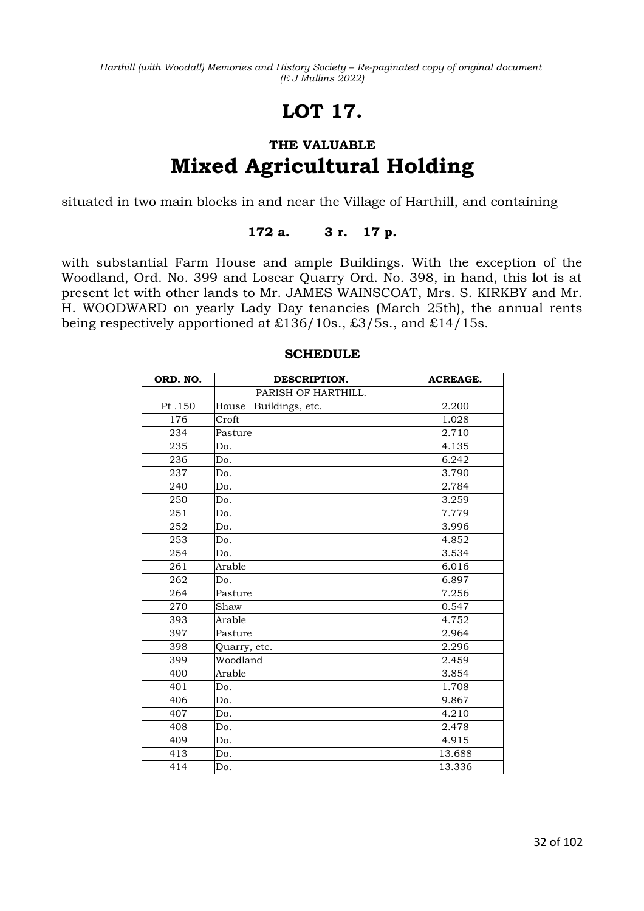# LOT 17.

## THE VALUABLE
# Mixed Agricultural Holding

situated in two main blocks in and near the Village of Harthill, and containing

**172 a. 3 r. 17 p.**

with substantial Farm House and ample Buildings. With the exception of the Woodland, Ord. No. 399 and Loscar Quarry Ord. No. 398, in hand, this lot is at present let with other lands to Mr. JAMES WAINSCOAT, Mrs. S. KIRKBY and Mr. H. WOODWARD on yearly Lady Day tenancies (March 25th), the annual rents being respectively apportioned at £136/10s., £3/5s., and £14/15s.

### SCHEDULE

| ORD. NO. | DESCRIPTION. | ACREAGE. |
|---|---|---|
| | PARISH OF HARTHILL. | |
| Pt .150 | House Buildings, etc. | 2.200 |
| 176 | Croft | 1.028 |
| 234 | Pasture | 2.710 |
| 235 | Do. | 4.135 |
| 236 | Do. | 6.242 |
| 237 | Do. | 3.790 |
| 240 | Do. | 2.784 |
| 250 | Do. | 3.259 |
| 251 | Do. | 7.779 |
| 252 | Do. | 3.996 |
| 253 | Do. | 4.852 |
| 254 | Do. | 3.534 |
| 261 | Arable | 6.016 |
| 262 | Do. | 6.897 |
| 264 | Pasture | 7.256 |
| 270 | Shaw | 0.547 |
| 393 | Arable | 4.752 |
| 397 | Pasture | 2.964 |
| 398 | Quarry, etc. | 2.296 |
| 399 | Woodland | 2.459 |
| 400 | Arable | 3.854 |
| 401 | Do. | 1.708 |
| 406 | Do. | 9.867 |
| 407 | Do. | 4.210 |
| 408 | Do. | 2.478 |
| 409 | Do. | 4.915 |
| 413 | Do. | 13.688 |
| 414 | Do. | 13.336 |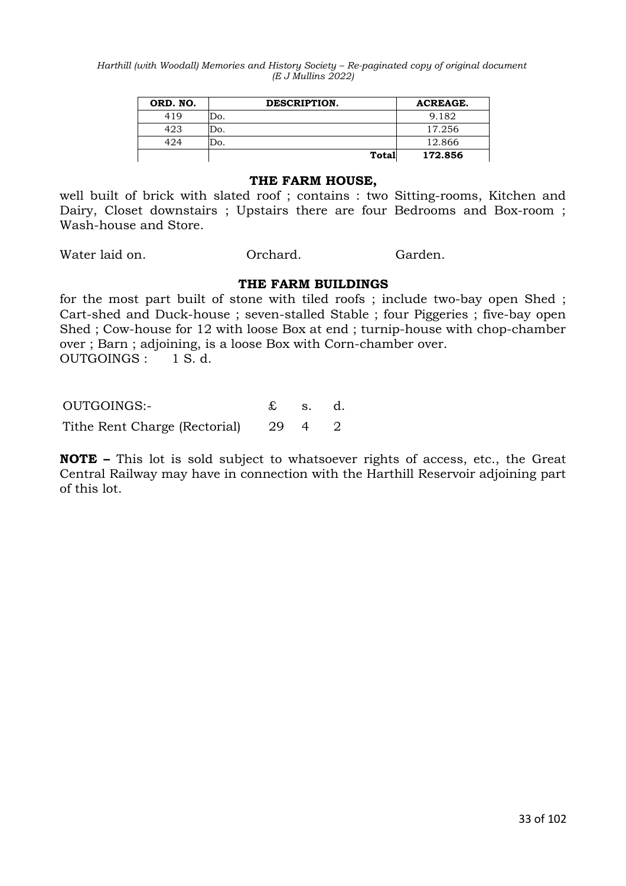| ORD. NO. | DESCRIPTION. | ACREAGE. |
|---|---|---|
| 419 | Do. | 9.182 |
| 423 | Do. | 17.256 |
| 424 | Do. | 12.866 |
| | **Total** | **172.856** |

**THE FARM HOUSE,**

well built of brick with slated roof ; contains : two Sitting-rooms, Kitchen and Dairy, Closet downstairs ; Upstairs there are four Bedrooms and Box-room ; Wash-house and Store.

Water laid on. Orchard. Garden.

**THE FARM BUILDINGS**

for the most part built of stone with tiled roofs ; include two-bay open Shed ; Cart-shed and Duck-house ; seven-stalled Stable ; four Piggeries ; five-bay open Shed ; Cow-house for 12 with loose Box at end ; turnip-house with chop-chamber over ; Barn ; adjoining, is a loose Box with Corn-chamber over.
OUTGOINGS : 1 S. d.

| OUTGOINGS:- | £ | s. | d. |
|---|---|---|---|
| Tithe Rent Charge (Rectorial) | 29 | 4 | 2 |

**NOTE –** This lot is sold subject to whatsoever rights of access, etc., the Great Central Railway may have in connection with the Harthill Reservoir adjoining part of this lot.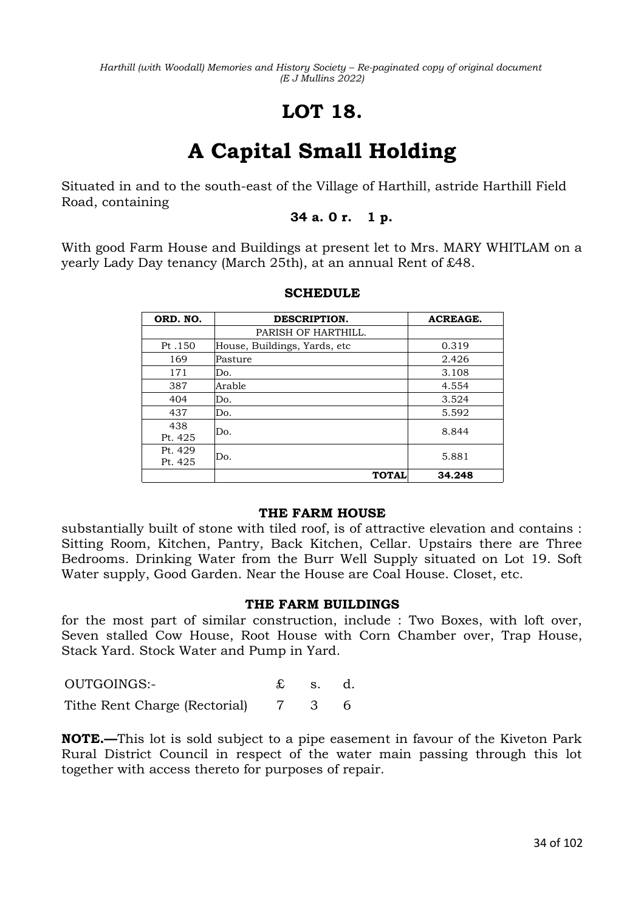# LOT 18.

# A Capital Small Holding

Situated in and to the south-east of the Village of Harthill, astride Harthill Field Road, containing

**34 a. 0 r. 1 p.**

With good Farm House and Buildings at present let to Mrs. MARY WHITLAM on a yearly Lady Day tenancy (March 25th), at an annual Rent of £48.

### SCHEDULE

| ORD. NO. | DESCRIPTION. | ACREAGE. |
|---|---|---|
| | PARISH OF HARTHILL. | |
| Pt .150 | House, Buildings, Yards, etc | 0.319 |
| 169 | Pasture | 2.426 |
| 171 | Do. | 3.108 |
| 387 | Arable | 4.554 |
| 404 | Do. | 3.524 |
| 437 | Do. | 5.592 |
| 438 Pt. 425 | Do. | 8.844 |
| Pt. 429 Pt. 425 | Do. | 5.881 |
| | **TOTAL** | **34.248** |

#### THE FARM HOUSE

substantially built of stone with tiled roof, is of attractive elevation and contains : Sitting Room, Kitchen, Pantry, Back Kitchen, Cellar. Upstairs there are Three Bedrooms. Drinking Water from the Burr Well Supply situated on Lot 19. Soft Water supply, Good Garden. Near the House are Coal House. Closet, etc.

#### THE FARM BUILDINGS

for the most part of similar construction, include : Two Boxes, with loft over, Seven stalled Cow House, Root House with Corn Chamber over, Trap House, Stack Yard. Stock Water and Pump in Yard.

| OUTGOINGS:- | £ | s. | d. |
|---|---|---|---|
| Tithe Rent Charge (Rectorial) | 7 | 3 | 6 |

**NOTE.—**This lot is sold subject to a pipe easement in favour of the Kiveton Park Rural District Council in respect of the water main passing through this lot together with access thereto for purposes of repair.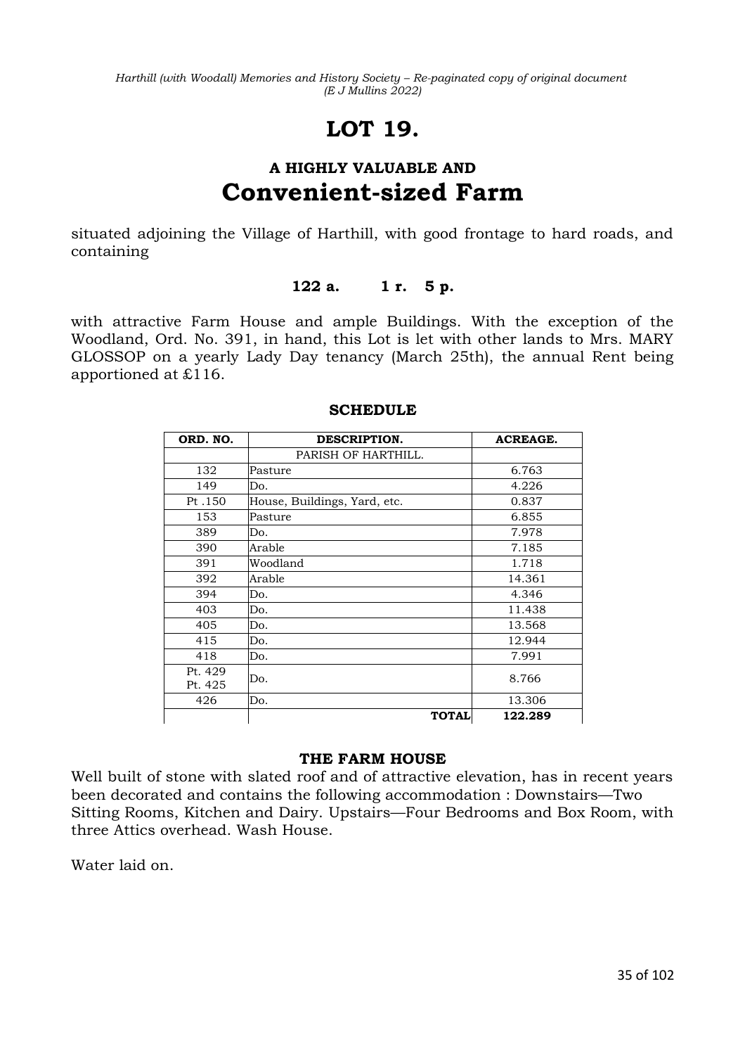# LOT 19.

## A HIGHLY VALUABLE AND
## Convenient-sized Farm

situated adjoining the Village of Harthill, with good frontage to hard roads, and containing

**122 a. 1 r. 5 p.**

with attractive Farm House and ample Buildings. With the exception of the Woodland, Ord. No. 391, in hand, this Lot is let with other lands to Mrs. MARY GLOSSOP on a yearly Lady Day tenancy (March 25th), the annual Rent being apportioned at £116.

### SCHEDULE

| ORD. NO. | DESCRIPTION. | ACREAGE. |
|---|---|---|
| | PARISH OF HARTHILL. | |
| 132 | Pasture | 6.763 |
| 149 | Do. | 4.226 |
| Pt .150 | House, Buildings, Yard, etc. | 0.837 |
| 153 | Pasture | 6.855 |
| 389 | Do. | 7.978 |
| 390 | Arable | 7.185 |
| 391 | Woodland | 1.718 |
| 392 | Arable | 14.361 |
| 394 | Do. | 4.346 |
| 403 | Do. | 11.438 |
| 405 | Do. | 13.568 |
| 415 | Do. | 12.944 |
| 418 | Do. | 7.991 |
| Pt. 429 Pt. 425 | Do. | 8.766 |
| 426 | Do. | 13.306 |
| | **TOTAL** | **122.289** |

### THE FARM HOUSE

Well built of stone with slated roof and of attractive elevation, has in recent years been decorated and contains the following accommodation : Downstairs—Two Sitting Rooms, Kitchen and Dairy. Upstairs—Four Bedrooms and Box Room, with three Attics overhead. Wash House.

Water laid on.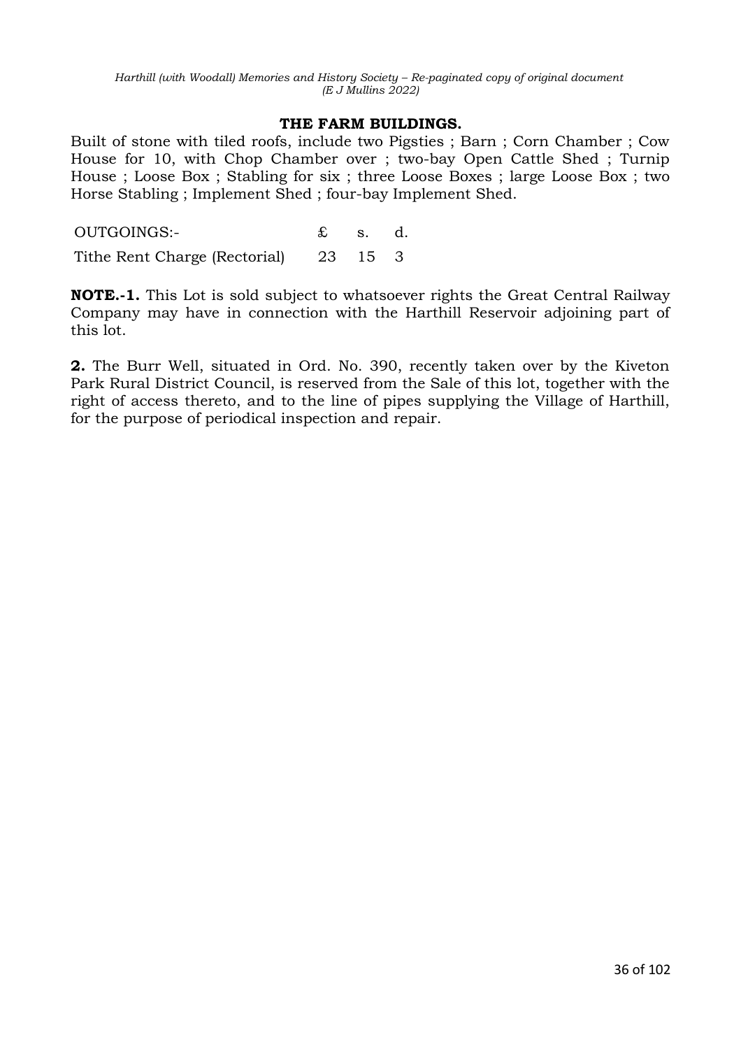### THE FARM BUILDINGS.

Built of stone with tiled roofs, include two Pigsties ; Barn ; Corn Chamber ; Cow House for 10, with Chop Chamber over ; two-bay Open Cattle Shed ; Turnip House ; Loose Box ; Stabling for six ; three Loose Boxes ; large Loose Box ; two Horse Stabling ; Implement Shed ; four-bay Implement Shed.

| OUTGOINGS:- | £ | s. | d. |
|---|---|---|---|
| Tithe Rent Charge (Rectorial) | 23 | 15 | 3 |

**NOTE.-1.** This Lot is sold subject to whatsoever rights the Great Central Railway Company may have in connection with the Harthill Reservoir adjoining part of this lot.

**2.** The Burr Well, situated in Ord. No. 390, recently taken over by the Kiveton Park Rural District Council, is reserved from the Sale of this lot, together with the right of access thereto, and to the line of pipes supplying the Village of Harthill, for the purpose of periodical inspection and repair.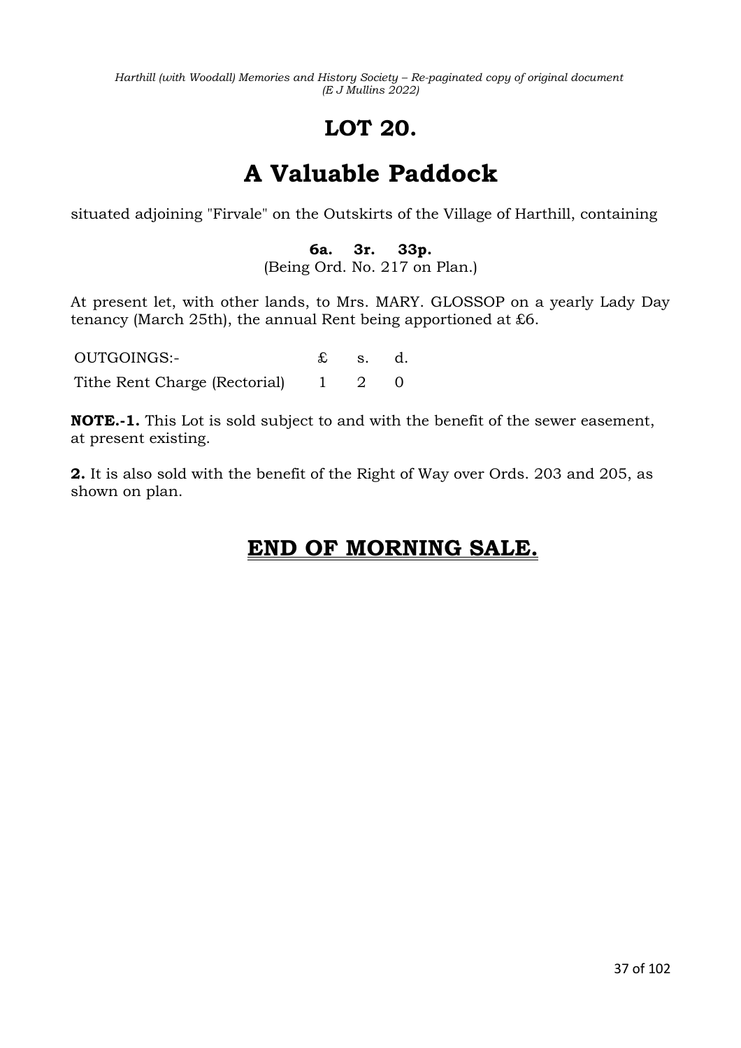# LOT 20.

# A Valuable Paddock

situated adjoining "Firvale" on the Outskirts of the Village of Harthill, containing

**6a. 3r. 33p.**
(Being Ord. No. 217 on Plan.)

At present let, with other lands, to Mrs. MARY. GLOSSOP on a yearly Lady Day tenancy (March 25th), the annual Rent being apportioned at £6.

| OUTGOINGS:- | £ | s. | d. |
|---|---|---|---|
| Tithe Rent Charge (Rectorial) | 1 | 2 | 0 |

**NOTE.-1.** This Lot is sold subject to and with the benefit of the sewer easement, at present existing.

**2.** It is also sold with the benefit of the Right of Way over Ords. 203 and 205, as shown on plan.

## END OF MORNING SALE.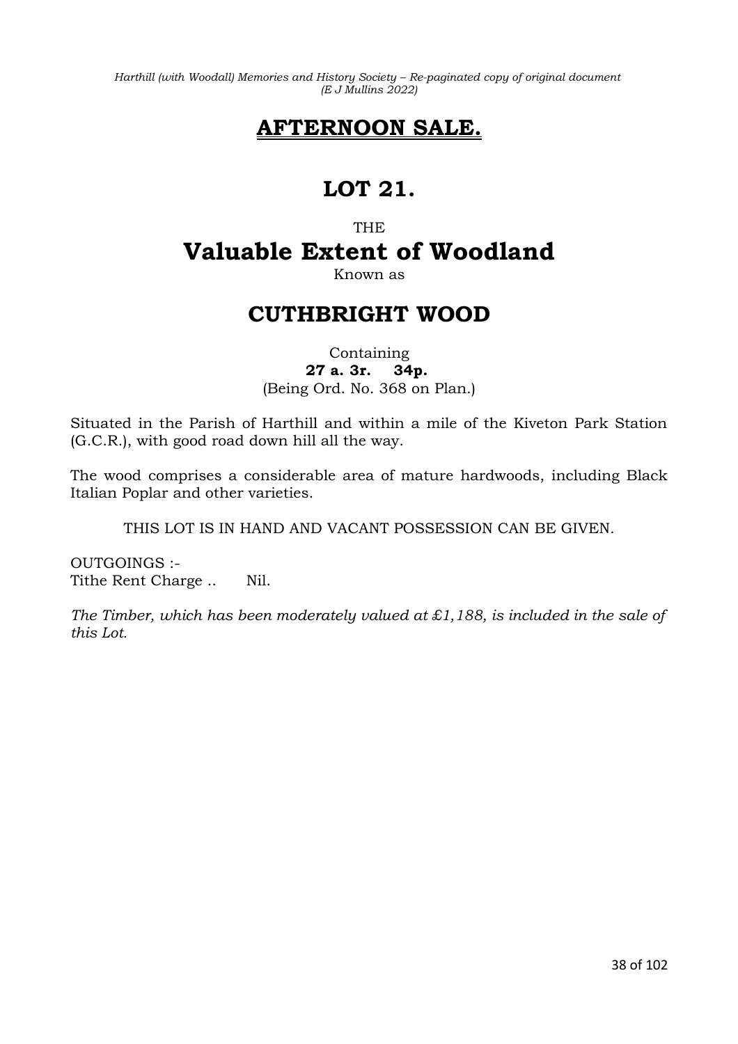# AFTERNOON SALE.

# LOT 21.

THE

## Valuable Extent of Woodland

Known as

## CUTHBRIGHT WOOD

Containing
**27 a. 3r. 34p.**
(Being Ord. No. 368 on Plan.)

Situated in the Parish of Harthill and within a mile of the Kiveton Park Station (G.C.R.), with good road down hill all the way.

The wood comprises a considerable area of mature hardwoods, including Black Italian Poplar and other varieties.

THIS LOT IS IN HAND AND VACANT POSSESSION CAN BE GIVEN.

OUTGOINGS :-
Tithe Rent Charge .. Nil.

*The Timber, which has been moderately valued at £1,188, is included in the sale of this Lot.*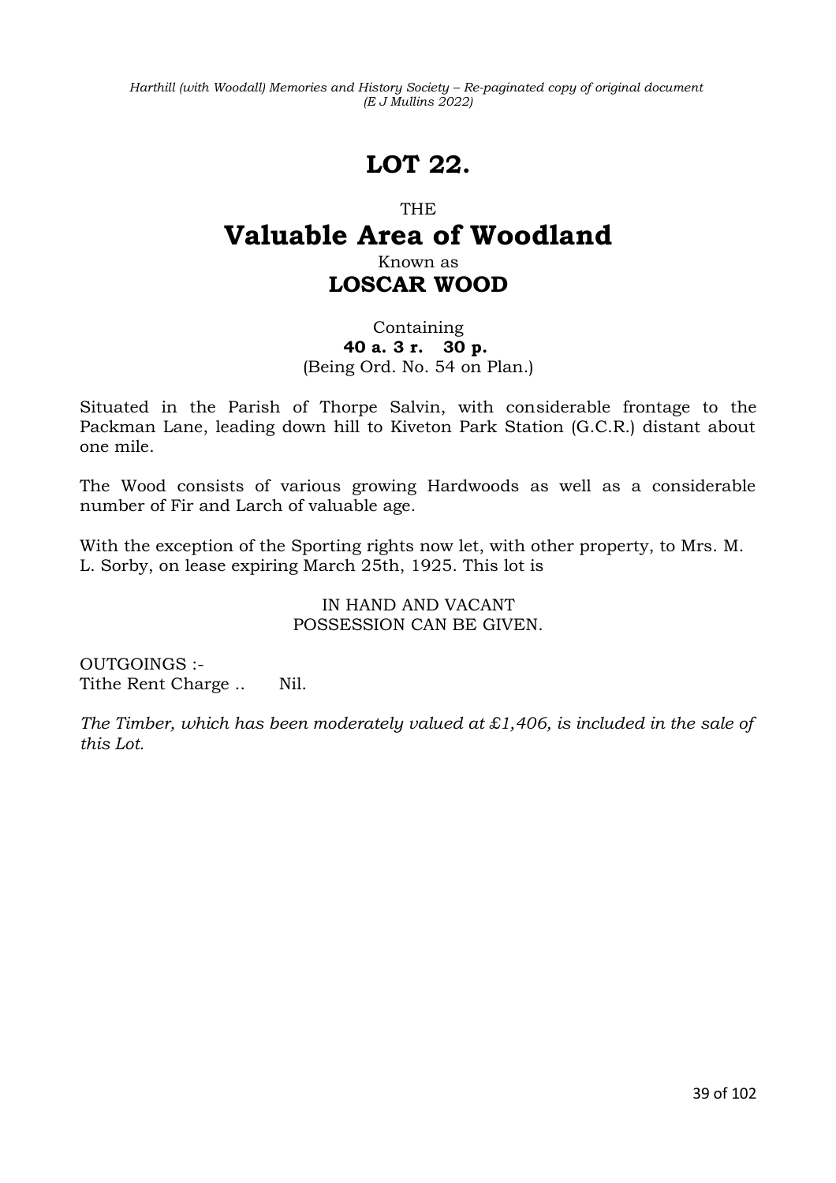# LOT 22.

THE

## Valuable Area of Woodland

Known as

### LOSCAR WOOD

Containing

**40 a. 3 r. 30 p.**

(Being Ord. No. 54 on Plan.)

Situated in the Parish of Thorpe Salvin, with considerable frontage to the Packman Lane, leading down hill to Kiveton Park Station (G.C.R.) distant about one mile.

The Wood consists of various growing Hardwoods as well as a considerable number of Fir and Larch of valuable age.

With the exception of the Sporting rights now let, with other property, to Mrs. M. L. Sorby, on lease expiring March 25th, 1925. This lot is

IN HAND AND VACANT
POSSESSION CAN BE GIVEN.

OUTGOINGS :-
Tithe Rent Charge .. Nil.

*The Timber, which has been moderately valued at £1,406, is included in the sale of this Lot.*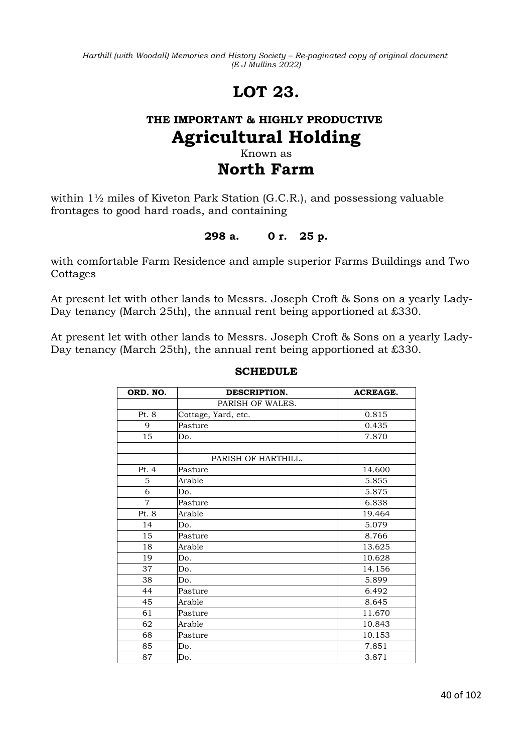# LOT 23.

### THE IMPORTANT & HIGHLY PRODUCTIVE

## Agricultural Holding

Known as

## North Farm

within 1½ miles of Kiveton Park Station (G.C.R.), and possessiong valuable frontages to good hard roads, and containing

**298 a. 0 r. 25 p.**

with comfortable Farm Residence and ample superior Farms Buildings and Two Cottages

At present let with other lands to Messrs. Joseph Croft & Sons on a yearly Lady-Day tenancy (March 25th), the annual rent being apportioned at £330.

At present let with other lands to Messrs. Joseph Croft & Sons on a yearly Lady-Day tenancy (March 25th), the annual rent being apportioned at £330.

**SCHEDULE**

| ORD. NO. | DESCRIPTION. | ACREAGE. |
|---|---|---|
| | PARISH OF WALES. | |
| Pt. 8 | Cottage, Yard, etc. | 0.815 |
| 9 | Pasture | 0.435 |
| 15 | Do. | 7.870 |
| | | |
| | PARISH OF HARTHILL. | |
| Pt. 4 | Pasture | 14.600 |
| 5 | Arable | 5.855 |
| 6 | Do. | 5.875 |
| 7 | Pasture | 6.838 |
| Pt. 8 | Arable | 19.464 |
| 14 | Do. | 5.079 |
| 15 | Pasture | 8.766 |
| 18 | Arable | 13.625 |
| 19 | Do. | 10.628 |
| 37 | Do. | 14.156 |
| 38 | Do. | 5.899 |
| 44 | Pasture | 6.492 |
| 45 | Arable | 8.645 |
| 61 | Pasture | 11.670 |
| 62 | Arable | 10.843 |
| 68 | Pasture | 10.153 |
| 85 | Do. | 7.851 |
| 87 | Do. | 3.871 |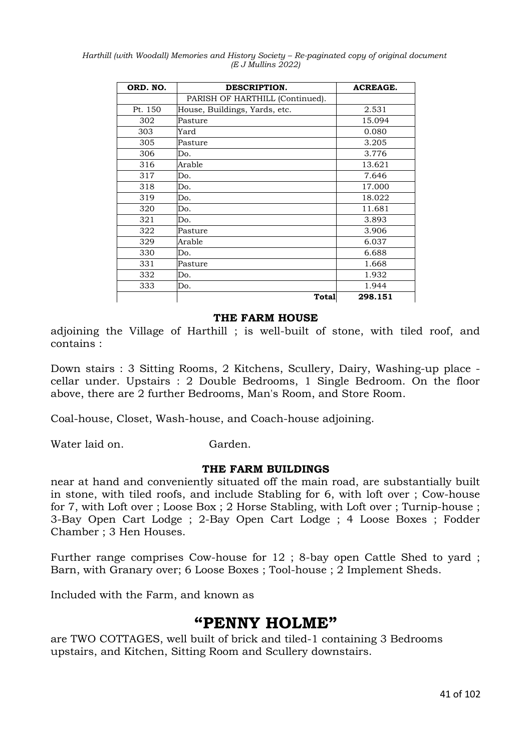| ORD. NO. | DESCRIPTION. | ACREAGE. |
|---|---|---|
| | PARISH OF HARTHILL (Continued). | |
| Pt. 150 | House, Buildings, Yards, etc. | 2.531 |
| 302 | Pasture | 15.094 |
| 303 | Yard | 0.080 |
| 305 | Pasture | 3.205 |
| 306 | Do. | 3.776 |
| 316 | Arable | 13.621 |
| 317 | Do. | 7.646 |
| 318 | Do. | 17.000 |
| 319 | Do. | 18.022 |
| 320 | Do. | 11.681 |
| 321 | Do. | 3.893 |
| 322 | Pasture | 3.906 |
| 329 | Arable | 6.037 |
| 330 | Do. | 6.688 |
| 331 | Pasture | 1.668 |
| 332 | Do. | 1.932 |
| 333 | Do. | 1.944 |
| | **Total** | **298.151** |

**THE FARM HOUSE**

adjoining the Village of Harthill ; is well-built of stone, with tiled roof, and contains :

Down stairs : 3 Sitting Rooms, 2 Kitchens, Scullery, Dairy, Washing-up place - cellar under. Upstairs : 2 Double Bedrooms, 1 Single Bedroom. On the floor above, there are 2 further Bedrooms, Man's Room, and Store Room.

Coal-house, Closet, Wash-house, and Coach-house adjoining.

Water laid on. Garden.

**THE FARM BUILDINGS**

near at hand and conveniently situated off the main road, are substantially built in stone, with tiled roofs, and include Stabling for 6, with loft over ; Cow-house for 7, with Loft over ; Loose Box ; 2 Horse Stabling, with Loft over ; Turnip-house ; 3-Bay Open Cart Lodge ; 2-Bay Open Cart Lodge ; 4 Loose Boxes ; Fodder Chamber ; 3 Hen Houses.

Further range comprises Cow-house for 12 ; 8-bay open Cattle Shed to yard ; Barn, with Granary over; 6 Loose Boxes ; Tool-house ; 2 Implement Sheds.

Included with the Farm, and known as

# "PENNY HOLME"

are TWO COTTAGES, well built of brick and tiled-1 containing 3 Bedrooms upstairs, and Kitchen, Sitting Room and Scullery downstairs.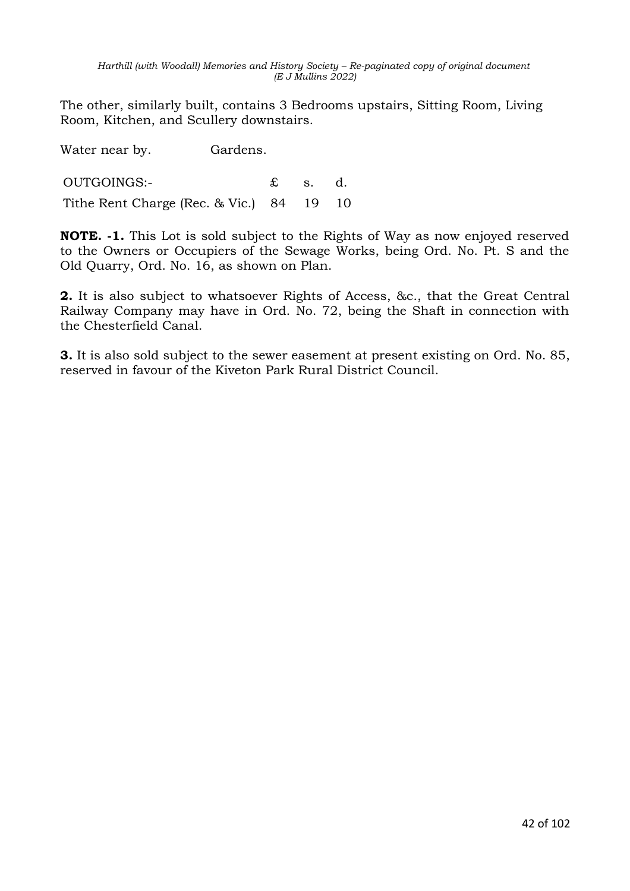The other, similarly built, contains 3 Bedrooms upstairs, Sitting Room, Living Room, Kitchen, and Scullery downstairs.

Water near by. Gardens.

| OUTGOINGS:- | £ | s. | d. |
|---|---|---|---|
| Tithe Rent Charge (Rec. & Vic.) | 84 | 19 | 10 |

**NOTE. -1.** This Lot is sold subject to the Rights of Way as now enjoyed reserved to the Owners or Occupiers of the Sewage Works, being Ord. No. Pt. S and the Old Quarry, Ord. No. 16, as shown on Plan.

**2.** It is also subject to whatsoever Rights of Access, &c., that the Great Central Railway Company may have in Ord. No. 72, being the Shaft in connection with the Chesterfield Canal.

**3.** It is also sold subject to the sewer easement at present existing on Ord. No. 85, reserved in favour of the Kiveton Park Rural District Council.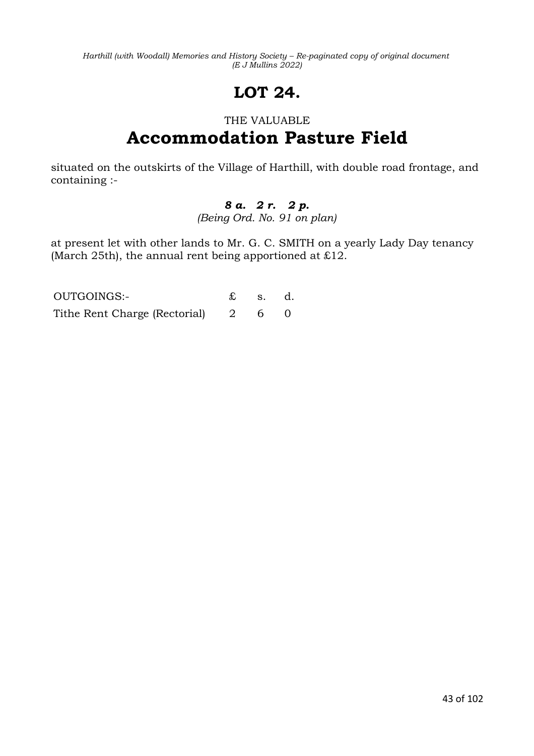# LOT 24.

THE VALUABLE

## Accommodation Pasture Field

situated on the outskirts of the Village of Harthill, with double road frontage, and containing :-

***8 a. 2 r. 2 p.***

*(Being Ord. No. 91 on plan)*

at present let with other lands to Mr. G. C. SMITH on a yearly Lady Day tenancy (March 25th), the annual rent being apportioned at £12.

| OUTGOINGS:- | £ | s. | d. |
|---|---|---|---|
| Tithe Rent Charge (Rectorial) | 2 | 6 | 0 |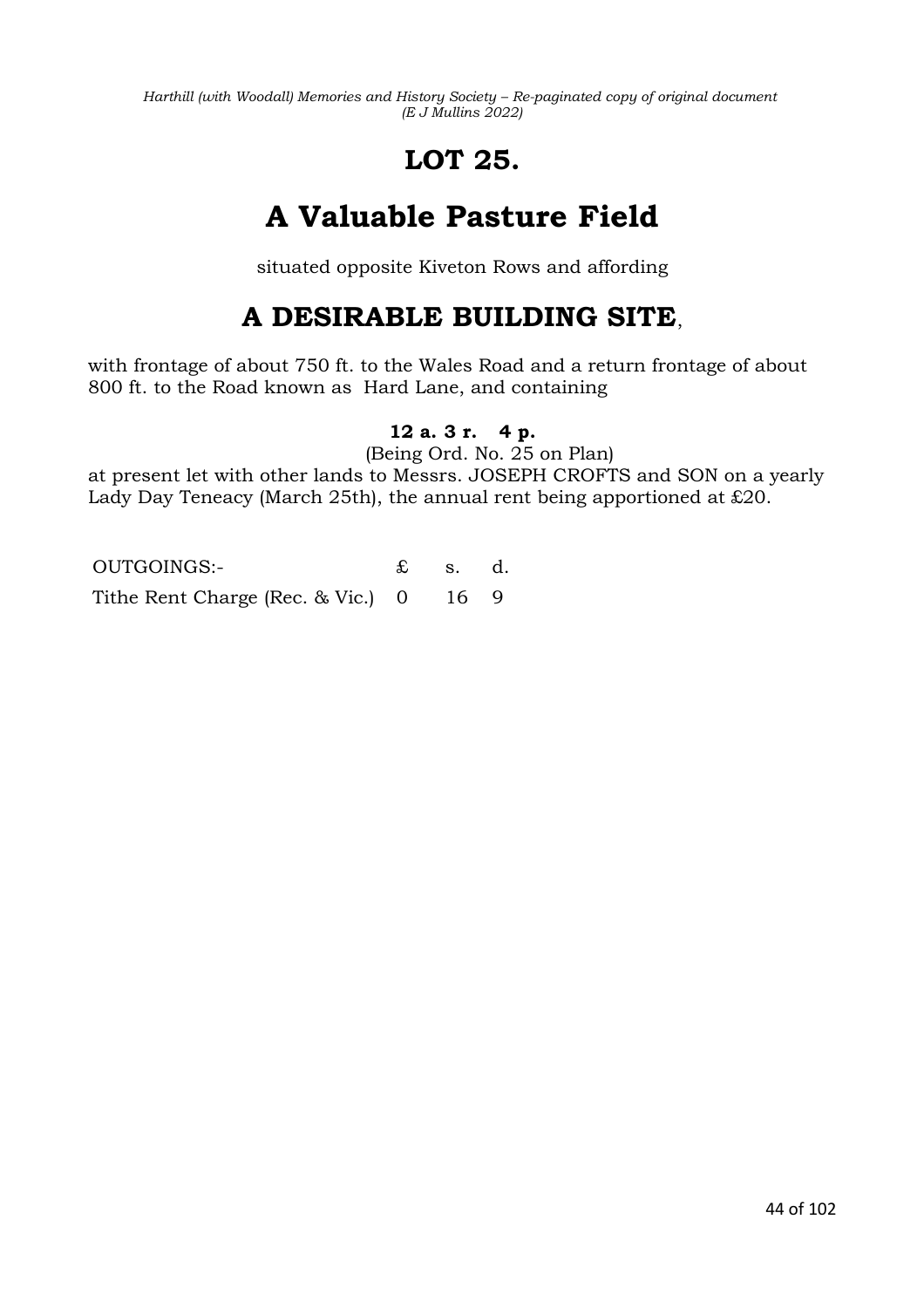# LOT 25.

# A Valuable Pasture Field

situated opposite Kiveton Rows and affording

## A DESIRABLE BUILDING SITE,

with frontage of about 750 ft. to the Wales Road and a return frontage of about 800 ft. to the Road known as Hard Lane, and containing

**12 a. 3 r. 4 p.**

(Being Ord. No. 25 on Plan)

at present let with other lands to Messrs. JOSEPH CROFTS and SON on a yearly Lady Day Teneacy (March 25th), the annual rent being apportioned at £20.

| OUTGOINGS:- | £ | s. | d. |
|---|---|---|---|
| Tithe Rent Charge (Rec. & Vic.) | 0 | 16 | 9 |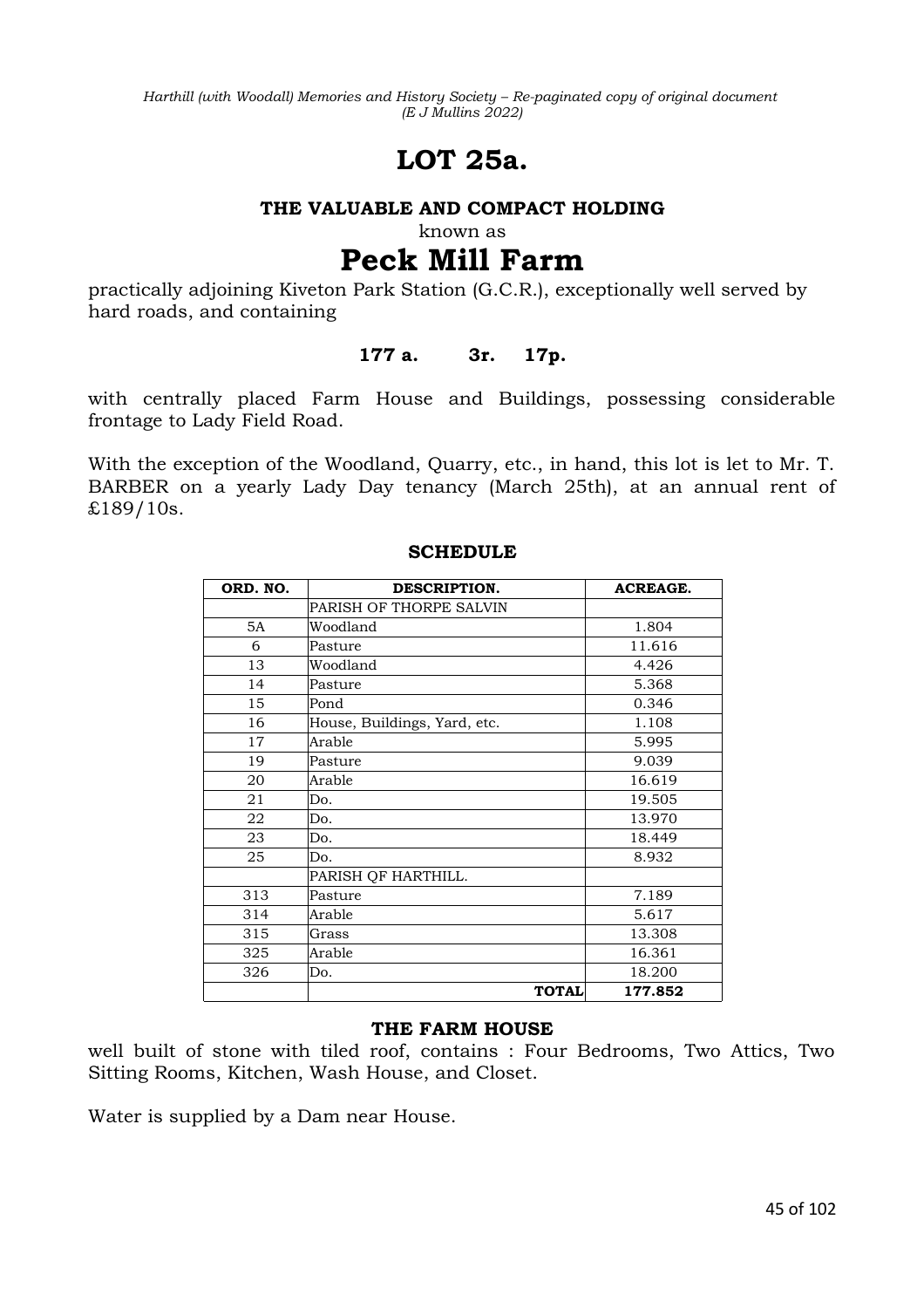# LOT 25a.

**THE VALUABLE AND COMPACT HOLDING**

known as

# Peck Mill Farm

practically adjoining Kiveton Park Station (G.C.R.), exceptionally well served by hard roads, and containing

**177 a. 3r. 17p.**

with centrally placed Farm House and Buildings, possessing considerable frontage to Lady Field Road.

With the exception of the Woodland, Quarry, etc., in hand, this lot is let to Mr. T. BARBER on a yearly Lady Day tenancy (March 25th), at an annual rent of £189/10s.

### SCHEDULE

| ORD. NO. | DESCRIPTION. | ACREAGE. |
|---|---|---|
| | PARISH OF THORPE SALVIN | |
| 5A | Woodland | 1.804 |
| 6 | Pasture | 11.616 |
| 13 | Woodland | 4.426 |
| 14 | Pasture | 5.368 |
| 15 | Pond | 0.346 |
| 16 | House, Buildings, Yard, etc. | 1.108 |
| 17 | Arable | 5.995 |
| 19 | Pasture | 9.039 |
| 20 | Arable | 16.619 |
| 21 | Do. | 19.505 |
| 22 | Do. | 13.970 |
| 23 | Do. | 18.449 |
| 25 | Do. | 8.932 |
| | PARISH QF HARTHILL. | |
| 313 | Pasture | 7.189 |
| 314 | Arable | 5.617 |
| 315 | Grass | 13.308 |
| 325 | Arable | 16.361 |
| 326 | Do. | 18.200 |
| | **TOTAL** | **177.852** |

### THE FARM HOUSE

well built of stone with tiled roof, contains : Four Bedrooms, Two Attics, Two Sitting Rooms, Kitchen, Wash House, and Closet.

Water is supplied by a Dam near House.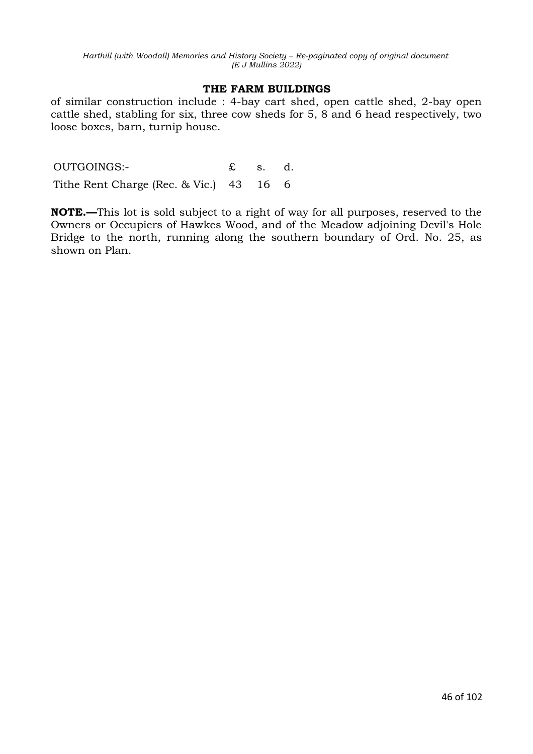## THE FARM BUILDINGS

of similar construction include : 4-bay cart shed, open cattle shed, 2-bay open cattle shed, stabling for six, three cow sheds for 5, 8 and 6 head respectively, two loose boxes, barn, turnip house.

| OUTGOINGS:- | £ | s. | d. |
|---|---|---|---|
| Tithe Rent Charge (Rec. & Vic.) | 43 | 16 | 6 |

**NOTE.—**This lot is sold subject to a right of way for all purposes, reserved to the Owners or Occupiers of Hawkes Wood, and of the Meadow adjoining Devil's Hole Bridge to the north, running along the southern boundary of Ord. No. 25, as shown on Plan.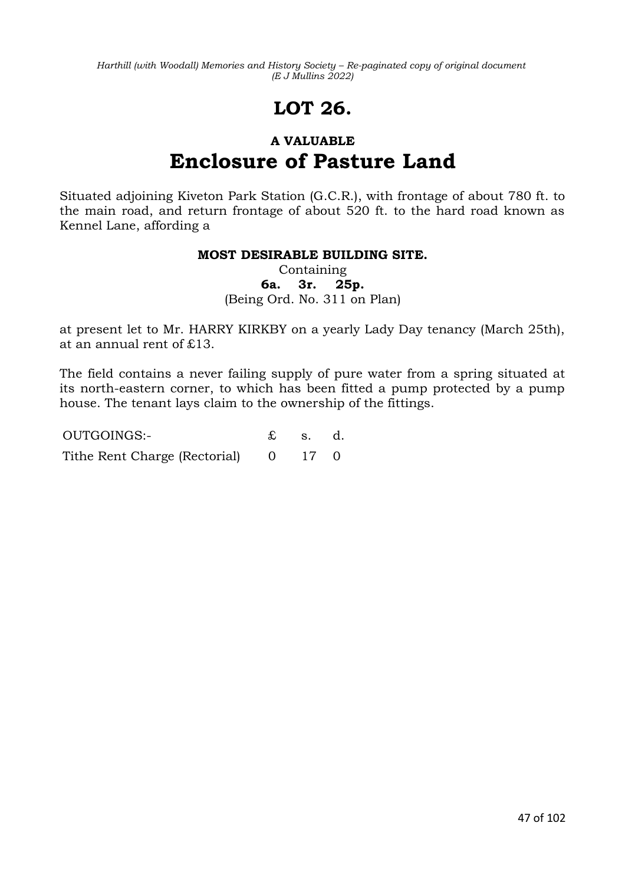# LOT 26.

### A VALUABLE

## Enclosure of Pasture Land

Situated adjoining Kiveton Park Station (G.C.R.), with frontage of about 780 ft. to the main road, and return frontage of about 520 ft. to the hard road known as Kennel Lane, affording a

**MOST DESIRABLE BUILDING SITE.**

Containing

**6a. 3r. 25p.**

(Being Ord. No. 311 on Plan)

at present let to Mr. HARRY KIRKBY on a yearly Lady Day tenancy (March 25th), at an annual rent of £13.

The field contains a never failing supply of pure water from a spring situated at its north-eastern corner, to which has been fitted a pump protected by a pump house. The tenant lays claim to the ownership of the fittings.

| OUTGOINGS:- | £ | s. | d. |
|---|---|---|---|
| Tithe Rent Charge (Rectorial) | 0 | 17 | 0 |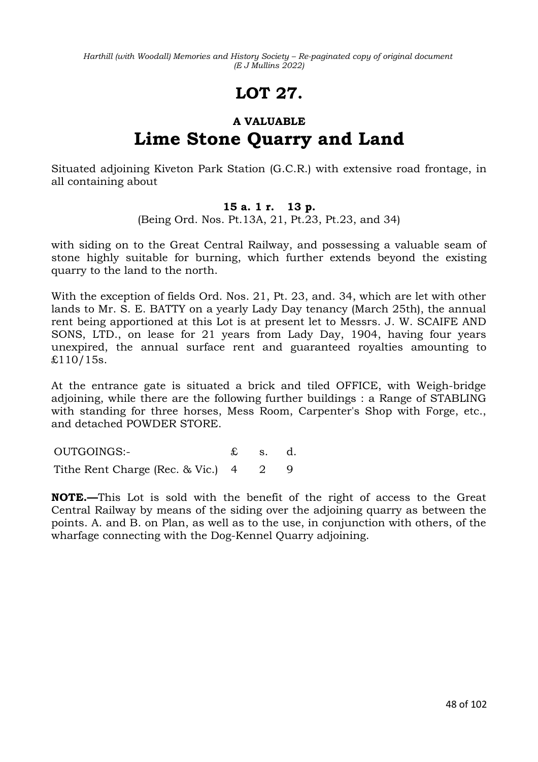# LOT 27.

### A VALUABLE

## Lime Stone Quarry and Land

Situated adjoining Kiveton Park Station (G.C.R.) with extensive road frontage, in all containing about

**15 a. 1 r. 13 p.**

(Being Ord. Nos. Pt.13A, 21, Pt.23, Pt.23, and 34)

with siding on to the Great Central Railway, and possessing a valuable seam of stone highly suitable for burning, which further extends beyond the existing quarry to the land to the north.

With the exception of fields Ord. Nos. 21, Pt. 23, and. 34, which are let with other lands to Mr. S. E. BATTY on a yearly Lady Day tenancy (March 25th), the annual rent being apportioned at this Lot is at present let to Messrs. J. W. SCAIFE AND SONS, LTD., on lease for 21 years from Lady Day, 1904, having four years unexpired, the annual surface rent and guaranteed royalties amounting to £110/15s.

At the entrance gate is situated a brick and tiled OFFICE, with Weigh-bridge adjoining, while there are the following further buildings : a Range of STABLING with standing for three horses, Mess Room, Carpenter's Shop with Forge, etc., and detached POWDER STORE.

| OUTGOINGS:- | £ | s. | d. |
|---|---|---|---|
| Tithe Rent Charge (Rec. & Vic.) | 4 | 2 | 9 |

**NOTE.—**This Lot is sold with the benefit of the right of access to the Great Central Railway by means of the siding over the adjoining quarry as between the points. A. and B. on Plan, as well as to the use, in conjunction with others, of the wharfage connecting with the Dog-Kennel Quarry adjoining.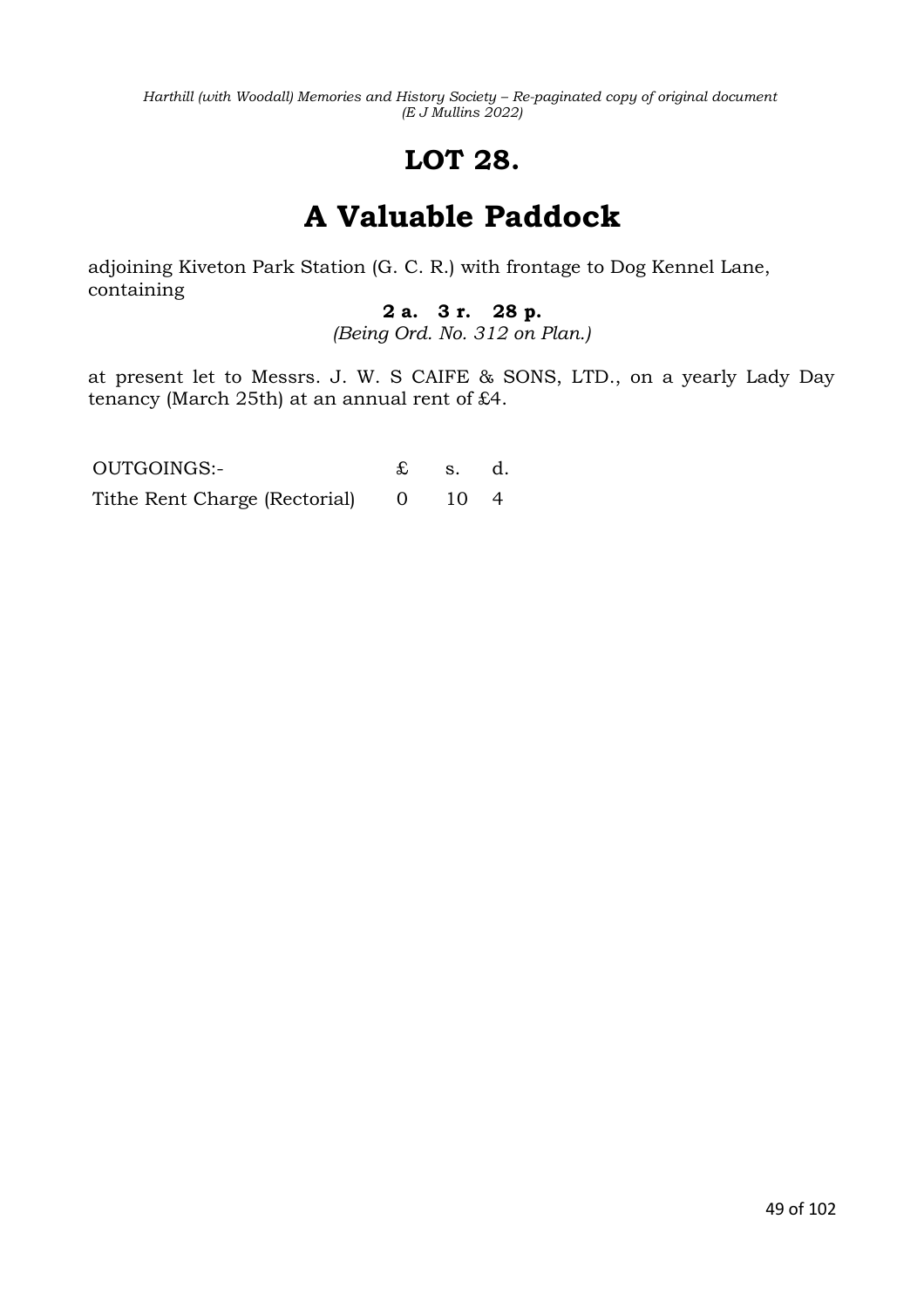# LOT 28.

# A Valuable Paddock

adjoining Kiveton Park Station (G. C. R.) with frontage to Dog Kennel Lane, containing

**2 a. 3 r. 28 p.**

*(Being Ord. No. 312 on Plan.)*

at present let to Messrs. J. W. S CAIFE & SONS, LTD., on a yearly Lady Day tenancy (March 25th) at an annual rent of £4.

| OUTGOINGS:- | £ | s. | d. |
|---|---|---|---|
| Tithe Rent Charge (Rectorial) | 0 | 10 | 4 |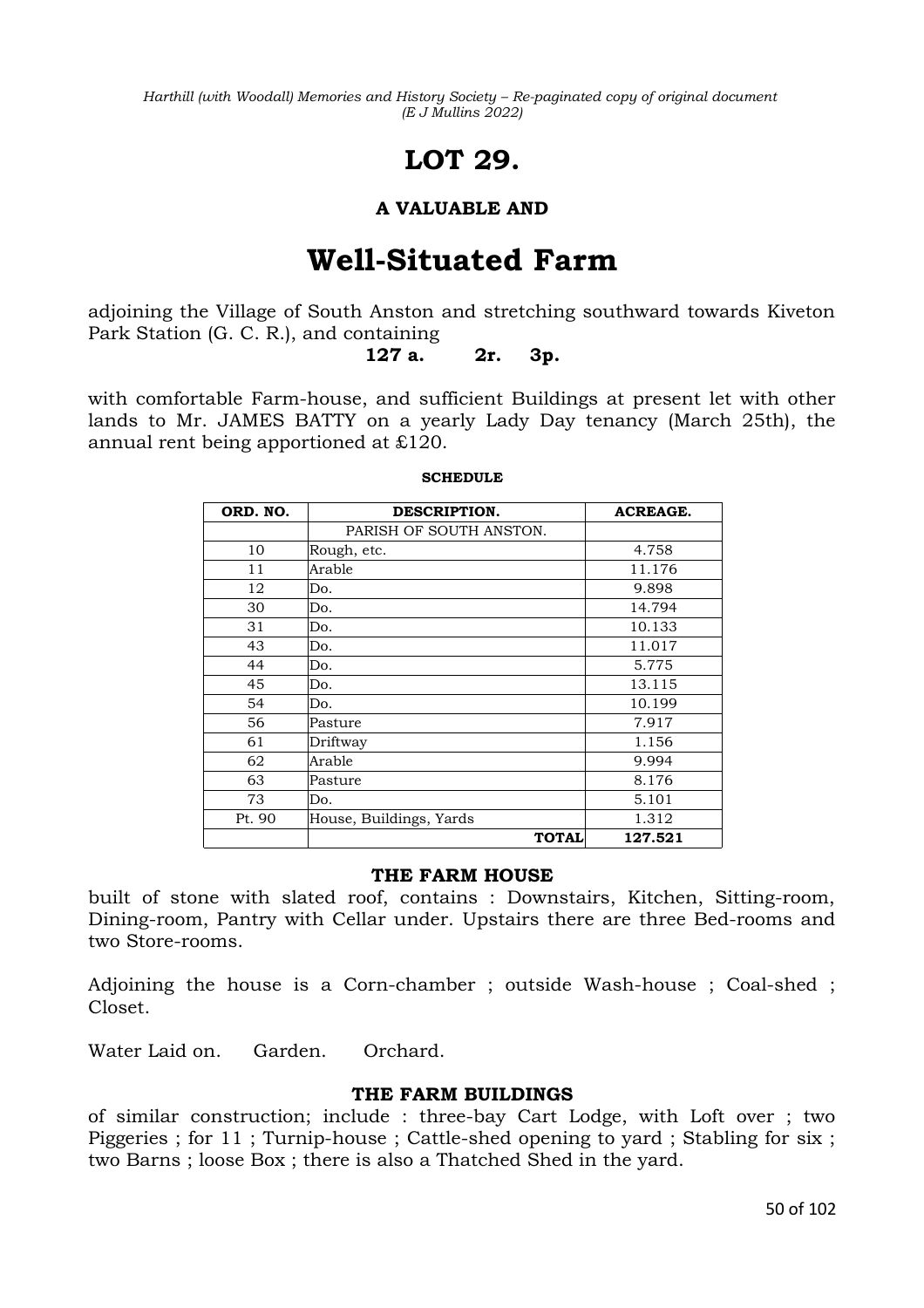# LOT 29.

### A VALUABLE AND

# Well-Situated Farm

adjoining the Village of South Anston and stretching southward towards Kiveton Park Station (G. C. R.), and containing

**127 a. 2r. 3p.**

with comfortable Farm-house, and sufficient Buildings at present let with other lands to Mr. JAMES BATTY on a yearly Lady Day tenancy (March 25th), the annual rent being apportioned at £120.

**SCHEDULE**

| ORD. NO. | DESCRIPTION. | ACREAGE. |
|---|---|---|
| | PARISH OF SOUTH ANSTON. | |
| 10 | Rough, etc. | 4.758 |
| 11 | Arable | 11.176 |
| 12 | Do. | 9.898 |
| 30 | Do. | 14.794 |
| 31 | Do. | 10.133 |
| 43 | Do. | 11.017 |
| 44 | Do. | 5.775 |
| 45 | Do. | 13.115 |
| 54 | Do. | 10.199 |
| 56 | Pasture | 7.917 |
| 61 | Driftway | 1.156 |
| 62 | Arable | 9.994 |
| 63 | Pasture | 8.176 |
| 73 | Do. | 5.101 |
| Pt. 90 | House, Buildings, Yards | 1.312 |
| | **TOTAL** | **127.521** |

### THE FARM HOUSE

built of stone with slated roof, contains : Downstairs, Kitchen, Sitting-room, Dining-room, Pantry with Cellar under. Upstairs there are three Bed-rooms and two Store-rooms.

Adjoining the house is a Corn-chamber ; outside Wash-house ; Coal-shed ; Closet.

Water Laid on. Garden. Orchard.

### THE FARM BUILDINGS

of similar construction; include : three-bay Cart Lodge, with Loft over ; two Piggeries ; for 11 ; Turnip-house ; Cattle-shed opening to yard ; Stabling for six ; two Barns ; loose Box ; there is also a Thatched Shed in the yard.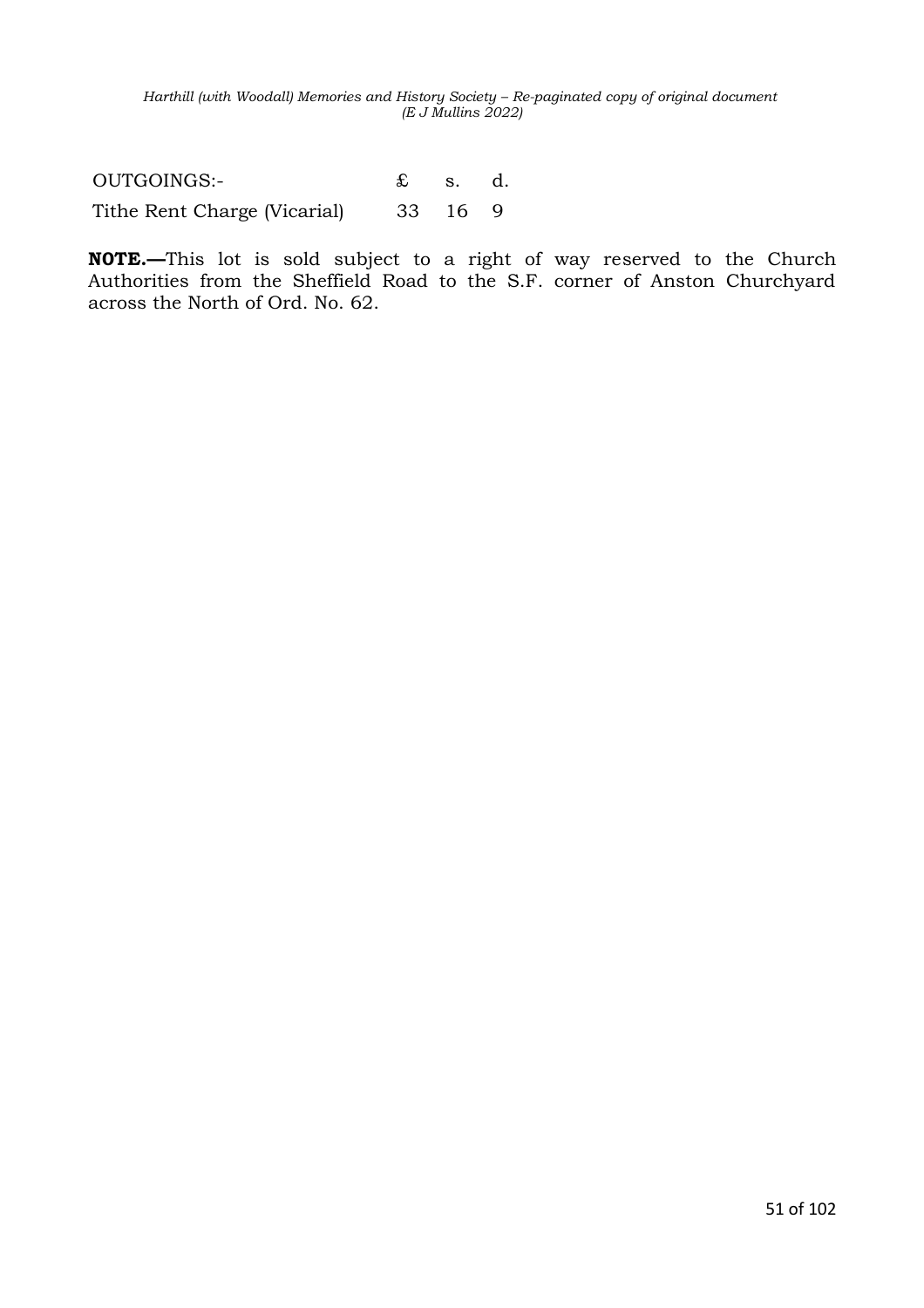| OUTGOINGS:- | £ | s. | d. |
| --- | --- | --- | --- |
| Tithe Rent Charge (Vicarial) | 33 | 16 | 9 |

**NOTE.—**This lot is sold subject to a right of way reserved to the Church Authorities from the Sheffield Road to the S.F. corner of Anston Churchyard across the North of Ord. No. 62.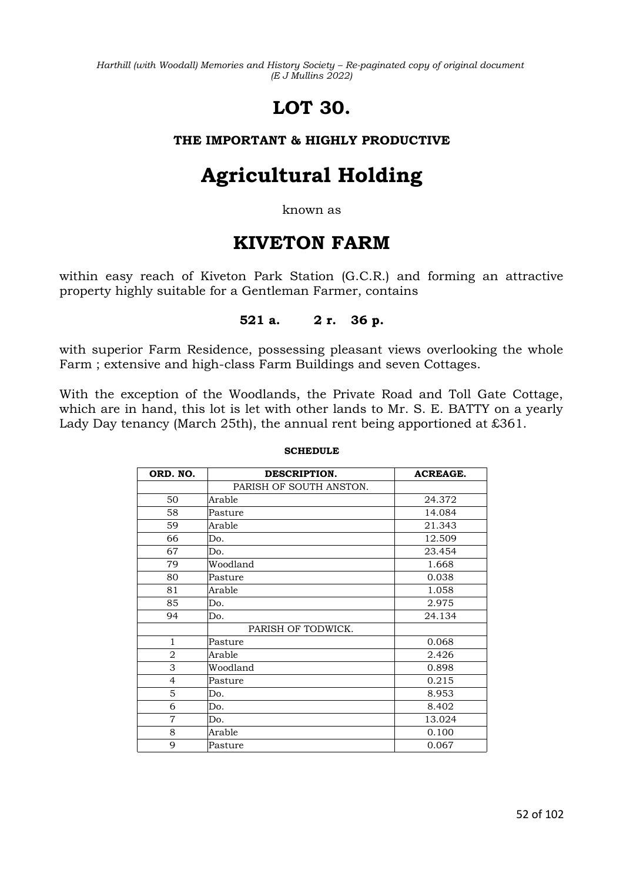# LOT 30.

### THE IMPORTANT & HIGHLY PRODUCTIVE

# Agricultural Holding

known as

## KIVETON FARM

within easy reach of Kiveton Park Station (G.C.R.) and forming an attractive property highly suitable for a Gentleman Farmer, contains

**521 a. 2 r. 36 p.**

with superior Farm Residence, possessing pleasant views overlooking the whole Farm ; extensive and high-class Farm Buildings and seven Cottages.

With the exception of the Woodlands, the Private Road and Toll Gate Cottage, which are in hand, this lot is let with other lands to Mr. S. E. BATTY on a yearly Lady Day tenancy (March 25th), the annual rent being apportioned at £361.

**SCHEDULE**

| ORD. NO. | DESCRIPTION. | ACREAGE. |
|---|---|---|
| | PARISH OF SOUTH ANSTON. | |
| 50 | Arable | 24.372 |
| 58 | Pasture | 14.084 |
| 59 | Arable | 21.343 |
| 66 | Do. | 12.509 |
| 67 | Do. | 23.454 |
| 79 | Woodland | 1.668 |
| 80 | Pasture | 0.038 |
| 81 | Arable | 1.058 |
| 85 | Do. | 2.975 |
| 94 | Do. | 24.134 |
| | PARISH OF TODWICK. | |
| 1 | Pasture | 0.068 |
| 2 | Arable | 2.426 |
| 3 | Woodland | 0.898 |
| 4 | Pasture | 0.215 |
| 5 | Do. | 8.953 |
| 6 | Do. | 8.402 |
| 7 | Do. | 13.024 |
| 8 | Arable | 0.100 |
| 9 | Pasture | 0.067 |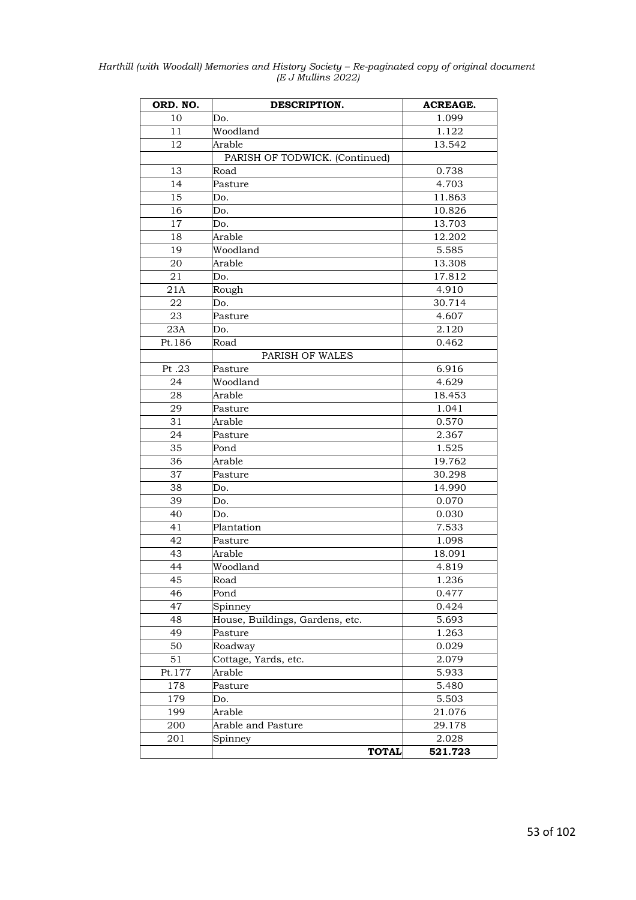| ORD. NO. | DESCRIPTION. | ACREAGE. |
|---|---|---|
| 10 | Do. | 1.099 |
| 11 | Woodland | 1.122 |
| 12 | Arable | 13.542 |
| | PARISH OF TODWICK. (Continued) | |
| 13 | Road | 0.738 |
| 14 | Pasture | 4.703 |
| 15 | Do. | 11.863 |
| 16 | Do. | 10.826 |
| 17 | Do. | 13.703 |
| 18 | Arable | 12.202 |
| 19 | Woodland | 5.585 |
| 20 | Arable | 13.308 |
| 21 | Do. | 17.812 |
| 21A | Rough | 4.910 |
| 22 | Do. | 30.714 |
| 23 | Pasture | 4.607 |
| 23A | Do. | 2.120 |
| Pt.186 | Road | 0.462 |
| | PARISH OF WALES | |
| Pt .23 | Pasture | 6.916 |
| 24 | Woodland | 4.629 |
| 28 | Arable | 18.453 |
| 29 | Pasture | 1.041 |
| 31 | Arable | 0.570 |
| 24 | Pasture | 2.367 |
| 35 | Pond | 1.525 |
| 36 | Arable | 19.762 |
| 37 | Pasture | 30.298 |
| 38 | Do. | 14.990 |
| 39 | Do. | 0.070 |
| 40 | Do. | 0.030 |
| 41 | Plantation | 7.533 |
| 42 | Pasture | 1.098 |
| 43 | Arable | 18.091 |
| 44 | Woodland | 4.819 |
| 45 | Road | 1.236 |
| 46 | Pond | 0.477 |
| 47 | Spinney | 0.424 |
| 48 | House, Buildings, Gardens, etc. | 5.693 |
| 49 | Pasture | 1.263 |
| 50 | Roadway | 0.029 |
| 51 | Cottage, Yards, etc. | 2.079 |
| Pt.177 | Arable | 5.933 |
| 178 | Pasture | 5.480 |
| 179 | Do. | 5.503 |
| 199 | Arable | 21.076 |
| 200 | Arable and Pasture | 29.178 |
| 201 | Spinney | 2.028 |
| | **TOTAL** | **521.723** |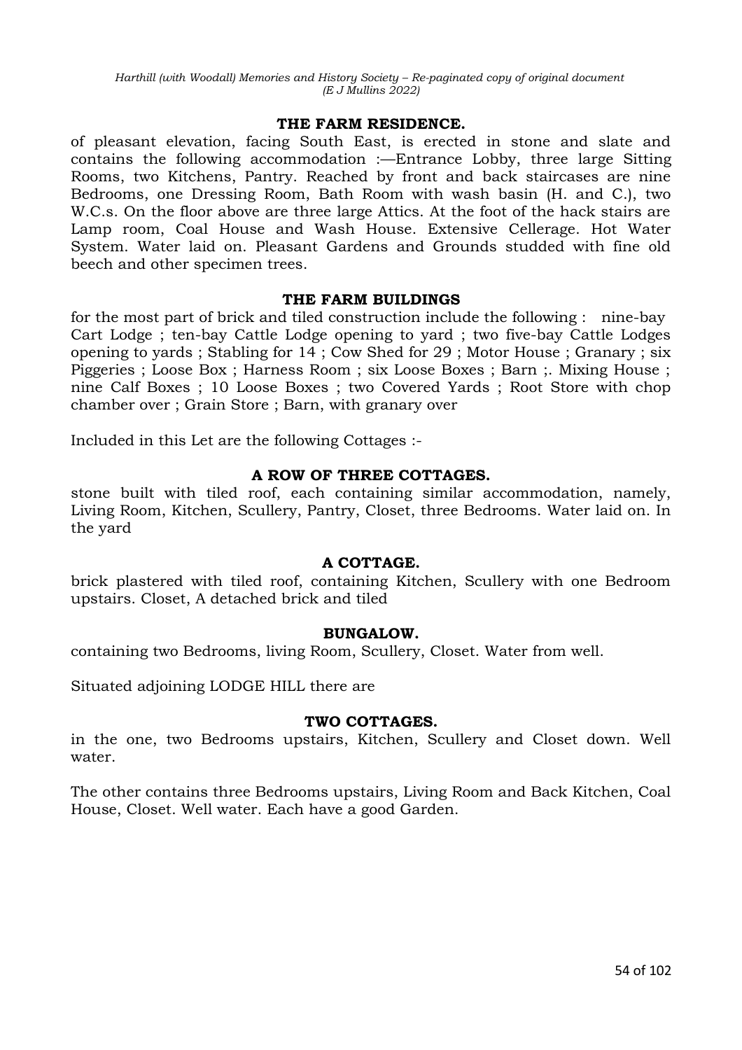### THE FARM RESIDENCE.

of pleasant elevation, facing South East, is erected in stone and slate and contains the following accommodation :—Entrance Lobby, three large Sitting Rooms, two Kitchens, Pantry. Reached by front and back staircases are nine Bedrooms, one Dressing Room, Bath Room with wash basin (H. and C.), two W.C.s. On the floor above are three large Attics. At the foot of the hack stairs are Lamp room, Coal House and Wash House. Extensive Cellerage. Hot Water System. Water laid on. Pleasant Gardens and Grounds studded with fine old beech and other specimen trees.

### THE FARM BUILDINGS

for the most part of brick and tiled construction include the following : nine-bay Cart Lodge ; ten-bay Cattle Lodge opening to yard ; two five-bay Cattle Lodges opening to yards ; Stabling for 14 ; Cow Shed for 29 ; Motor House ; Granary ; six Piggeries ; Loose Box ; Harness Room ; six Loose Boxes ; Barn ;. Mixing House ; nine Calf Boxes ; 10 Loose Boxes ; two Covered Yards ; Root Store with chop chamber over ; Grain Store ; Barn, with granary over

Included in this Let are the following Cottages :-

### A ROW OF THREE COTTAGES.

stone built with tiled roof, each containing similar accommodation, namely, Living Room, Kitchen, Scullery, Pantry, Closet, three Bedrooms. Water laid on. In the yard

### A COTTAGE.

brick plastered with tiled roof, containing Kitchen, Scullery with one Bedroom upstairs. Closet, A detached brick and tiled

### BUNGALOW.

containing two Bedrooms, living Room, Scullery, Closet. Water from well.

Situated adjoining LODGE HILL there are

### TWO COTTAGES.

in the one, two Bedrooms upstairs, Kitchen, Scullery and Closet down. Well water.

The other contains three Bedrooms upstairs, Living Room and Back Kitchen, Coal House, Closet. Well water. Each have a good Garden.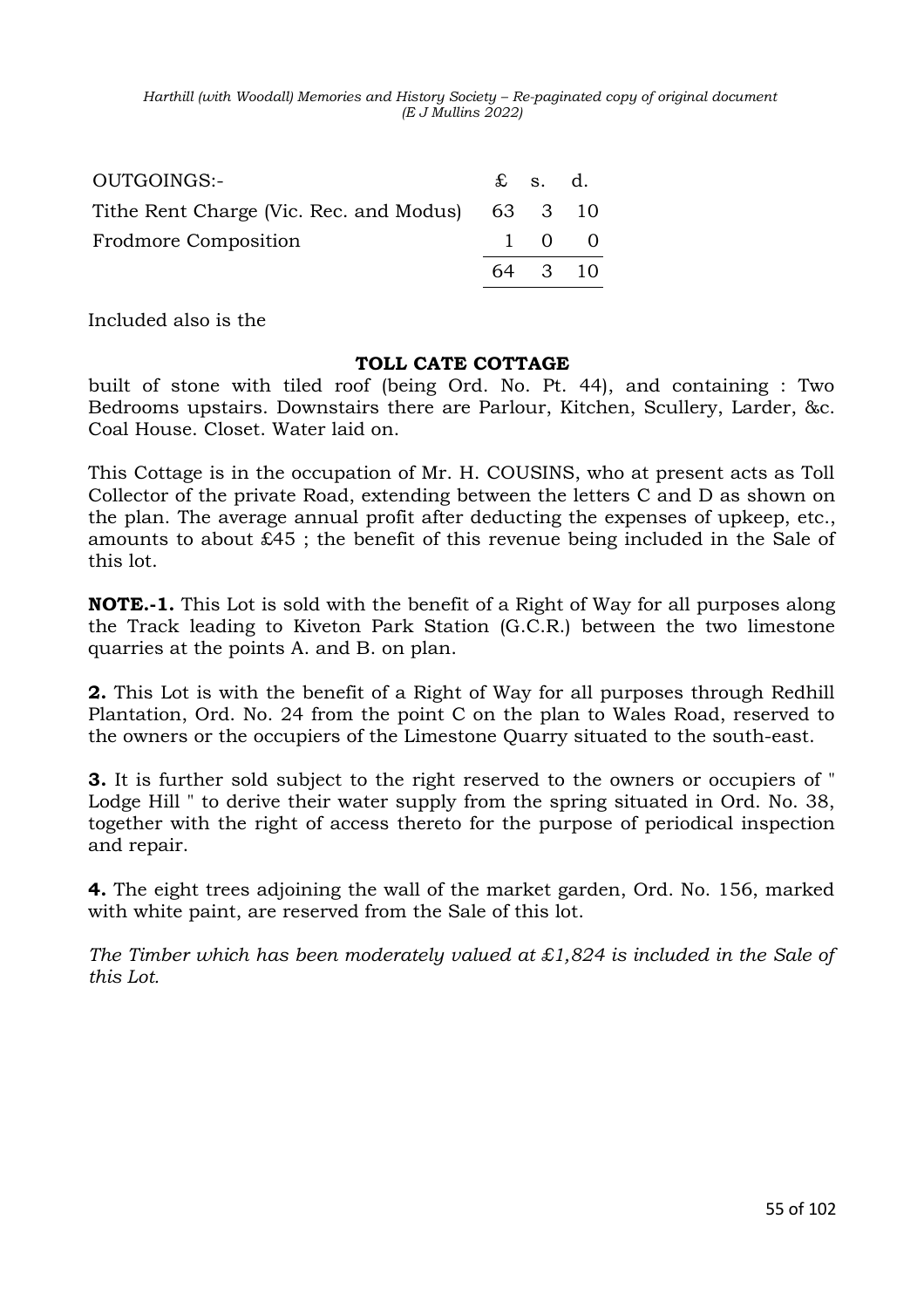| OUTGOINGS:- | £ | s. | d. |
|---|---|---|---|
| Tithe Rent Charge (Vic. Rec. and Modus) | 63 | 3 | 10 |
| Frodmore Composition | 1 | 0 | 0 |
| | 64 | 3 | 10 |

Included also is the

**TOLL CATE COTTAGE**

built of stone with tiled roof (being Ord. No. Pt. 44), and containing : Two Bedrooms upstairs. Downstairs there are Parlour, Kitchen, Scullery, Larder, &c. Coal House. Closet. Water laid on.

This Cottage is in the occupation of Mr. H. COUSINS, who at present acts as Toll Collector of the private Road, extending between the letters C and D as shown on the plan. The average annual profit after deducting the expenses of upkeep, etc., amounts to about £45 ; the benefit of this revenue being included in the Sale of this lot.

**NOTE.-1.** This Lot is sold with the benefit of a Right of Way for all purposes along the Track leading to Kiveton Park Station (G.C.R.) between the two limestone quarries at the points A. and B. on plan.

**2.** This Lot is with the benefit of a Right of Way for all purposes through Redhill Plantation, Ord. No. 24 from the point C on the plan to Wales Road, reserved to the owners or the occupiers of the Limestone Quarry situated to the south-east.

**3.** It is further sold subject to the right reserved to the owners or occupiers of " Lodge Hill " to derive their water supply from the spring situated in Ord. No. 38, together with the right of access thereto for the purpose of periodical inspection and repair.

**4.** The eight trees adjoining the wall of the market garden, Ord. No. 156, marked with white paint, are reserved from the Sale of this lot.

*The Timber which has been moderately valued at £1,824 is included in the Sale of this Lot.*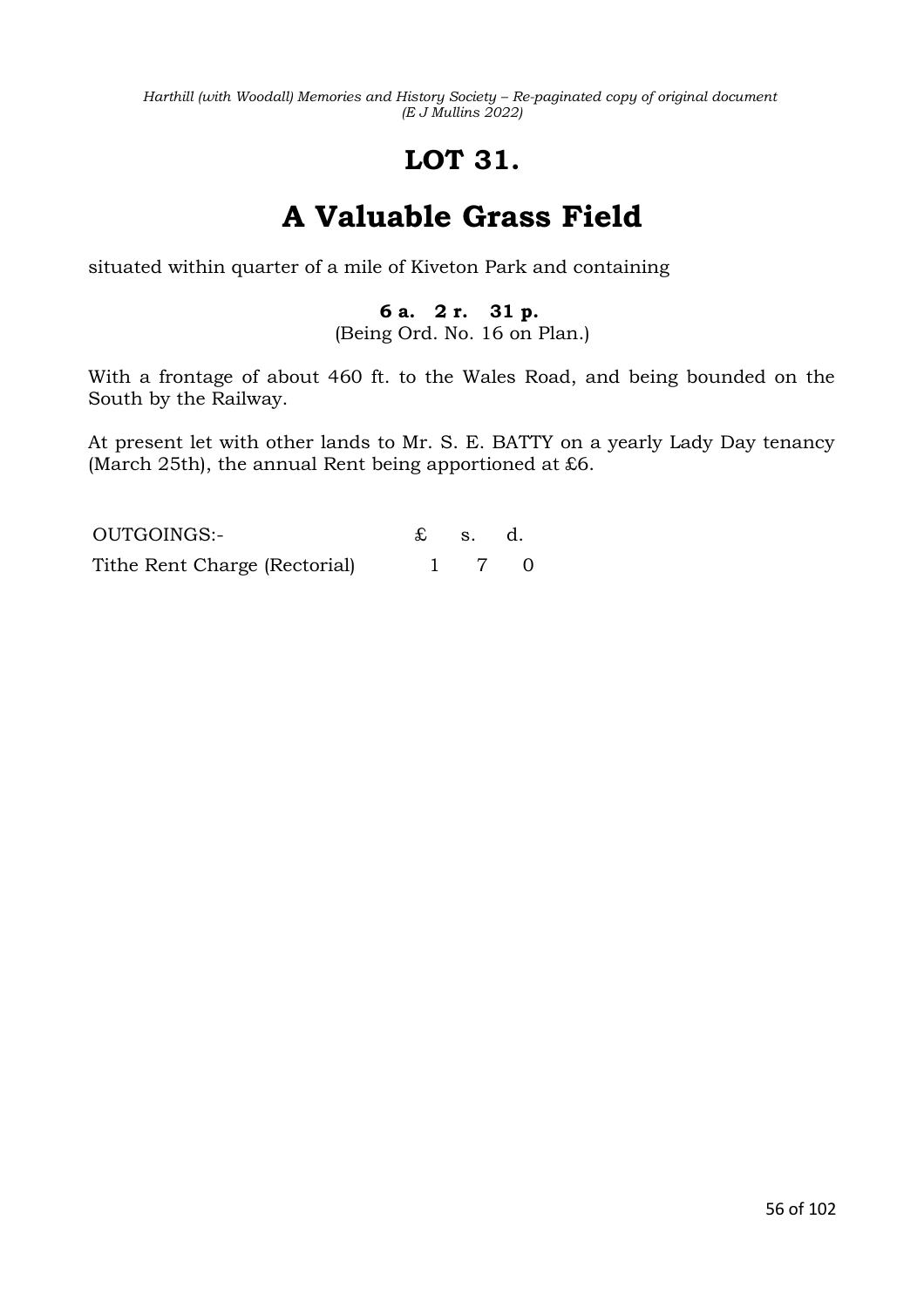# LOT 31.

# A Valuable Grass Field

situated within quarter of a mile of Kiveton Park and containing

**6 a. 2 r. 31 p.**
(Being Ord. No. 16 on Plan.)

With a frontage of about 460 ft. to the Wales Road, and being bounded on the South by the Railway.

At present let with other lands to Mr. S. E. BATTY on a yearly Lady Day tenancy (March 25th), the annual Rent being apportioned at £6.

| OUTGOINGS:- | £ | s. | d. |
|---|---|---|---|
| Tithe Rent Charge (Rectorial) | 1 | 7 | 0 |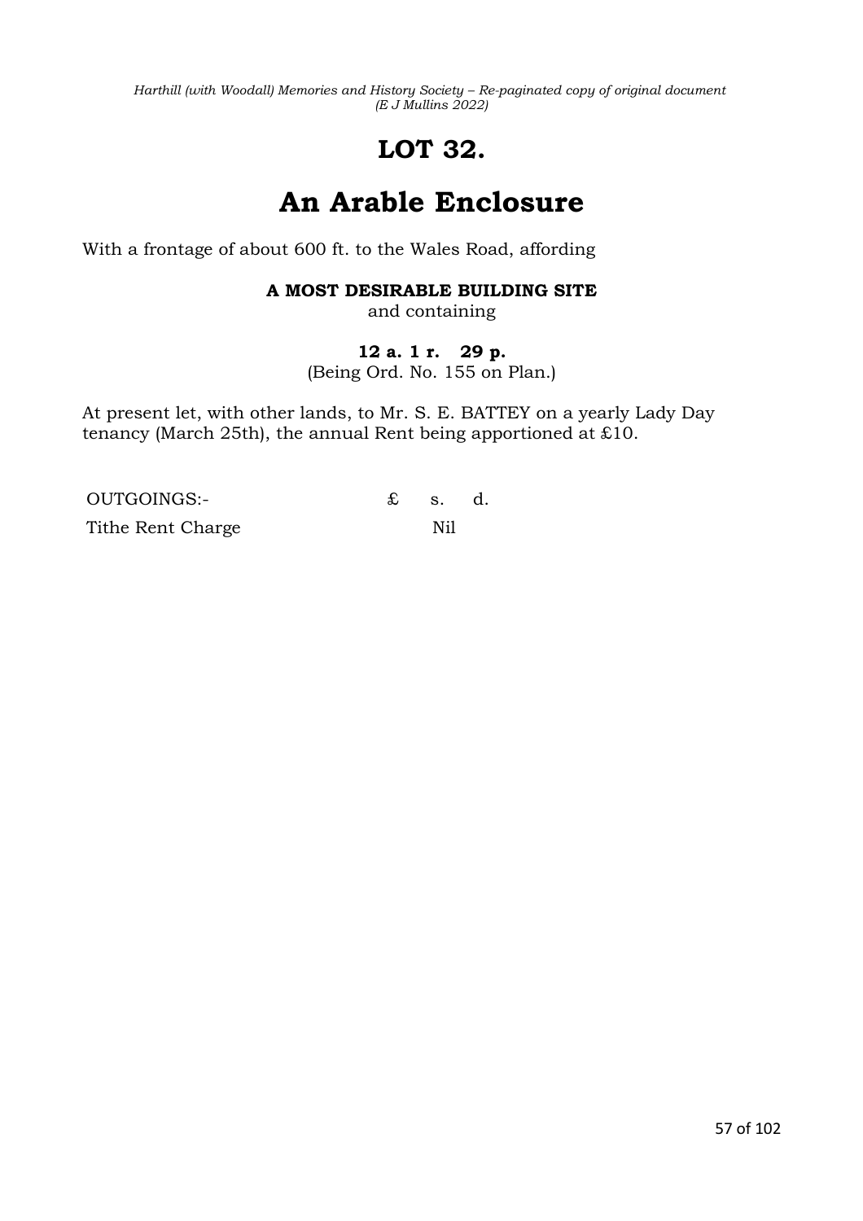# LOT 32.

# An Arable Enclosure

With a frontage of about 600 ft. to the Wales Road, affording

**A MOST DESIRABLE BUILDING SITE**

and containing

**12 a. 1 r. 29 p.**

(Being Ord. No. 155 on Plan.)

At present let, with other lands, to Mr. S. E. BATTEY on a yearly Lady Day tenancy (March 25th), the annual Rent being apportioned at £10.

| OUTGOINGS:- | £ | s. | d. |
|---|---|---|---|
| Tithe Rent Charge | | Nil | |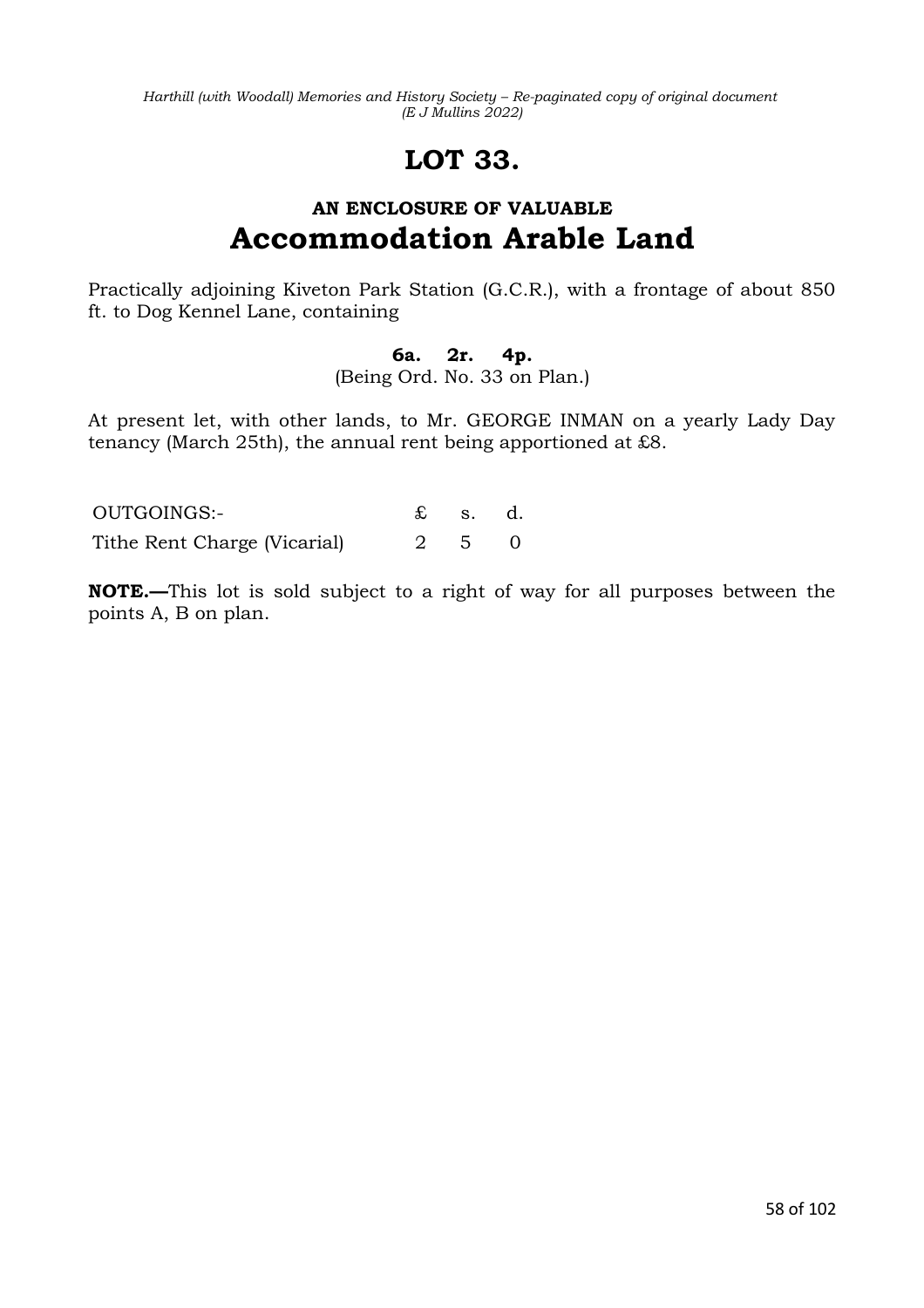# LOT 33.

### AN ENCLOSURE OF VALUABLE

## Accommodation Arable Land

Practically adjoining Kiveton Park Station (G.C.R.), with a frontage of about 850 ft. to Dog Kennel Lane, containing

**6a. 2r. 4p.**

(Being Ord. No. 33 on Plan.)

At present let, with other lands, to Mr. GEORGE INMAN on a yearly Lady Day tenancy (March 25th), the annual rent being apportioned at £8.

| OUTGOINGS:- | £ | s. | d. |
|---|---|---|---|
| Tithe Rent Charge (Vicarial) | 2 | 5 | 0 |

**NOTE.—**This lot is sold subject to a right of way for all purposes between the points A, B on plan.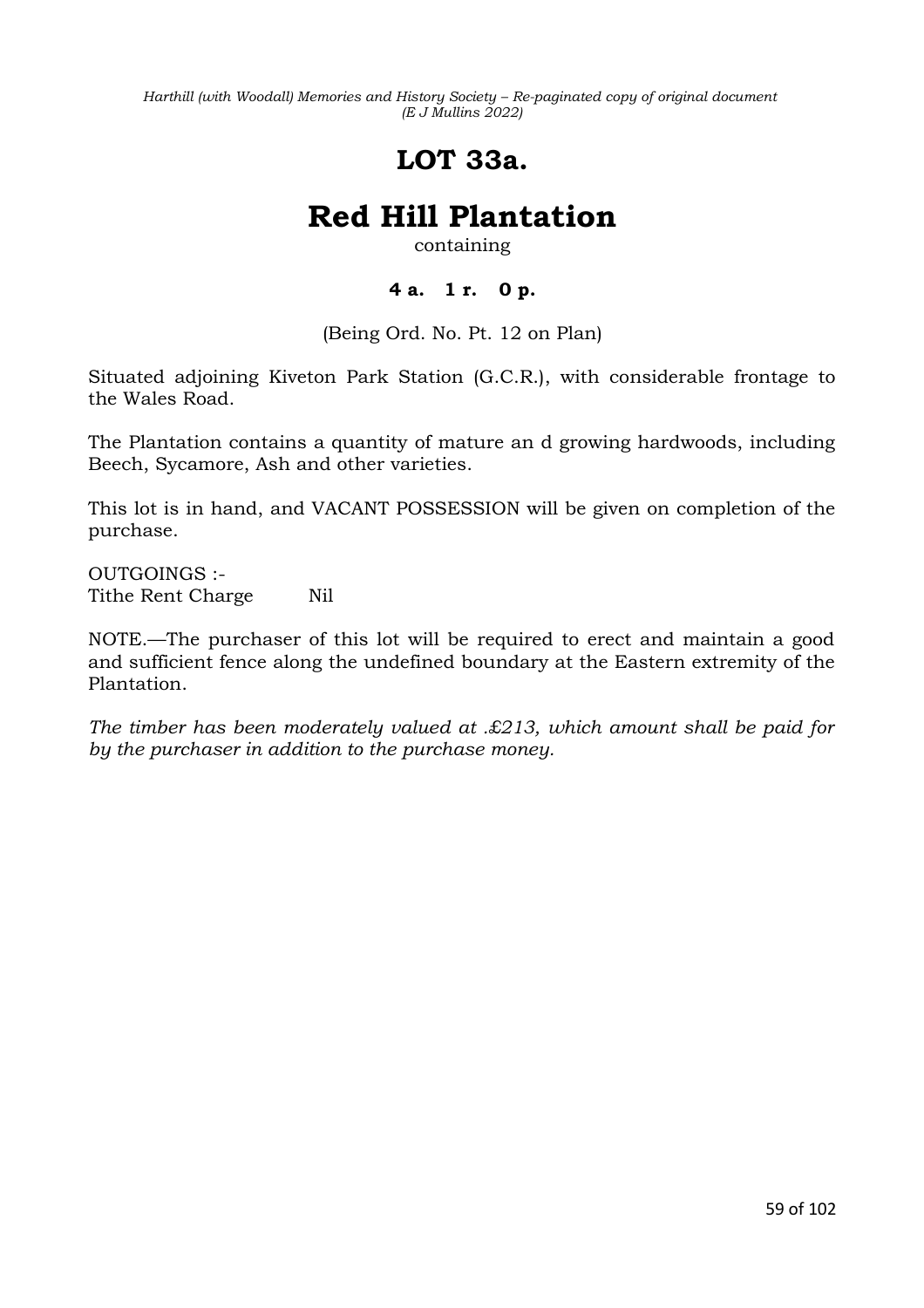# LOT 33a.

# Red Hill Plantation

containing

**4 a. 1 r. 0 p.**

(Being Ord. No. Pt. 12 on Plan)

Situated adjoining Kiveton Park Station (G.C.R.), with considerable frontage to the Wales Road.

The Plantation contains a quantity of mature an d growing hardwoods, including Beech, Sycamore, Ash and other varieties.

This lot is in hand, and VACANT POSSESSION will be given on completion of the purchase.

OUTGOINGS :-
Tithe Rent Charge Nil

NOTE.—The purchaser of this lot will be required to erect and maintain a good and sufficient fence along the undefined boundary at the Eastern extremity of the Plantation.

*The timber has been moderately valued at .£213, which amount shall be paid for by the purchaser in addition to the purchase money.*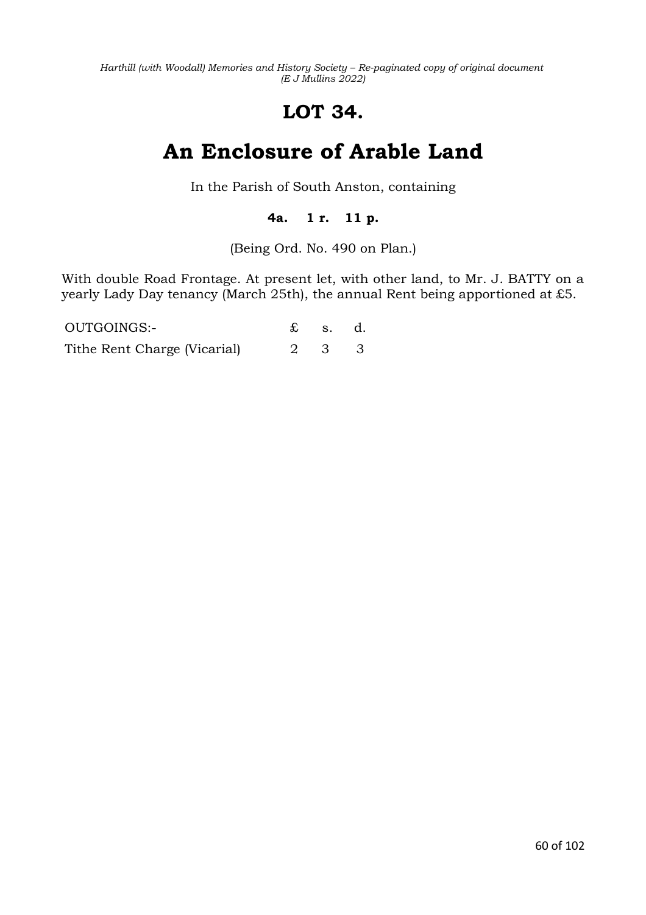# LOT 34.

# An Enclosure of Arable Land

In the Parish of South Anston, containing

**4a. 1 r. 11 p.**

(Being Ord. No. 490 on Plan.)

With double Road Frontage. At present let, with other land, to Mr. J. BATTY on a yearly Lady Day tenancy (March 25th), the annual Rent being apportioned at £5.

| OUTGOINGS:- | £ | s. | d. |
|---|---|---|---|
| Tithe Rent Charge (Vicarial) | 2 | 3 | 3 |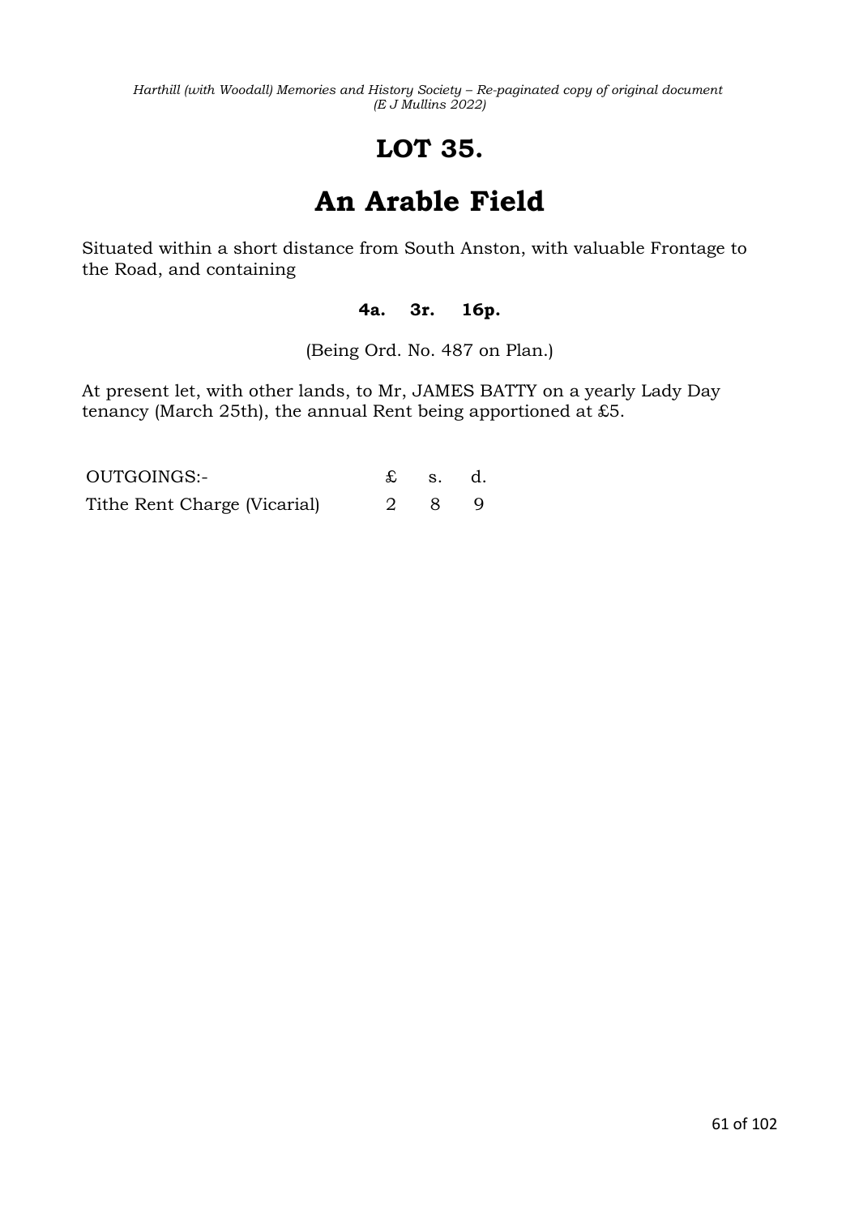# LOT 35.

# An Arable Field

Situated within a short distance from South Anston, with valuable Frontage to the Road, and containing

**4a. 3r. 16p.**

(Being Ord. No. 487 on Plan.)

At present let, with other lands, to Mr, JAMES BATTY on a yearly Lady Day tenancy (March 25th), the annual Rent being apportioned at £5.

| OUTGOINGS:- | £ | s. | d. |
|---|---|---|---|
| Tithe Rent Charge (Vicarial) | 2 | 8 | 9 |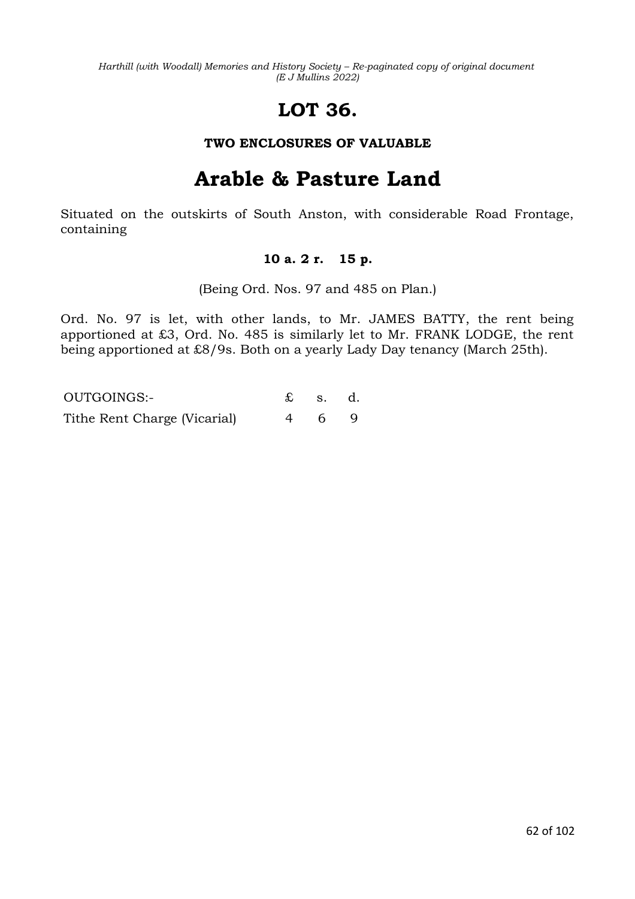# LOT 36.

**TWO ENCLOSURES OF VALUABLE**

# Arable & Pasture Land

Situated on the outskirts of South Anston, with considerable Road Frontage, containing

**10 a. 2 r. 15 p.**

(Being Ord. Nos. 97 and 485 on Plan.)

Ord. No. 97 is let, with other lands, to Mr. JAMES BATTY, the rent being apportioned at £3, Ord. No. 485 is similarly let to Mr. FRANK LODGE, the rent being apportioned at £8/9s. Both on a yearly Lady Day tenancy (March 25th).

| OUTGOINGS:- | £ | s. | d. |
|---|---|---|---|
| Tithe Rent Charge (Vicarial) | 4 | 6 | 9 |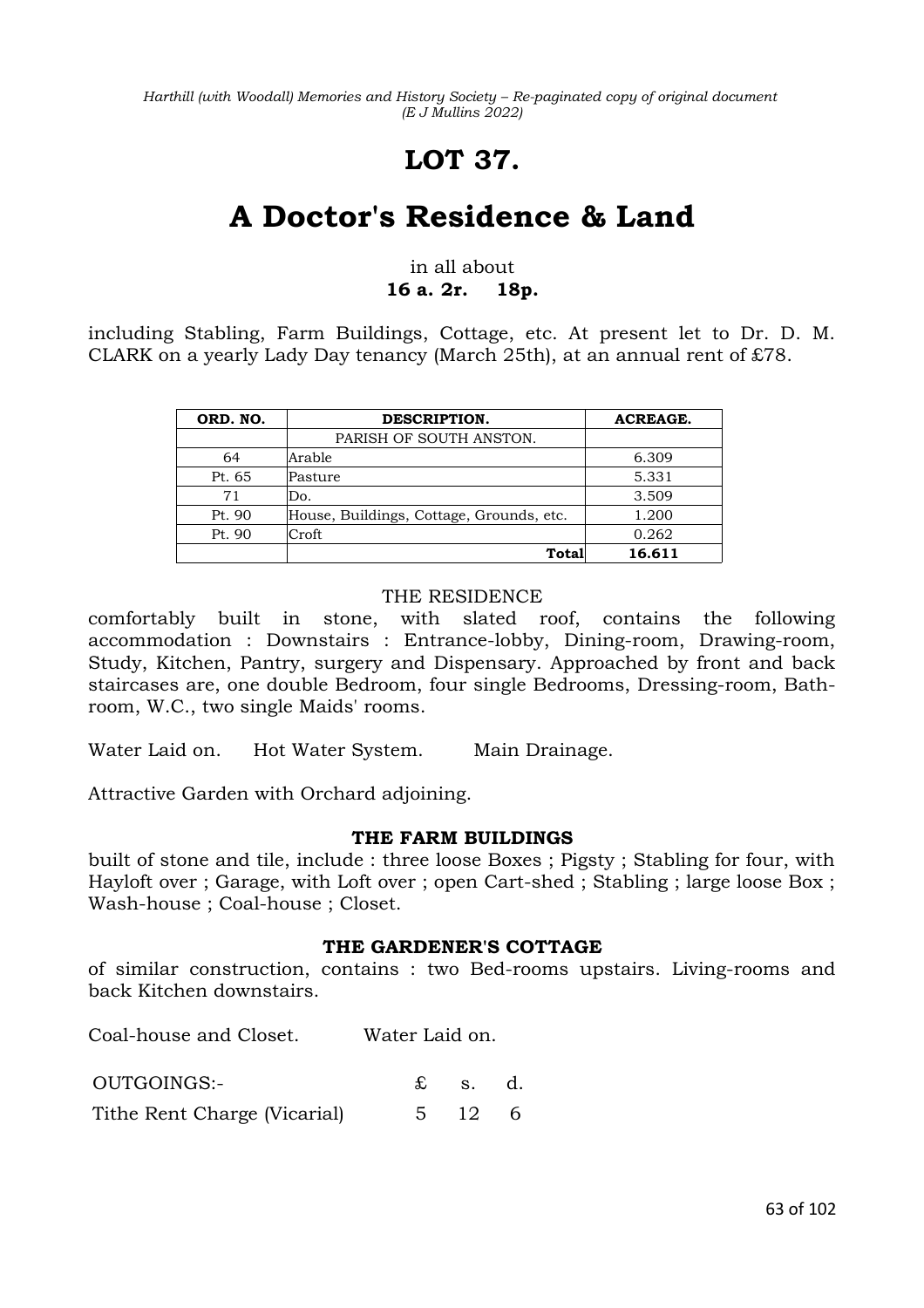# LOT 37.

# A Doctor's Residence & Land

in all about
**16 a. 2r. 18p.**

including Stabling, Farm Buildings, Cottage, etc. At present let to Dr. D. M. CLARK on a yearly Lady Day tenancy (March 25th), at an annual rent of £78.

| ORD. NO. | DESCRIPTION. | ACREAGE. |
|---|---|---|
| | PARISH OF SOUTH ANSTON. | |
| 64 | Arable | 6.309 |
| Pt. 65 | Pasture | 5.331 |
| 71 | Do. | 3.509 |
| Pt. 90 | House, Buildings, Cottage, Grounds, etc. | 1.200 |
| Pt. 90 | Croft | 0.262 |
| | **Total** | **16.611** |

THE RESIDENCE

comfortably built in stone, with slated roof, contains the following accommodation : Downstairs : Entrance-lobby, Dining-room, Drawing-room, Study, Kitchen, Pantry, surgery and Dispensary. Approached by front and back staircases are, one double Bedroom, four single Bedrooms, Dressing-room, Bath-room, W.C., two single Maids' rooms.

Water Laid on. Hot Water System. Main Drainage.

Attractive Garden with Orchard adjoining.

**THE FARM BUILDINGS**

built of stone and tile, include : three loose Boxes ; Pigsty ; Stabling for four, with Hayloft over ; Garage, with Loft over ; open Cart-shed ; Stabling ; large loose Box ; Wash-house ; Coal-house ; Closet.

**THE GARDENER'S COTTAGE**

of similar construction, contains : two Bed-rooms upstairs. Living-rooms and back Kitchen downstairs.

Coal-house and Closet. Water Laid on.

| OUTGOINGS:- | £ | s. | d. |
|---|---|---|---|
| Tithe Rent Charge (Vicarial) | 5 | 12 | 6 |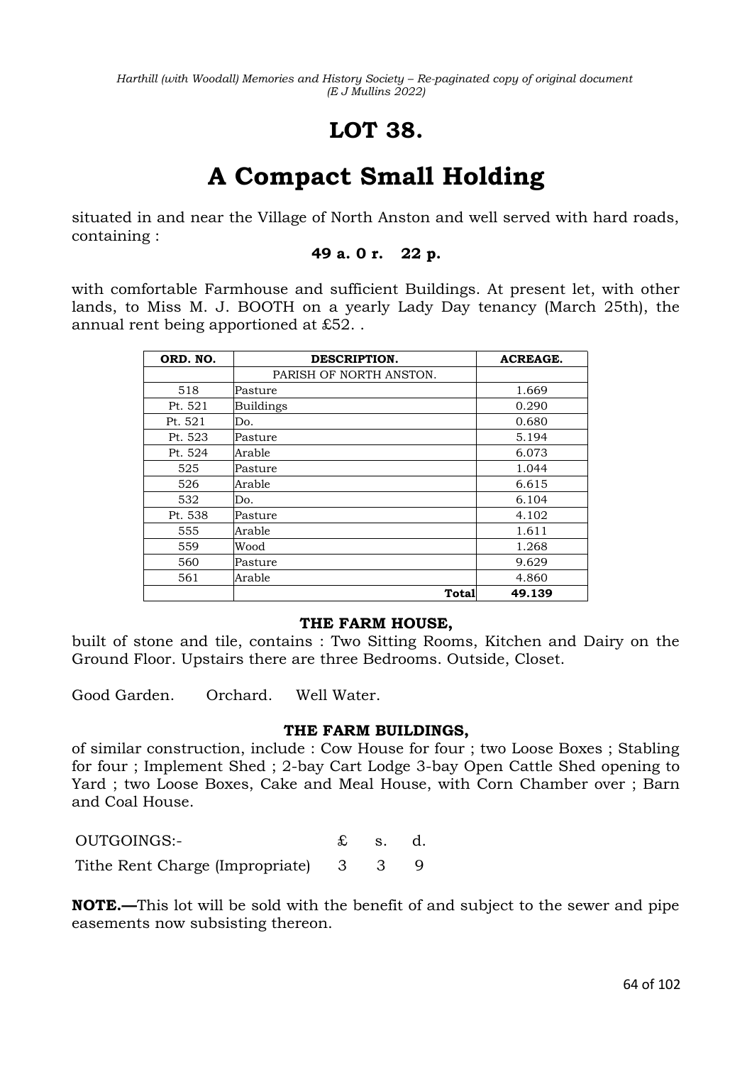# LOT 38.

# A Compact Small Holding

situated in and near the Village of North Anston and well served with hard roads, containing :

**49 a. 0 r. 22 p.**

with comfortable Farmhouse and sufficient Buildings. At present let, with other lands, to Miss M. J. BOOTH on a yearly Lady Day tenancy (March 25th), the annual rent being apportioned at £52. .

| ORD. NO. | DESCRIPTION. | ACREAGE. |
|---|---|---|
| | PARISH OF NORTH ANSTON. | |
| 518 | Pasture | 1.669 |
| Pt. 521 | Buildings | 0.290 |
| Pt. 521 | Do. | 0.680 |
| Pt. 523 | Pasture | 5.194 |
| Pt. 524 | Arable | 6.073 |
| 525 | Pasture | 1.044 |
| 526 | Arable | 6.615 |
| 532 | Do. | 6.104 |
| Pt. 538 | Pasture | 4.102 |
| 555 | Arable | 1.611 |
| 559 | Wood | 1.268 |
| 560 | Pasture | 9.629 |
| 561 | Arable | 4.860 |
| | **Total** | **49.139** |

**THE FARM HOUSE,**

built of stone and tile, contains : Two Sitting Rooms, Kitchen and Dairy on the Ground Floor. Upstairs there are three Bedrooms. Outside, Closet.

Good Garden. Orchard. Well Water.

**THE FARM BUILDINGS,**

of similar construction, include : Cow House for four ; two Loose Boxes ; Stabling for four ; Implement Shed ; 2-bay Cart Lodge 3-bay Open Cattle Shed opening to Yard ; two Loose Boxes, Cake and Meal House, with Corn Chamber over ; Barn and Coal House.

| OUTGOINGS:- | £ | s. | d. |
|---|---|---|---|
| Tithe Rent Charge (Impropriate) | 3 | 3 | 9 |

**NOTE.—**This lot will be sold with the benefit of and subject to the sewer and pipe easements now subsisting thereon.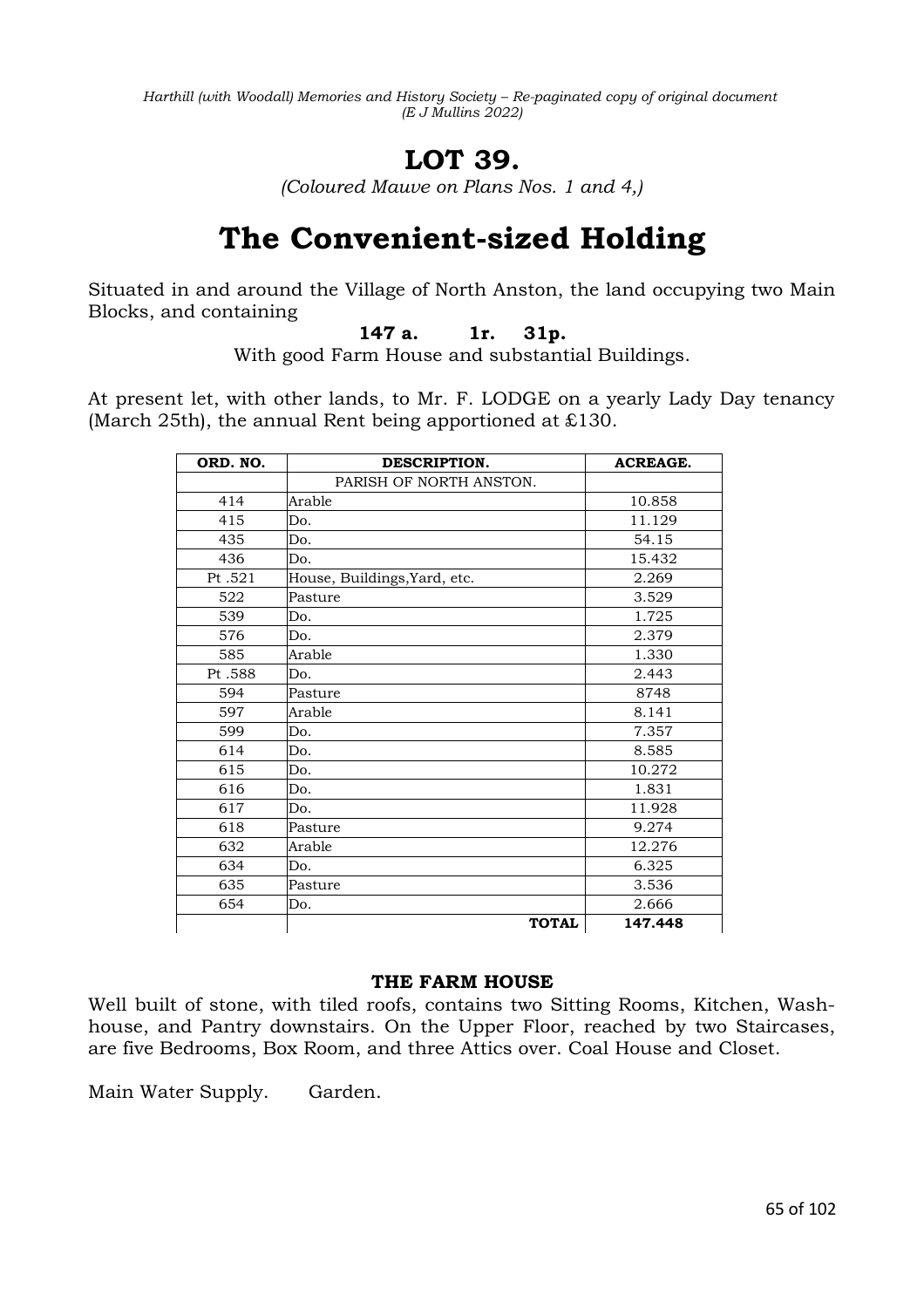# LOT 39.

*(Coloured Mauve on Plans Nos. 1 and 4,)*

# The Convenient-sized Holding

Situated in and around the Village of North Anston, the land occupying two Main Blocks, and containing

**147 a. 1r. 31p.**

With good Farm House and substantial Buildings.

At present let, with other lands, to Mr. F. LODGE on a yearly Lady Day tenancy (March 25th), the annual Rent being apportioned at ₤130.

| ORD. NO. | DESCRIPTION. | ACREAGE. |
|---|---|---|
| | PARISH OF NORTH ANSTON. | |
| 414 | Arable | 10.858 |
| 415 | Do. | 11.129 |
| 435 | Do. | 54.15 |
| 436 | Do. | 15.432 |
| Pt .521 | House, Buildings,Yard, etc. | 2.269 |
| 522 | Pasture | 3.529 |
| 539 | Do. | 1.725 |
| 576 | Do. | 2.379 |
| 585 | Arable | 1.330 |
| Pt .588 | Do. | 2.443 |
| 594 | Pasture | 8748 |
| 597 | Arable | 8.141 |
| 599 | Do. | 7.357 |
| 614 | Do. | 8.585 |
| 615 | Do. | 10.272 |
| 616 | Do. | 1.831 |
| 617 | Do. | 11.928 |
| 618 | Pasture | 9.274 |
| 632 | Arable | 12.276 |
| 634 | Do. | 6.325 |
| 635 | Pasture | 3.536 |
| 654 | Do. | 2.666 |
| | **TOTAL** | **147.448** |

**THE FARM HOUSE**

Well built of stone, with tiled roofs, contains two Sitting Rooms, Kitchen, Wash-house, and Pantry downstairs. On the Upper Floor, reached by two Staircases, are five Bedrooms, Box Room, and three Attics over. Coal House and Closet.

Main Water Supply. Garden.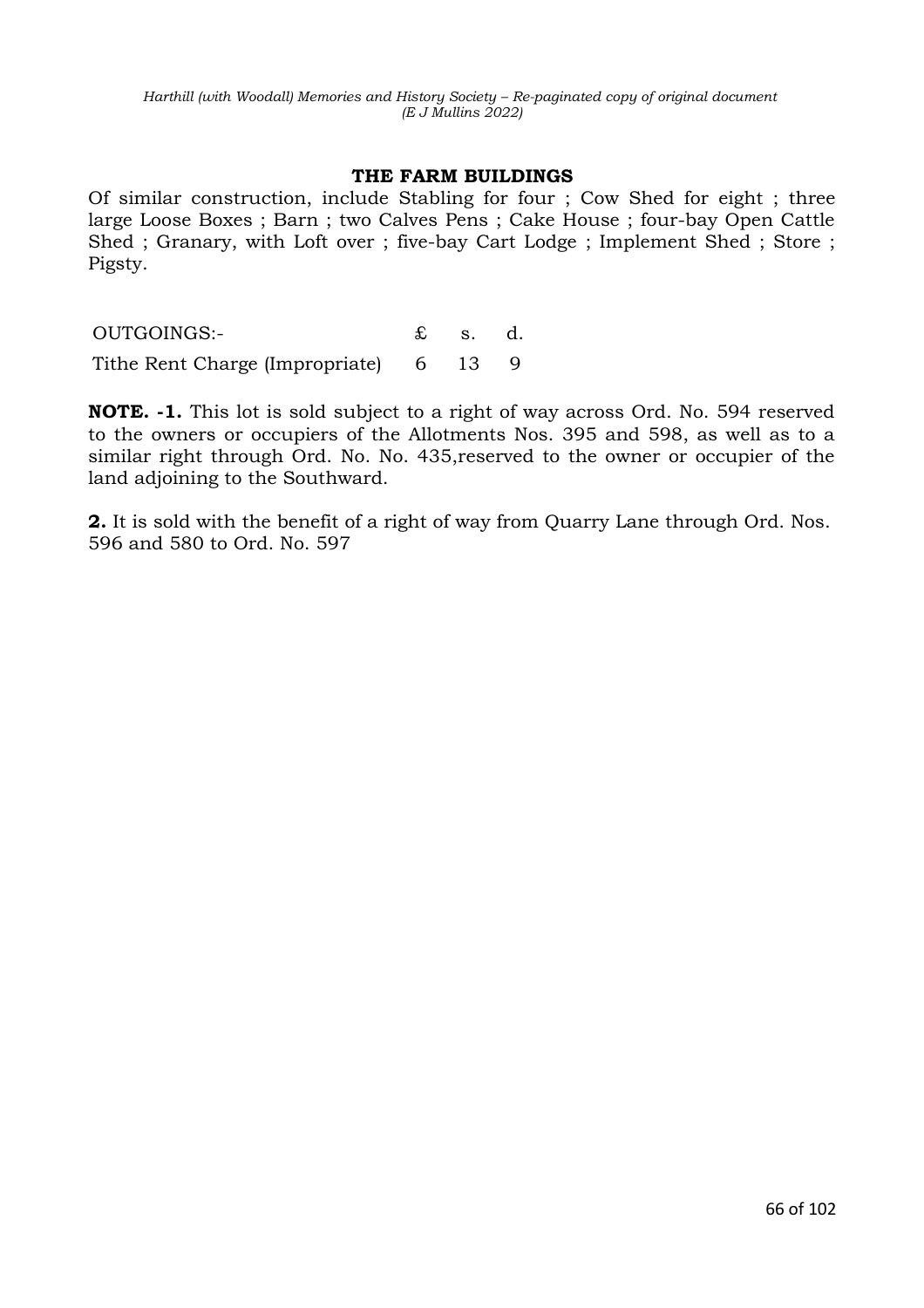### THE FARM BUILDINGS

Of similar construction, include Stabling for four ; Cow Shed for eight ; three large Loose Boxes ; Barn ; two Calves Pens ; Cake House ; four-bay Open Cattle Shed ; Granary, with Loft over ; five-bay Cart Lodge ; Implement Shed ; Store ; Pigsty.

| OUTGOINGS:- | £ | s. | d. |
|---|---|---|---|
| Tithe Rent Charge (Impropriate) | 6 | 13 | 9 |

**NOTE. -1.** This lot is sold subject to a right of way across Ord. No. 594 reserved to the owners or occupiers of the Allotments Nos. 395 and 598, as well as to a similar right through Ord. No. No. 435,reserved to the owner or occupier of the land adjoining to the Southward.

**2.** It is sold with the benefit of a right of way from Quarry Lane through Ord. Nos. 596 and 580 to Ord. No. 597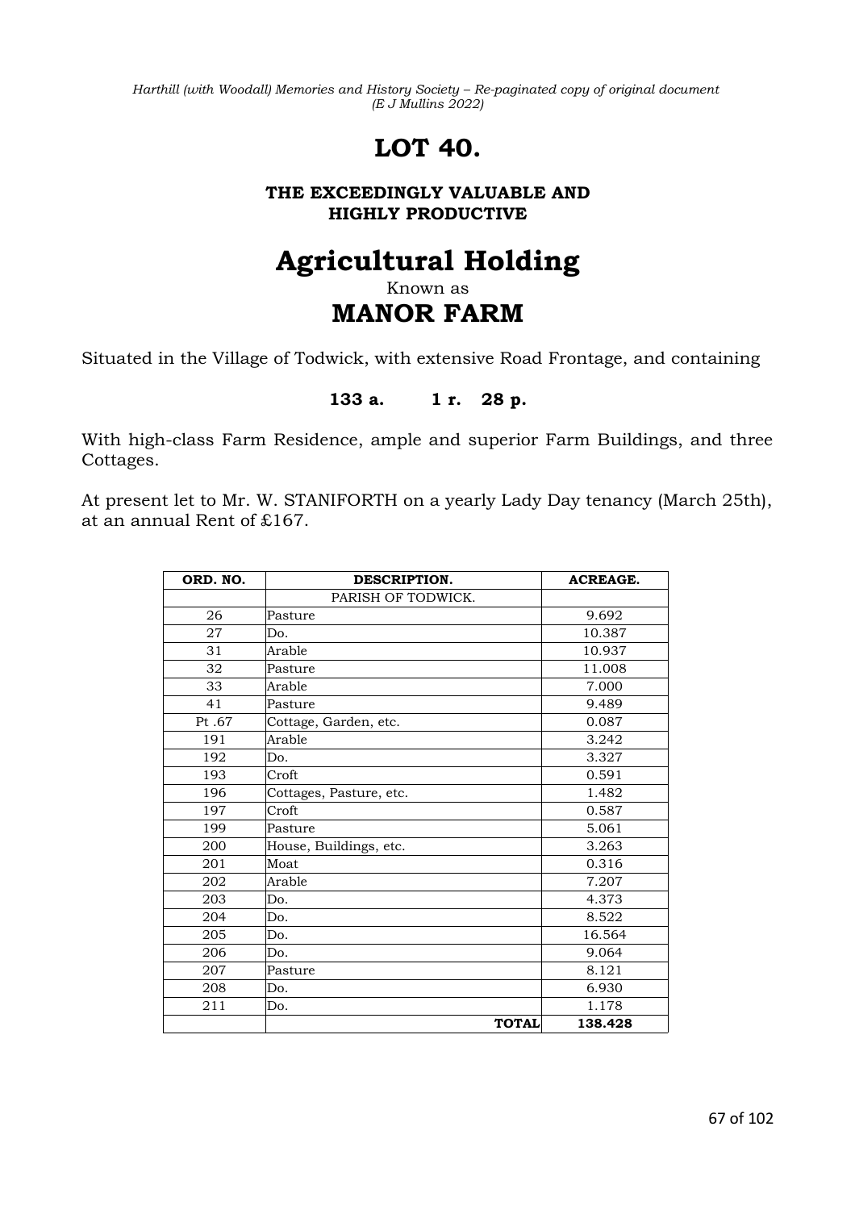# LOT 40.

**THE EXCEEDINGLY VALUABLE AND HIGHLY PRODUCTIVE**

# Agricultural Holding

Known as

## MANOR FARM

Situated in the Village of Todwick, with extensive Road Frontage, and containing

**133 a. 1 r. 28 p.**

With high-class Farm Residence, ample and superior Farm Buildings, and three Cottages.

At present let to Mr. W. STANIFORTH on a yearly Lady Day tenancy (March 25th), at an annual Rent of £167.

| ORD. NO. | DESCRIPTION. | ACREAGE. |
|---|---|---|
| | PARISH OF TODWICK. | |
| 26 | Pasture | 9.692 |
| 27 | Do. | 10.387 |
| 31 | Arable | 10.937 |
| 32 | Pasture | 11.008 |
| 33 | Arable | 7.000 |
| 41 | Pasture | 9.489 |
| Pt .67 | Cottage, Garden, etc. | 0.087 |
| 191 | Arable | 3.242 |
| 192 | Do. | 3.327 |
| 193 | Croft | 0.591 |
| 196 | Cottages, Pasture, etc. | 1.482 |
| 197 | Croft | 0.587 |
| 199 | Pasture | 5.061 |
| 200 | House, Buildings, etc. | 3.263 |
| 201 | Moat | 0.316 |
| 202 | Arable | 7.207 |
| 203 | Do. | 4.373 |
| 204 | Do. | 8.522 |
| 205 | Do. | 16.564 |
| 206 | Do. | 9.064 |
| 207 | Pasture | 8.121 |
| 208 | Do. | 6.930 |
| 211 | Do. | 1.178 |
| | **TOTAL** | **138.428** |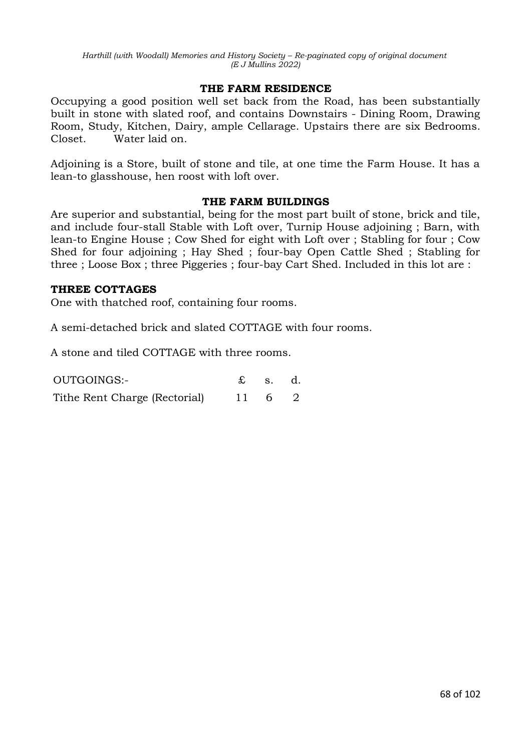### THE FARM RESIDENCE

Occupying a good position well set back from the Road, has been substantially built in stone with slated roof, and contains Downstairs - Dining Room, Drawing Room, Study, Kitchen, Dairy, ample Cellarage. Upstairs there are six Bedrooms. Closet. Water laid on.

Adjoining is a Store, built of stone and tile, at one time the Farm House. It has a lean-to glasshouse, hen roost with loft over.

### THE FARM BUILDINGS

Are superior and substantial, being for the most part built of stone, brick and tile, and include four-stall Stable with Loft over, Turnip House adjoining ; Barn, with lean-to Engine House ; Cow Shed for eight with Loft over ; Stabling for four ; Cow Shed for four adjoining ; Hay Shed ; four-bay Open Cattle Shed ; Stabling for three ; Loose Box ; three Piggeries ; four-bay Cart Shed. Included in this lot are :

**THREE COTTAGES**

One with thatched roof, containing four rooms.

A semi-detached brick and slated COTTAGE with four rooms.

A stone and tiled COTTAGE with three rooms.

| OUTGOINGS:- | £ | s. | d. |
|---|---|---|---|
| Tithe Rent Charge (Rectorial) | 11 | 6 | 2 |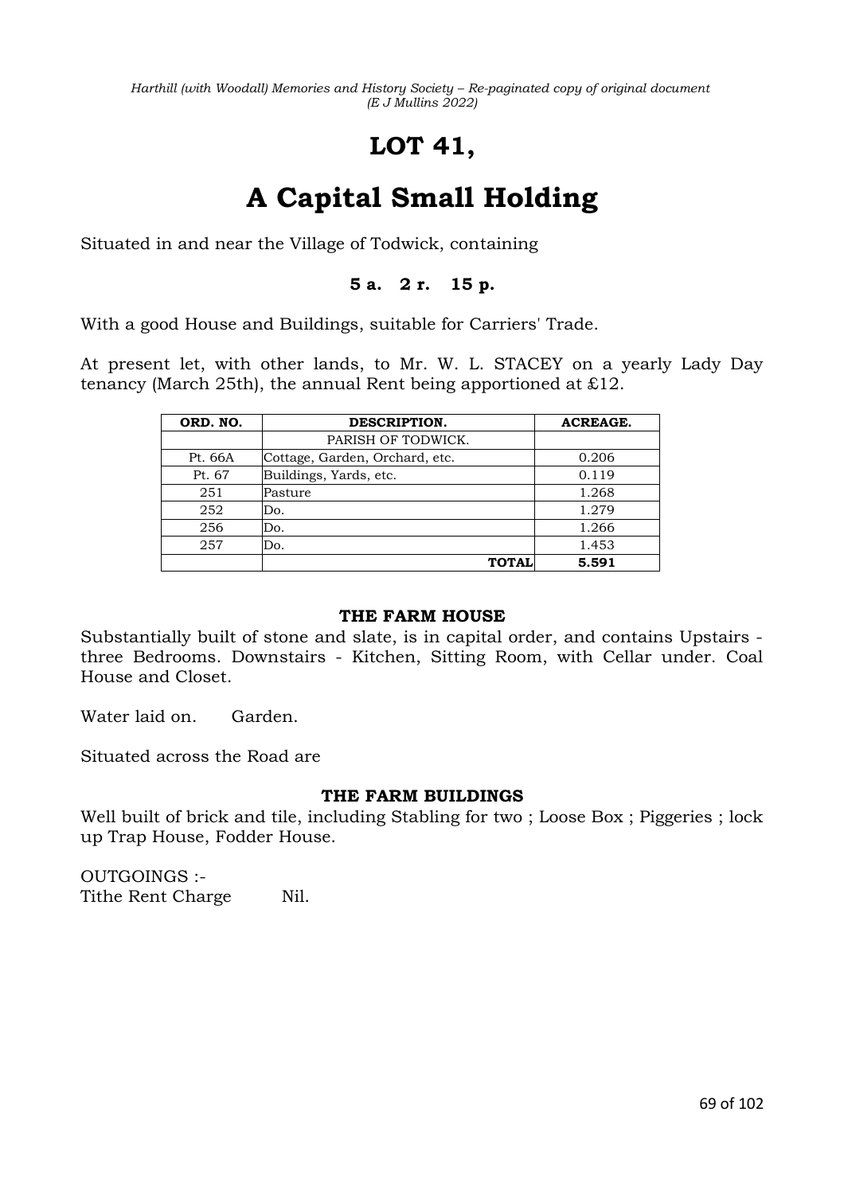# LOT 41,

# A Capital Small Holding

Situated in and near the Village of Todwick, containing

**5 a. 2 r. 15 p.**

With a good House and Buildings, suitable for Carriers' Trade.

At present let, with other lands, to Mr. W. L. STACEY on a yearly Lady Day tenancy (March 25th), the annual Rent being apportioned at £12.

| ORD. NO. | DESCRIPTION. | ACREAGE. |
|---|---|---|
| | PARISH OF TODWICK. | |
| Pt. 66A | Cottage, Garden, Orchard, etc. | 0.206 |
| Pt. 67 | Buildings, Yards, etc. | 0.119 |
| 251 | Pasture | 1.268 |
| 252 | Do. | 1.279 |
| 256 | Do. | 1.266 |
| 257 | Do. | 1.453 |
| | **TOTAL** | **5.591** |

**THE FARM HOUSE**

Substantially built of stone and slate, is in capital order, and contains Upstairs - three Bedrooms. Downstairs - Kitchen, Sitting Room, with Cellar under. Coal House and Closet.

Water laid on. Garden.

Situated across the Road are

**THE FARM BUILDINGS**

Well built of brick and tile, including Stabling for two ; Loose Box ; Piggeries ; lock up Trap House, Fodder House.

OUTGOINGS :-
Tithe Rent Charge Nil.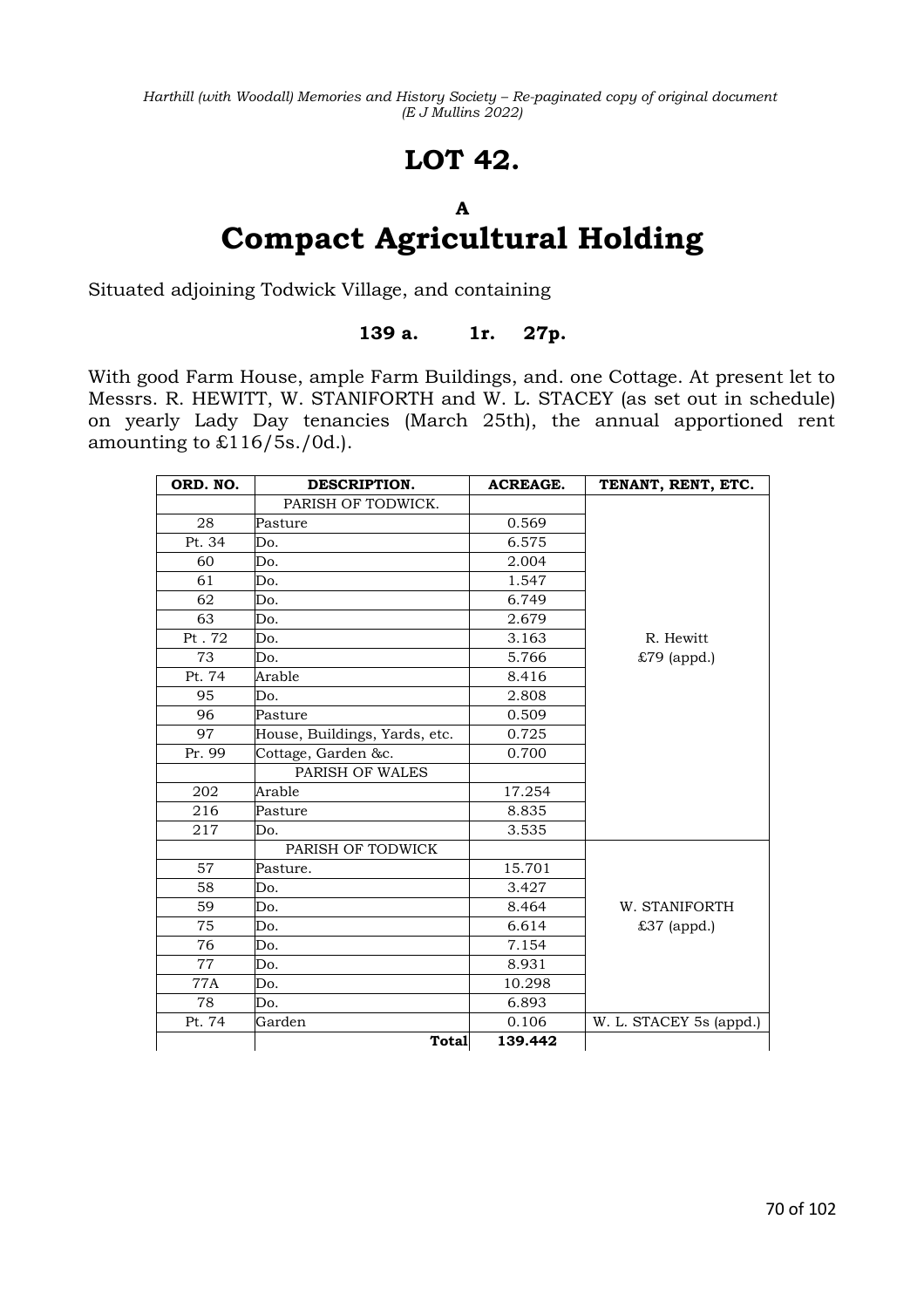# LOT 42.

## A
# Compact Agricultural Holding

Situated adjoining Todwick Village, and containing

**139 a. 1r. 27p.**

With good Farm House, ample Farm Buildings, and. one Cottage. At present let to Messrs. R. HEWITT, W. STANIFORTH and W. L. STACEY (as set out in schedule) on yearly Lady Day tenancies (March 25th), the annual apportioned rent amounting to £116/5s./0d.).

| ORD. NO. | DESCRIPTION. | ACREAGE. | TENANT, RENT, ETC. |
|---|---|---|---|
| | PARISH OF TODWICK. | | R. Hewitt £79 (appd.) |
| 28 | Pasture | 0.569 | |
| Pt. 34 | Do. | 6.575 | |
| 60 | Do. | 2.004 | |
| 61 | Do. | 1.547 | |
| 62 | Do. | 6.749 | |
| 63 | Do. | 2.679 | |
| Pt . 72 | Do. | 3.163 | |
| 73 | Do. | 5.766 | |
| Pt. 74 | Arable | 8.416 | |
| 95 | Do. | 2.808 | |
| 96 | Pasture | 0.509 | |
| 97 | House, Buildings, Yards, etc. | 0.725 | |
| Pr. 99 | Cottage, Garden &c. | 0.700 | |
| | PARISH OF WALES | | |
| 202 | Arable | 17.254 | |
| 216 | Pasture | 8.835 | |
| 217 | Do. | 3.535 | |
| | PARISH OF TODWICK | | W. STANIFORTH £37 (appd.) |
| 57 | Pasture. | 15.701 | |
| 58 | Do. | 3.427 | |
| 59 | Do. | 8.464 | |
| 75 | Do. | 6.614 | |
| 76 | Do. | 7.154 | |
| 77 | Do. | 8.931 | |
| 77A | Do. | 10.298 | |
| 78 | Do. | 6.893 | |
| Pt. 74 | Garden | 0.106 | W. L. STACEY 5s (appd.) |
| | **Total** | **139.442** | |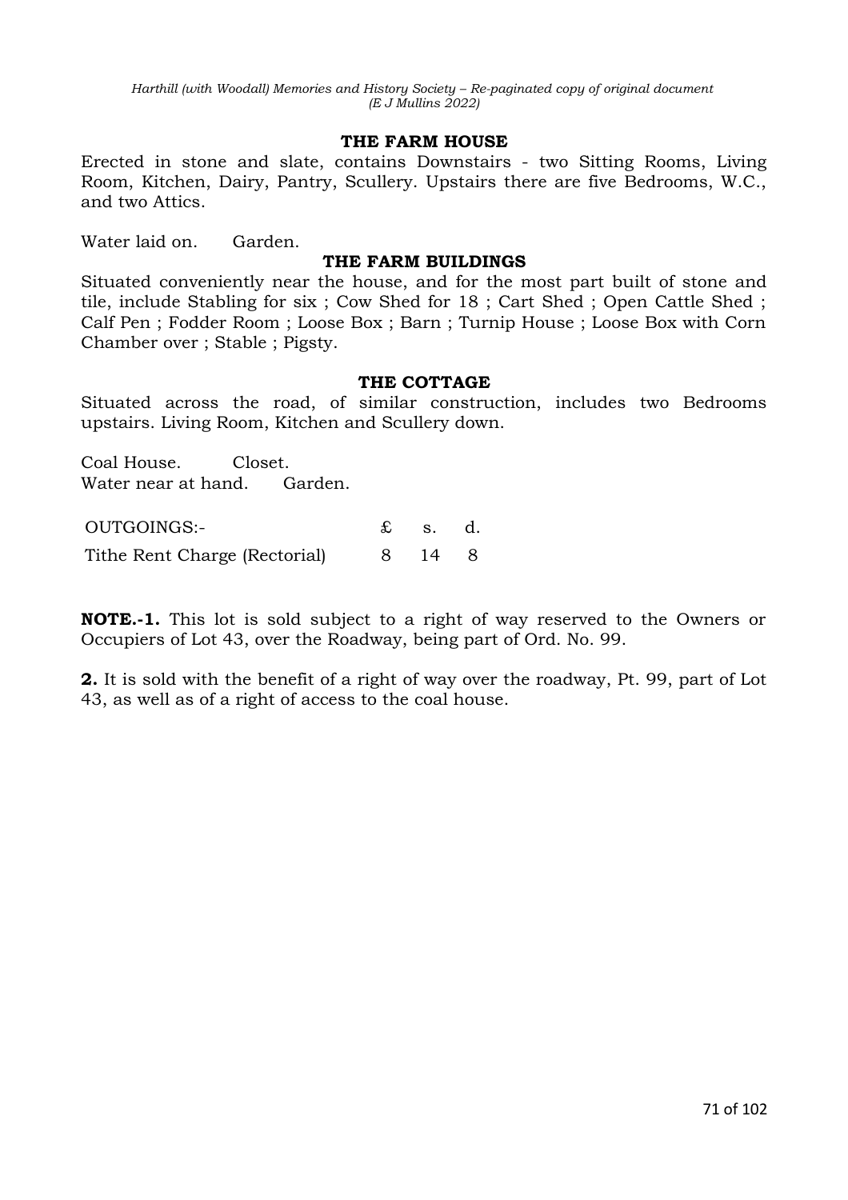### THE FARM HOUSE

Erected in stone and slate, contains Downstairs - two Sitting Rooms, Living Room, Kitchen, Dairy, Pantry, Scullery. Upstairs there are five Bedrooms, W.C., and two Attics.

Water laid on.   Garden.

### THE FARM BUILDINGS

Situated conveniently near the house, and for the most part built of stone and tile, include Stabling for six ; Cow Shed for 18 ; Cart Shed ; Open Cattle Shed ; Calf Pen ; Fodder Room ; Loose Box ; Barn ; Turnip House ; Loose Box with Corn Chamber over ; Stable ; Pigsty.

### THE COTTAGE

Situated across the road, of similar construction, includes two Bedrooms upstairs. Living Room, Kitchen and Scullery down.

Coal House.   Closet.
Water near at hand.   Garden.

| OUTGOINGS:- | £ | s. | d. |
|---|---|---|---|
| Tithe Rent Charge (Rectorial) | 8 | 14 | 8 |

**NOTE.-1.** This lot is sold subject to a right of way reserved to the Owners or Occupiers of Lot 43, over the Roadway, being part of Ord. No. 99.

**2.** It is sold with the benefit of a right of way over the roadway, Pt. 99, part of Lot 43, as well as of a right of access to the coal house.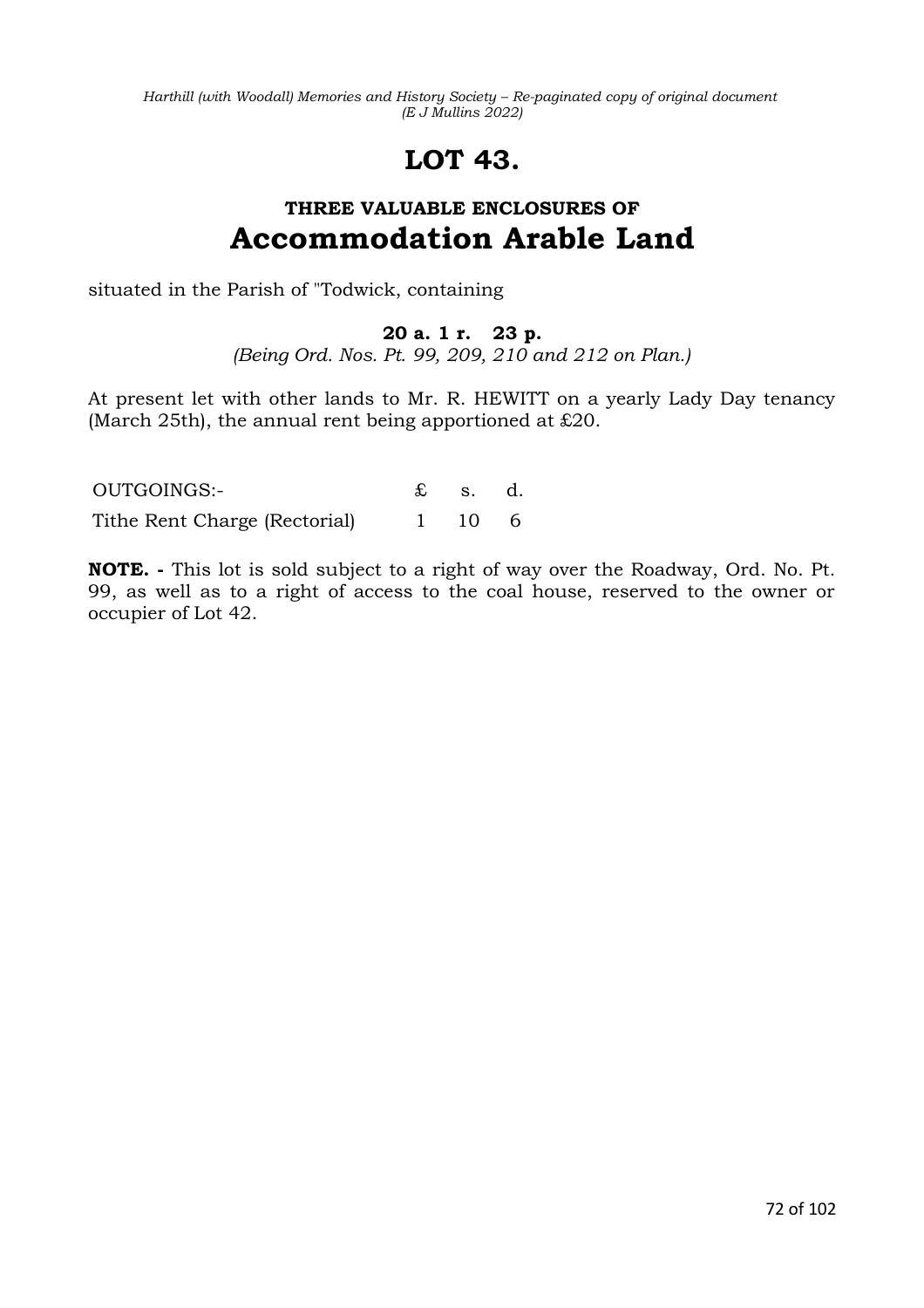# LOT 43.

## THREE VALUABLE ENCLOSURES OF
## Accommodation Arable Land

situated in the Parish of "Todwick, containing

**20 a. 1 r. 23 p.**

*(Being Ord. Nos. Pt. 99, 209, 210 and 212 on Plan.)*

At present let with other lands to Mr. R. HEWITT on a yearly Lady Day tenancy (March 25th), the annual rent being apportioned at £20.

| OUTGOINGS:- | £ | s. | d. |
|---|---|---|---|
| Tithe Rent Charge (Rectorial) | 1 | 10 | 6 |

**NOTE. -** This lot is sold subject to a right of way over the Roadway, Ord. No. Pt. 99, as well as to a right of access to the coal house, reserved to the owner or occupier of Lot 42.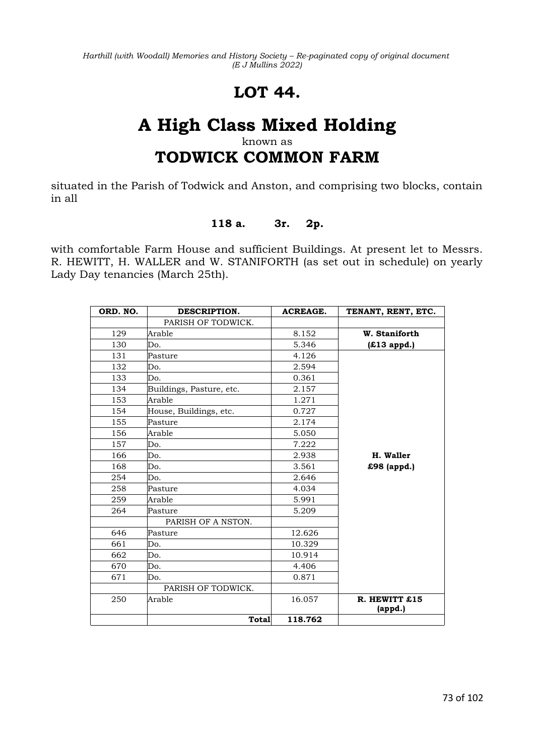# LOT 44.

# A High Class Mixed Holding

known as

## TODWICK COMMON FARM

situated in the Parish of Todwick and Anston, and comprising two blocks, contain in all

**118 a. 3r. 2p.**

with comfortable Farm House and sufficient Buildings. At present let to Messrs. R. HEWITT, H. WALLER and W. STANIFORTH (as set out in schedule) on yearly Lady Day tenancies (March 25th).

| ORD. NO. | DESCRIPTION. | ACREAGE. | TENANT, RENT, ETC. |
|---|---|---|---|
| | PARISH OF TODWICK. | | |
| 129 | Arable | 8.152 | **W. Staniforth** |
| 130 | Do. | 5.346 | **(£13 appd.)** |
| 131 | Pasture | 4.126 | |
| 132 | Do. | 2.594 | |
| 133 | Do. | 0.361 | |
| 134 | Buildings, Pasture, etc. | 2.157 | |
| 153 | Arable | 1.271 | |
| 154 | House, Buildings, etc. | 0.727 | |
| 155 | Pasture | 2.174 | |
| 156 | Arable | 5.050 | |
| 157 | Do. | 7.222 | |
| 166 | Do. | 2.938 | **H. Waller** |
| 168 | Do. | 3.561 | **£98 (appd.)** |
| 254 | Do. | 2.646 | |
| 258 | Pasture | 4.034 | |
| 259 | Arable | 5.991 | |
| 264 | Pasture | 5.209 | |
| | PARISH OF A NSTON. | | |
| 646 | Pasture | 12.626 | |
| 661 | Do. | 10.329 | |
| 662 | Do. | 10.914 | |
| 670 | Do. | 4.406 | |
| 671 | Do. | 0.871 | |
| | PARISH OF TODWICK. | | |
| 250 | Arable | 16.057 | **R. HEWITT £15 (appd.)** |
| | **Total** | **118.762** | |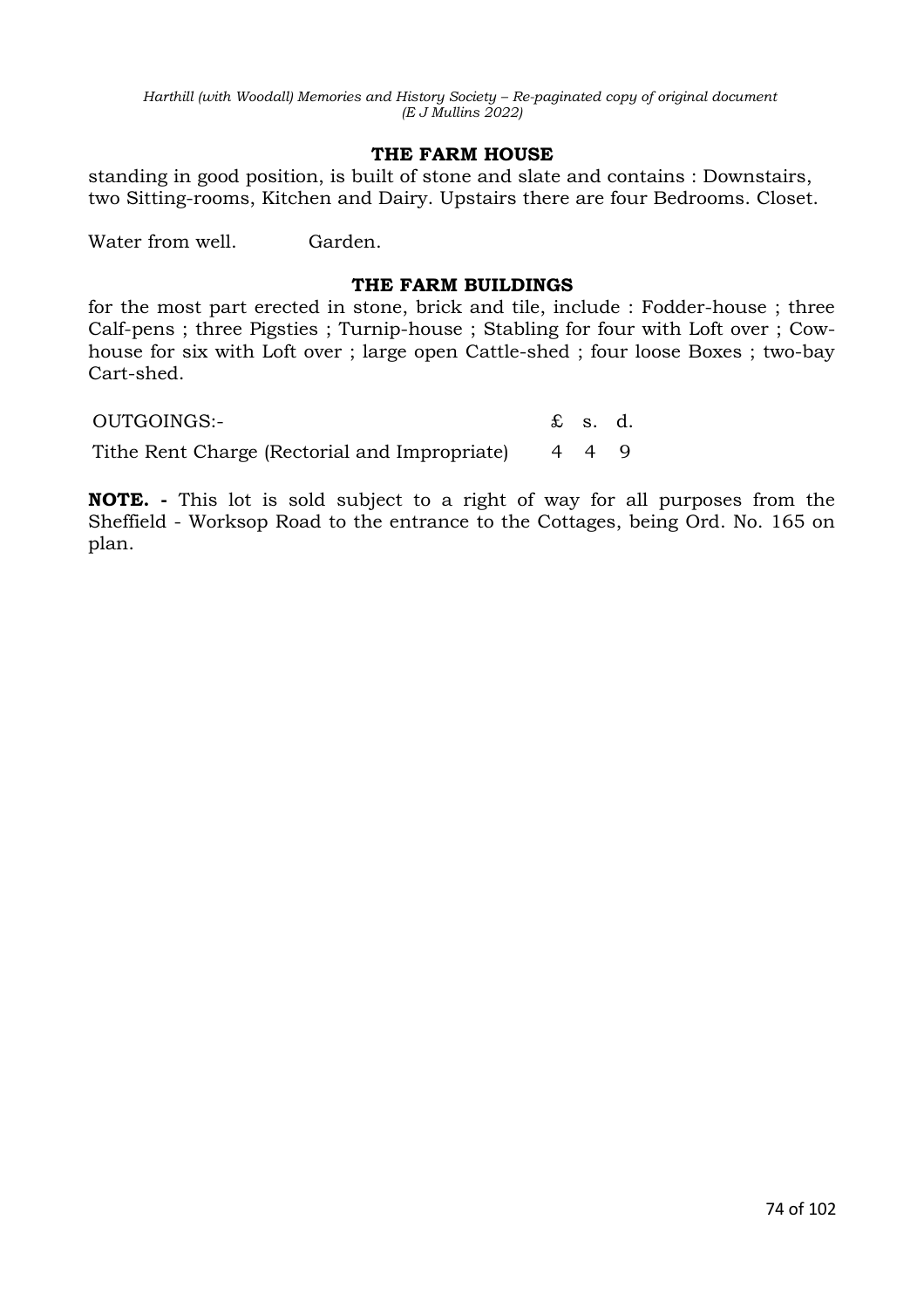## THE FARM HOUSE

standing in good position, is built of stone and slate and contains : Downstairs, two Sitting-rooms, Kitchen and Dairy. Upstairs there are four Bedrooms. Closet.

Water from well. Garden.

## THE FARM BUILDINGS

for the most part erected in stone, brick and tile, include : Fodder-house ; three Calf-pens ; three Pigsties ; Turnip-house ; Stabling for four with Loft over ; Cow-house for six with Loft over ; large open Cattle-shed ; four loose Boxes ; two-bay Cart-shed.

| OUTGOINGS:- | £ | s. | d. |
|---|---|---|---|
| Tithe Rent Charge (Rectorial and Impropriate) | 4 | 4 | 9 |

**NOTE. -** This lot is sold subject to a right of way for all purposes from the Sheffield - Worksop Road to the entrance to the Cottages, being Ord. No. 165 on plan.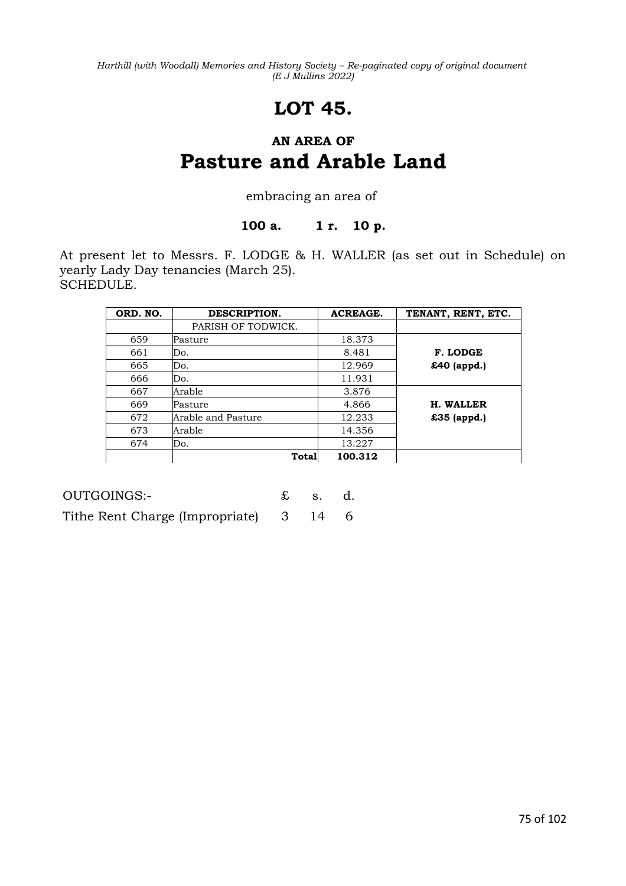# LOT 45.

## AN AREA OF

# Pasture and Arable Land

embracing an area of

**100 a. 1 r. 10 p.**

At present let to Messrs. F. LODGE & H. WALLER (as set out in Schedule) on yearly Lady Day tenancies (March 25).
SCHEDULE.

| ORD. NO. | DESCRIPTION. | ACREAGE. | TENANT, RENT, ETC. |
|---|---|---|---|
| | PARISH OF TODWICK. | | |
| 659 | Pasture | 18.373 | |
| 661 | Do. | 8.481 | **F. LODGE** |
| 665 | Do. | 12.969 | **£40 (appd.)** |
| 666 | Do. | 11.931 | |
| 667 | Arable | 3.876 | |
| 669 | Pasture | 4.866 | **H. WALLER** |
| 672 | Arable and Pasture | 12.233 | **£35 (appd.)** |
| 673 | Arable | 14.356 | |
| 674 | Do. | 13.227 | |
| | **Total** | **100.312** | |

| OUTGOINGS:- | £ | s. | d. |
|---|---|---|---|
| Tithe Rent Charge (Impropriate) | 3 | 14 | 6 |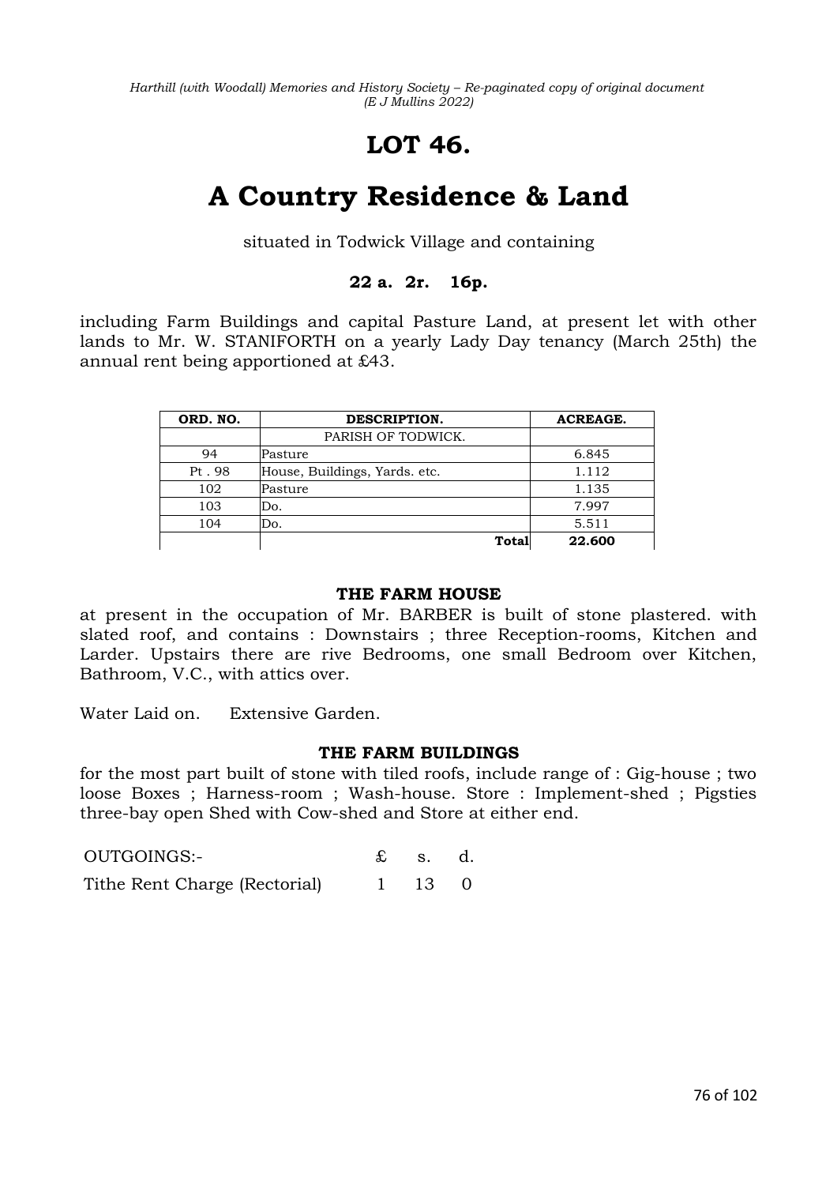# LOT 46.

# A Country Residence & Land

situated in Todwick Village and containing

**22 a. 2r. 16p.**

including Farm Buildings and capital Pasture Land, at present let with other lands to Mr. W. STANIFORTH on a yearly Lady Day tenancy (March 25th) the annual rent being apportioned at £43.

| ORD. NO. | DESCRIPTION. | ACREAGE. |
|---|---|---|
| | PARISH OF TODWICK. | |
| 94 | Pasture | 6.845 |
| Pt . 98 | House, Buildings, Yards. etc. | 1.112 |
| 102 | Pasture | 1.135 |
| 103 | Do. | 7.997 |
| 104 | Do. | 5.511 |
| | **Total** | **22.600** |

### THE FARM HOUSE

at present in the occupation of Mr. BARBER is built of stone plastered. with slated roof, and contains : Downstairs ; three Reception-rooms, Kitchen and Larder. Upstairs there are rive Bedrooms, one small Bedroom over Kitchen, Bathroom, V.C., with attics over.

Water Laid on. Extensive Garden.

### THE FARM BUILDINGS

for the most part built of stone with tiled roofs, include range of : Gig-house ; two loose Boxes ; Harness-room ; Wash-house. Store : Implement-shed ; Pigsties three-bay open Shed with Cow-shed and Store at either end.

| OUTGOINGS:- | £ | s. | d. |
|---|---|---|---|
| Tithe Rent Charge (Rectorial) | 1 | 13 | 0 |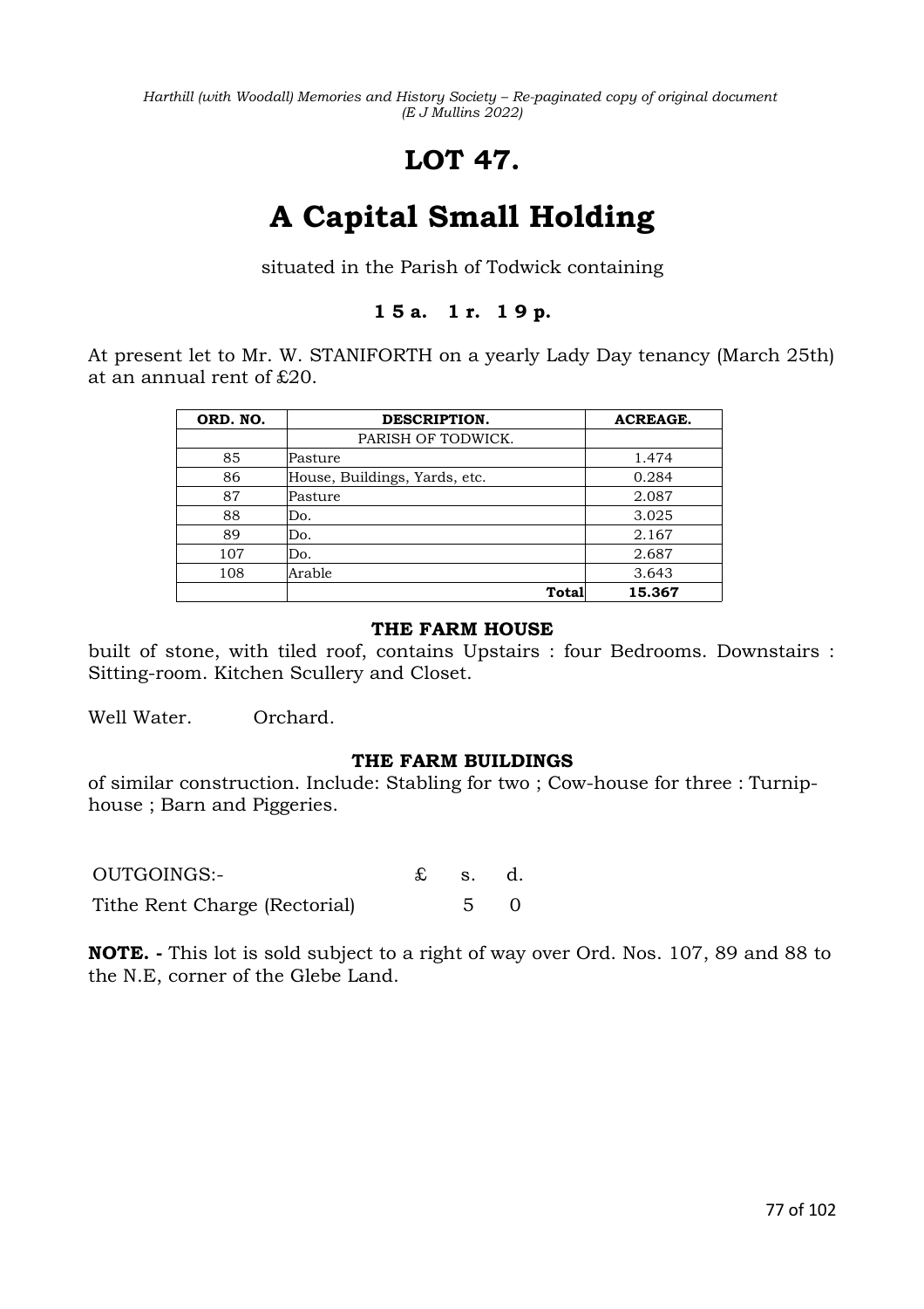# LOT 47.

# A Capital Small Holding

situated in the Parish of Todwick containing

**15 a. 1 r. 19 p.**

At present let to Mr. W. STANIFORTH on a yearly Lady Day tenancy (March 25th) at an annual rent of £20.

| ORD. NO. | DESCRIPTION. | ACREAGE. |
|---|---|---|
| | PARISH OF TODWICK. | |
| 85 | Pasture | 1.474 |
| 86 | House, Buildings, Yards, etc. | 0.284 |
| 87 | Pasture | 2.087 |
| 88 | Do. | 3.025 |
| 89 | Do. | 2.167 |
| 107 | Do. | 2.687 |
| 108 | Arable | 3.643 |
| | **Total** | **15.367** |

### THE FARM HOUSE

built of stone, with tiled roof, contains Upstairs : four Bedrooms. Downstairs : Sitting-room. Kitchen Scullery and Closet.

Well Water. Orchard.

### THE FARM BUILDINGS

of similar construction. Include: Stabling for two ; Cow-house for three : Turnip-house ; Barn and Piggeries.

| OUTGOINGS:- | £ | s. | d. |
|---|---|---|---|
| Tithe Rent Charge (Rectorial) | | 5 | 0 |

**NOTE. -** This lot is sold subject to a right of way over Ord. Nos. 107, 89 and 88 to the N.E, corner of the Glebe Land.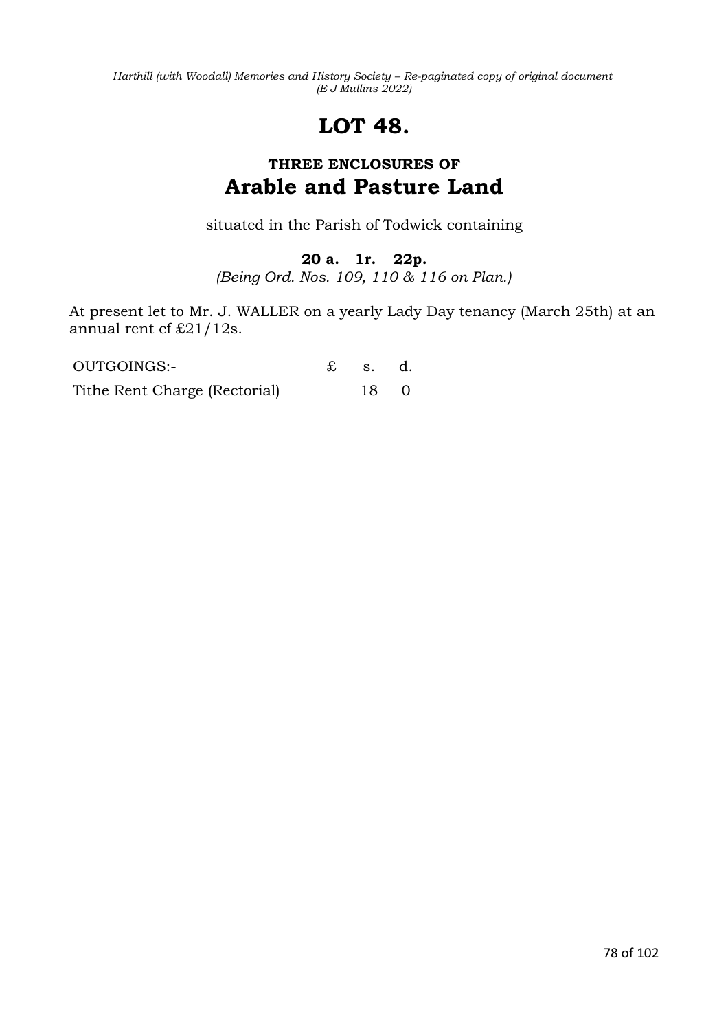# LOT 48.

## THREE ENCLOSURES OF
## Arable and Pasture Land

situated in the Parish of Todwick containing

**20 a. 1r. 22p.**

*(Being Ord. Nos. 109, 110 & 116 on Plan.)*

At present let to Mr. J. WALLER on a yearly Lady Day tenancy (March 25th) at an annual rent cf £21/12s.

| OUTGOINGS:- | £ | s. | d. |
|---|---|---|---|
| Tithe Rent Charge (Rectorial) | | 18 | 0 |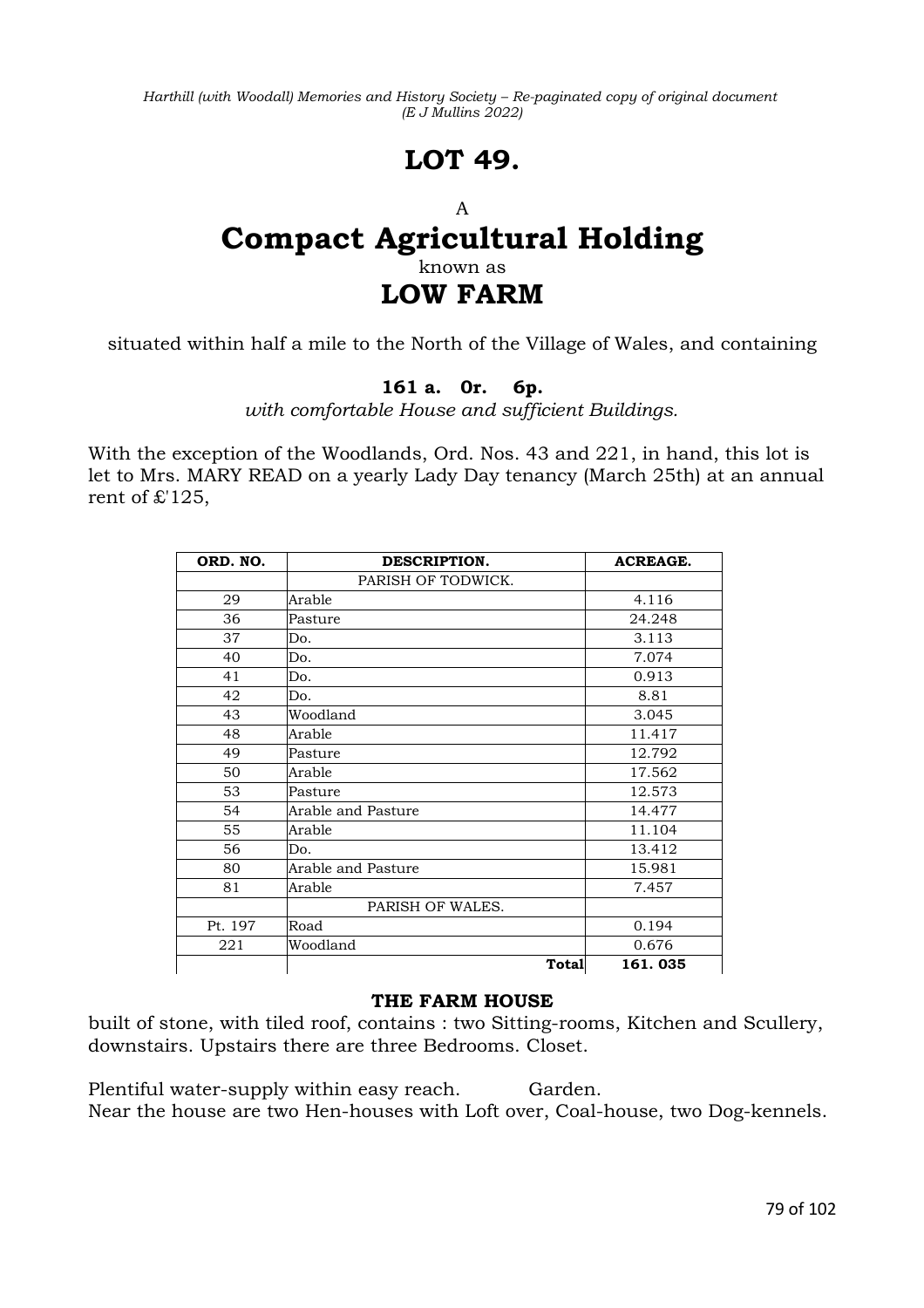# LOT 49.

A

# Compact Agricultural Holding

known as

# LOW FARM

situated within half a mile to the North of the Village of Wales, and containing

**161 a. 0r. 6p.**

*with comfortable House and sufficient Buildings.*

With the exception of the Woodlands, Ord. Nos. 43 and 221, in hand, this lot is let to Mrs. MARY READ on a yearly Lady Day tenancy (March 25th) at an annual rent of £'125,

| ORD. NO. | DESCRIPTION. | ACREAGE. |
|---|---|---|
| | PARISH OF TODWICK. | |
| 29 | Arable | 4.116 |
| 36 | Pasture | 24.248 |
| 37 | Do. | 3.113 |
| 40 | Do. | 7.074 |
| 41 | Do. | 0.913 |
| 42 | Do. | 8.81 |
| 43 | Woodland | 3.045 |
| 48 | Arable | 11.417 |
| 49 | Pasture | 12.792 |
| 50 | Arable | 17.562 |
| 53 | Pasture | 12.573 |
| 54 | Arable and Pasture | 14.477 |
| 55 | Arable | 11.104 |
| 56 | Do. | 13.412 |
| 80 | Arable and Pasture | 15.981 |
| 81 | Arable | 7.457 |
| | PARISH OF WALES. | |
| Pt. 197 | Road | 0.194 |
| 221 | Woodland | 0.676 |
| | Total | 161. 035 |

**THE FARM HOUSE**

built of stone, with tiled roof, contains : two Sitting-rooms, Kitchen and Scullery, downstairs. Upstairs there are three Bedrooms. Closet.

Plentiful water-supply within easy reach. Garden.
Near the house are two Hen-houses with Loft over, Coal-house, two Dog-kennels.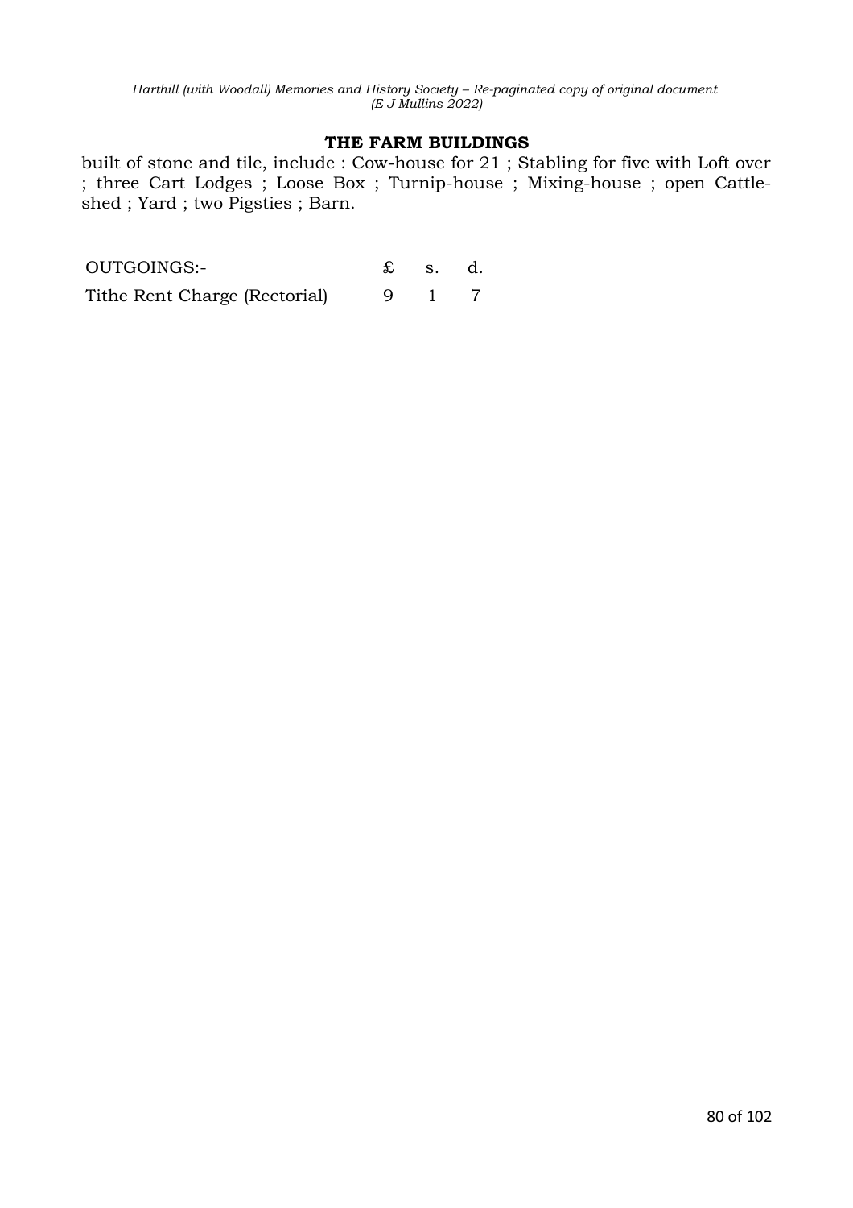### THE FARM BUILDINGS

built of stone and tile, include : Cow-house for 21 ; Stabling for five with Loft over ; three Cart Lodges ; Loose Box ; Turnip-house ; Mixing-house ; open Cattle-shed ; Yard ; two Pigsties ; Barn.

| OUTGOINGS:- | £ | s. | d. |
|---|---|---|---|
| Tithe Rent Charge (Rectorial) | 9 | 1 | 7 |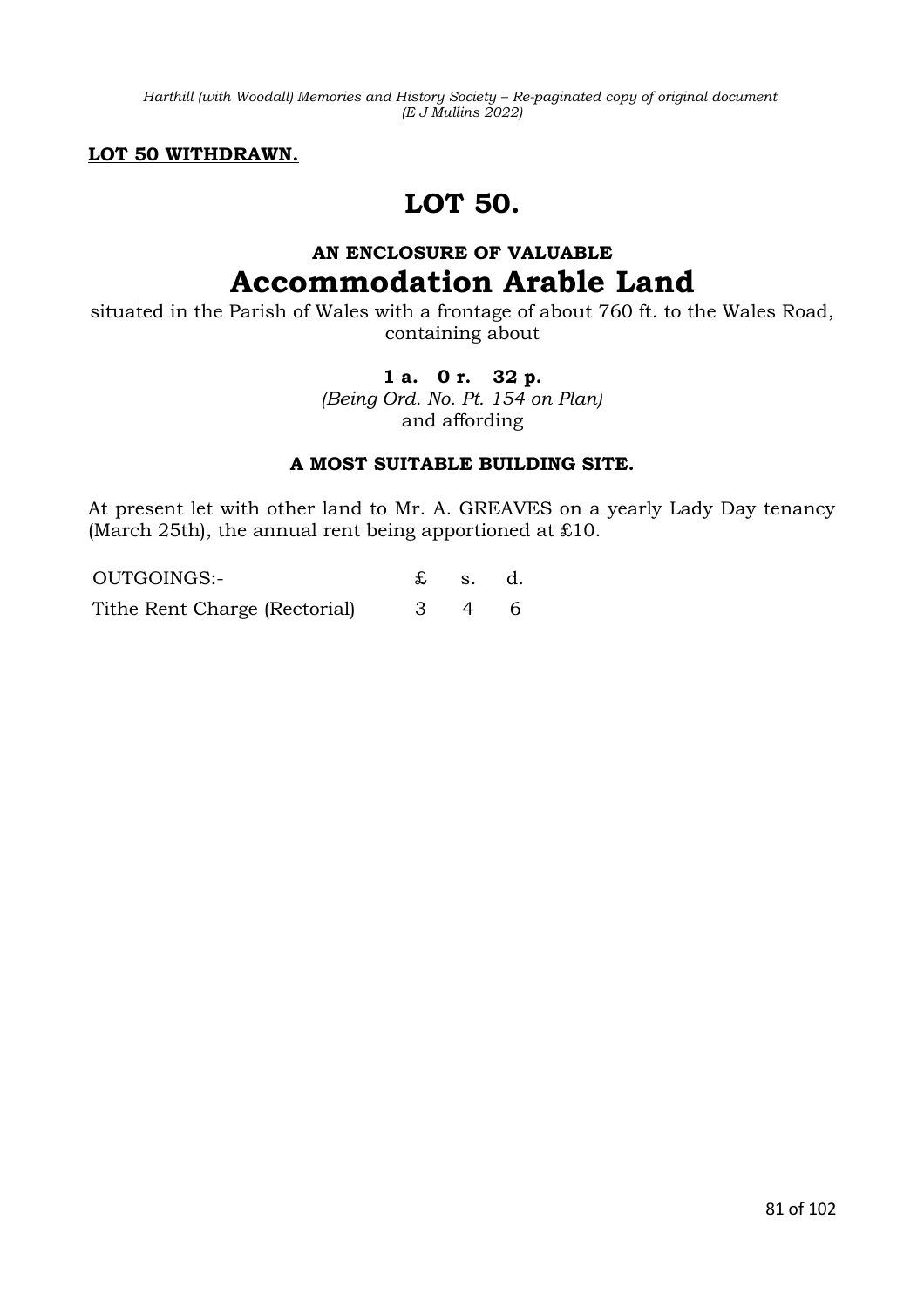**LOT 50 WITHDRAWN.**

# LOT 50.

### AN ENCLOSURE OF VALUABLE

## Accommodation Arable Land

situated in the Parish of Wales with a frontage of about 760 ft. to the Wales Road, containing about

**1 a. 0 r. 32 p.**

*(Being Ord. No. Pt. 154 on Plan)*

and affording

**A MOST SUITABLE BUILDING SITE.**

At present let with other land to Mr. A. GREAVES on a yearly Lady Day tenancy (March 25th), the annual rent being apportioned at £10.

| OUTGOINGS:- | £ | s. | d. |
|---|---|---|---|
| Tithe Rent Charge (Rectorial) | 3 | 4 | 6 |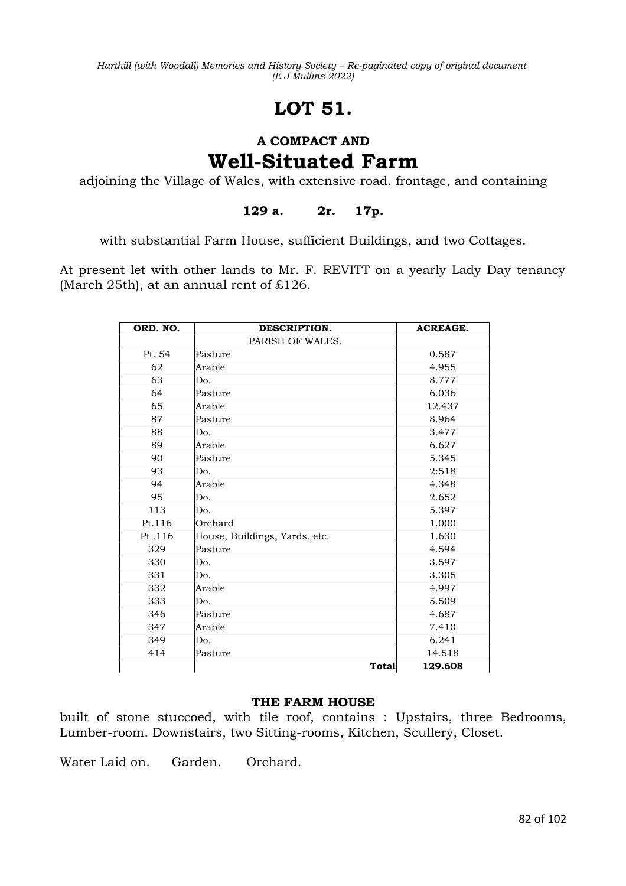# LOT 51.

## A COMPACT AND

# Well-Situated Farm

adjoining the Village of Wales, with extensive road. frontage, and containing

**129 a. 2r. 17p.**

with substantial Farm House, sufficient Buildings, and two Cottages.

At present let with other lands to Mr. F. REVITT on a yearly Lady Day tenancy (March 25th), at an annual rent of £126.

| ORD. NO. | DESCRIPTION. | ACREAGE. |
|---|---|---|
| | PARISH OF WALES. | |
| Pt. 54 | Pasture | 0.587 |
| 62 | Arable | 4.955 |
| 63 | Do. | 8.777 |
| 64 | Pasture | 6.036 |
| 65 | Arable | 12.437 |
| 87 | Pasture | 8.964 |
| 88 | Do. | 3.477 |
| 89 | Arable | 6.627 |
| 90 | Pasture | 5.345 |
| 93 | Do. | 2:518 |
| 94 | Arable | 4.348 |
| 95 | Do. | 2.652 |
| 113 | Do. | 5.397 |
| Pt.116 | Orchard | 1.000 |
| Pt .116 | House, Buildings, Yards, etc. | 1.630 |
| 329 | Pasture | 4.594 |
| 330 | Do. | 3.597 |
| 331 | Do. | 3.305 |
| 332 | Arable | 4.997 |
| 333 | Do. | 5.509 |
| 346 | Pasture | 4.687 |
| 347 | Arable | 7.410 |
| 349 | Do. | 6.241 |
| 414 | Pasture | 14.518 |
| | **Total** | **129.608** |

**THE FARM HOUSE**

built of stone stuccoed, with tile roof, contains : Upstairs, three Bedrooms, Lumber-room. Downstairs, two Sitting-rooms, Kitchen, Scullery, Closet.

Water Laid on. Garden. Orchard.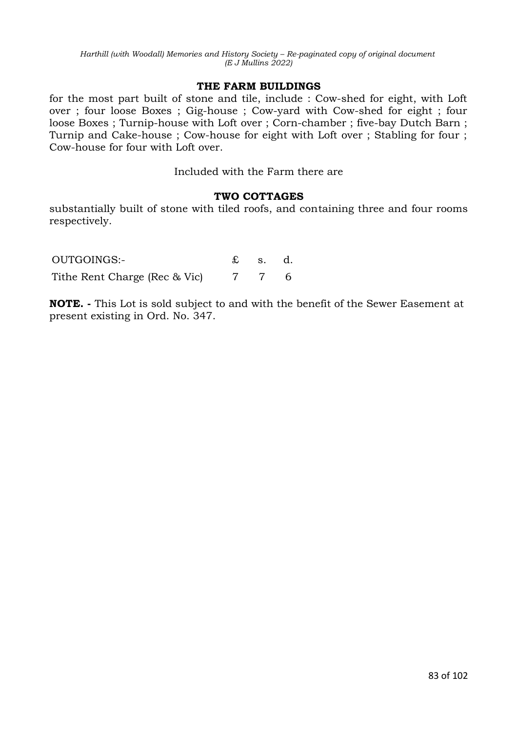### THE FARM BUILDINGS

for the most part built of stone and tile, include : Cow-shed for eight, with Loft over ; four loose Boxes ; Gig-house ; Cow-yard with Cow-shed for eight ; four loose Boxes ; Turnip-house with Loft over ; Corn-chamber ; five-bay Dutch Barn ; Turnip and Cake-house ; Cow-house for eight with Loft over ; Stabling for four ; Cow-house for four with Loft over.

Included with the Farm there are

### TWO COTTAGES

substantially built of stone with tiled roofs, and containing three and four rooms respectively.

| OUTGOINGS:- | £ | s. | d. |
|---|---|---|---|
| Tithe Rent Charge (Rec & Vic) | 7 | 7 | 6 |

**NOTE. -** This Lot is sold subject to and with the benefit of the Sewer Easement at present existing in Ord. No. 347.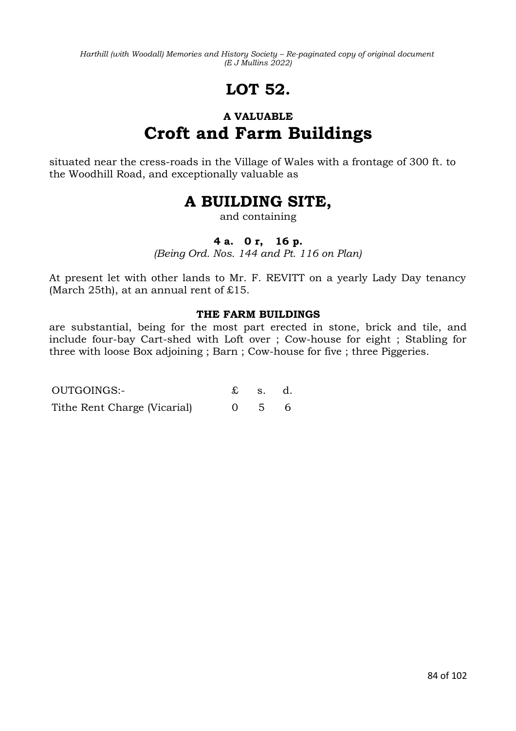# LOT 52.

## A VALUABLE

# Croft and Farm Buildings

situated near the cress-roads in the Village of Wales with a frontage of 300 ft. to the Woodhill Road, and exceptionally valuable as

## A BUILDING SITE,

and containing

**4 a. 0 r, 16 p.**

*(Being Ord. Nos. 144 and Pt. 116 on Plan)*

At present let with other lands to Mr. F. REVITT on a yearly Lady Day tenancy (March 25th), at an annual rent of £15.

**THE FARM BUILDINGS**

are substantial, being for the most part erected in stone, brick and tile, and include four-bay Cart-shed with Loft over ; Cow-house for eight ; Stabling for three with loose Box adjoining ; Barn ; Cow-house for five ; three Piggeries.

| OUTGOINGS:- | £ | s. | d. |
|---|---|---|---|
| Tithe Rent Charge (Vicarial) | 0 | 5 | 6 |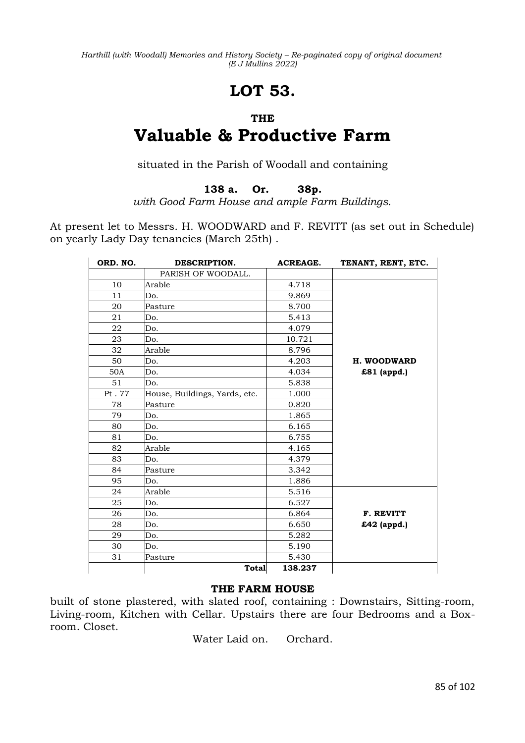# LOT 53.

## THE

# Valuable & Productive Farm

situated in the Parish of Woodall and containing

**138 a. Or. 38p.**

*with Good Farm House and ample Farm Buildings.*

At present let to Messrs. H. WOODWARD and F. REVITT (as set out in Schedule) on yearly Lady Day tenancies (March 25th) .

| ORD. NO. | DESCRIPTION. | ACREAGE. | TENANT, RENT, ETC. |
|---|---|---|---|
| | PARISH OF WOODALL. | | |
| 10 | Arable | 4.718 | |
| 11 | Do. | 9.869 | |
| 20 | Pasture | 8.700 | |
| 21 | Do. | 5.413 | |
| 22 | Do. | 4.079 | |
| 23 | Do. | 10.721 | |
| 32 | Arable | 8.796 | |
| 50 | Do. | 4.203 | **H. WOODWARD** |
| 50A | Do. | 4.034 | **£81 (appd.)** |
| 51 | Do. | 5.838 | |
| Pt . 77 | House, Buildings, Yards, etc. | 1.000 | |
| 78 | Pasture | 0.820 | |
| 79 | Do. | 1.865 | |
| 80 | Do. | 6.165 | |
| 81 | Do. | 6.755 | |
| 82 | Arable | 4.165 | |
| 83 | Do. | 4.379 | |
| 84 | Pasture | 3.342 | |
| 95 | Do. | 1.886 | |
| 24 | Arable | 5.516 | |
| 25 | Do. | 6.527 | |
| 26 | Do. | 6.864 | **F. REVITT** |
| 28 | Do. | 6.650 | **£42 (appd.)** |
| 29 | Do. | 5.282 | |
| 30 | Do. | 5.190 | |
| 31 | Pasture | 5.430 | |
| | **Total** | **138.237** | |

**THE FARM HOUSE**

built of stone plastered, with slated roof, containing : Downstairs, Sitting-room, Living-room, Kitchen with Cellar. Upstairs there are four Bedrooms and a Box-room. Closet.

Water Laid on. Orchard.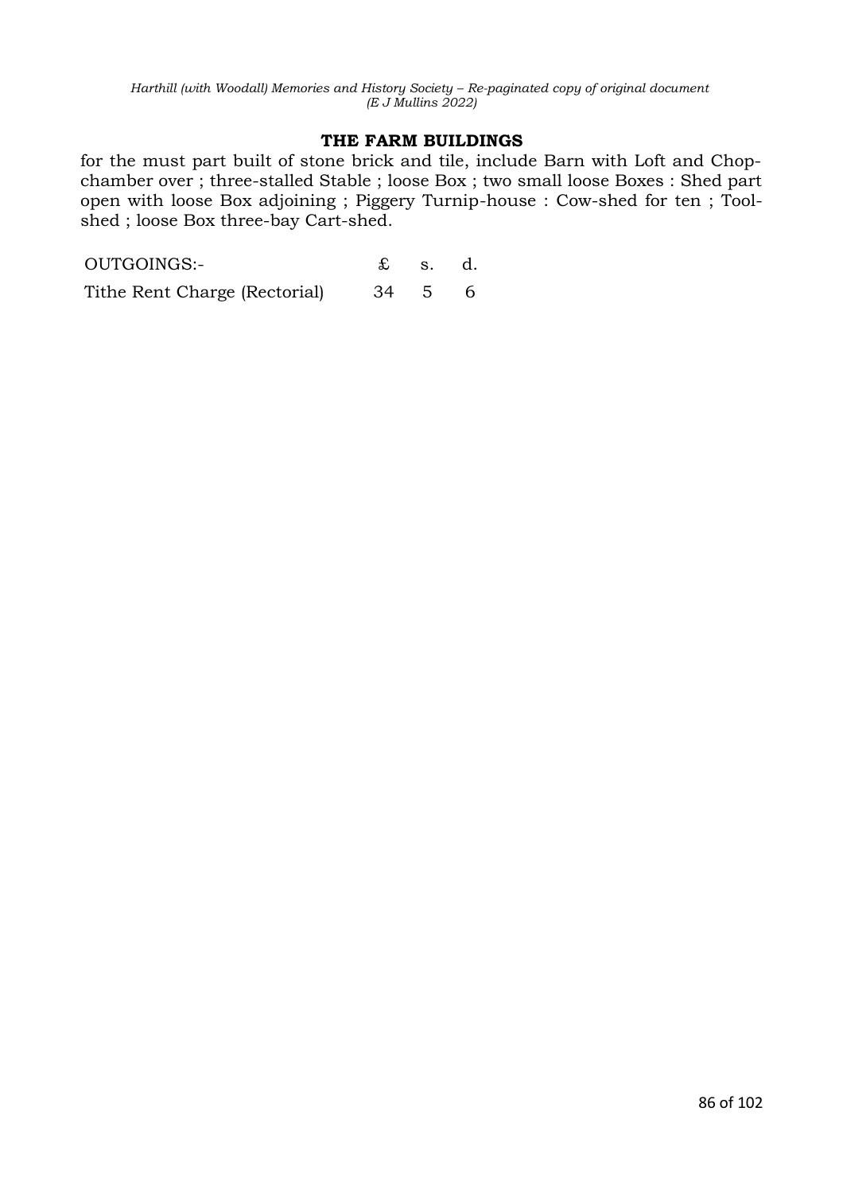### THE FARM BUILDINGS

for the must part built of stone brick and tile, include Barn with Loft and Chop-chamber over ; three-stalled Stable ; loose Box ; two small loose Boxes : Shed part open with loose Box adjoining ; Piggery Turnip-house : Cow-shed for ten ; Tool-shed ; loose Box three-bay Cart-shed.

| OUTGOINGS:- | £ | s. | d. |
|---|---|---|---|
| Tithe Rent Charge (Rectorial) | 34 | 5 | 6 |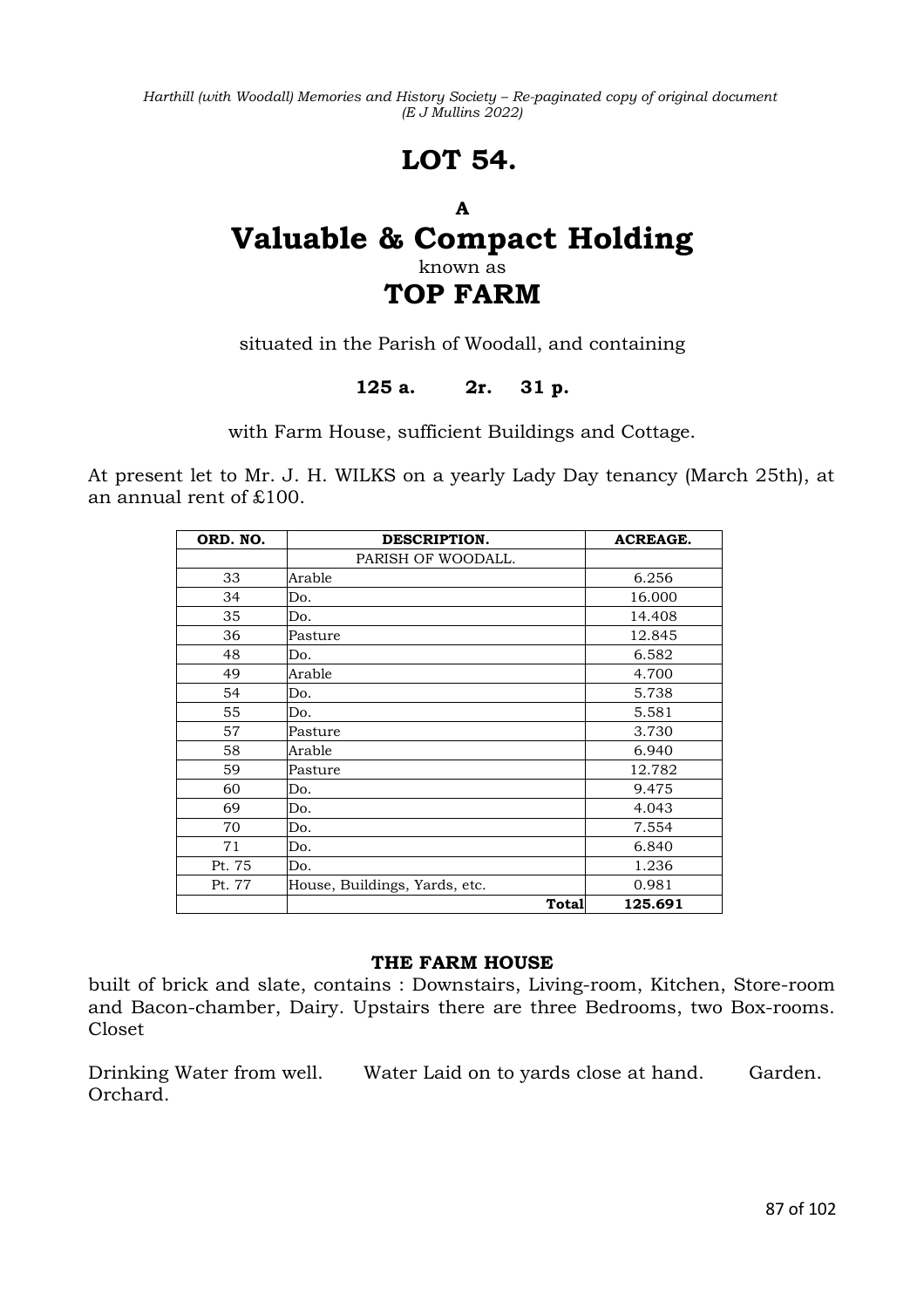# LOT 54.

**A**

# Valuable & Compact Holding

known as

# TOP FARM

situated in the Parish of Woodall, and containing

**125 a. 2r. 31 p.**

with Farm House, sufficient Buildings and Cottage.

At present let to Mr. J. H. WILKS on a yearly Lady Day tenancy (March 25th), at an annual rent of £100.

| ORD. NO. | DESCRIPTION. | ACREAGE. |
|---|---|---|
| | PARISH OF WOODALL. | |
| 33 | Arable | 6.256 |
| 34 | Do. | 16.000 |
| 35 | Do. | 14.408 |
| 36 | Pasture | 12.845 |
| 48 | Do. | 6.582 |
| 49 | Arable | 4.700 |
| 54 | Do. | 5.738 |
| 55 | Do. | 5.581 |
| 57 | Pasture | 3.730 |
| 58 | Arable | 6.940 |
| 59 | Pasture | 12.782 |
| 60 | Do. | 9.475 |
| 69 | Do. | 4.043 |
| 70 | Do. | 7.554 |
| 71 | Do. | 6.840 |
| Pt. 75 | Do. | 1.236 |
| Pt. 77 | House, Buildings, Yards, etc. | 0.981 |
| | **Total** | **125.691** |

**THE FARM HOUSE**

built of brick and slate, contains : Downstairs, Living-room, Kitchen, Store-room and Bacon-chamber, Dairy. Upstairs there are three Bedrooms, two Box-rooms. Closet

Drinking Water from well. Water Laid on to yards close at hand. Garden. Orchard.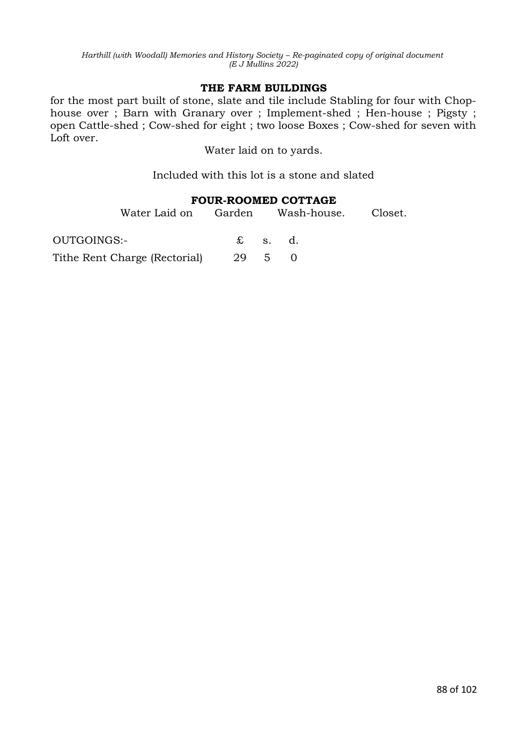### THE FARM BUILDINGS

for the most part built of stone, slate and tile include Stabling for four with Chop-house over ; Barn with Granary over ; Implement-shed ; Hen-house ; Pigsty ; open Cattle-shed ; Cow-shed for eight ; two loose Boxes ; Cow-shed for seven with Loft over.

Water laid on to yards.

Included with this lot is a stone and slated

### FOUR-ROOMED COTTAGE

Water Laid on    Garden    Wash-house.    Closet.

| OUTGOINGS:- | £ | s. | d. |
|---|---|---|---|
| Tithe Rent Charge (Rectorial) | 29 | 5 | 0 |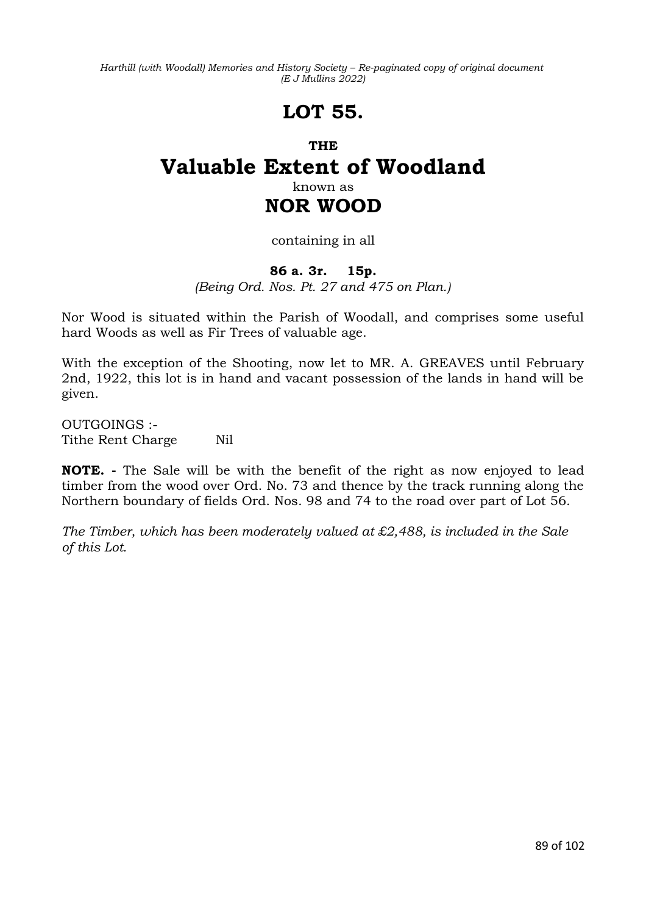# LOT 55.

**THE**

## Valuable Extent of Woodland

known as

## NOR WOOD

containing in all

**86 a. 3r. 15p.**

*(Being Ord. Nos. Pt. 27 and 475 on Plan.)*

Nor Wood is situated within the Parish of Woodall, and comprises some useful hard Woods as well as Fir Trees of valuable age.

With the exception of the Shooting, now let to MR. A. GREAVES until February 2nd, 1922, this lot is in hand and vacant possession of the lands in hand will be given.

OUTGOINGS :-
Tithe Rent Charge Nil

**NOTE. -** The Sale will be with the benefit of the right as now enjoyed to lead timber from the wood over Ord. No. 73 and thence by the track running along the Northern boundary of fields Ord. Nos. 98 and 74 to the road over part of Lot 56.

*The Timber, which has been moderately valued at £2,488, is included in the Sale of this Lot.*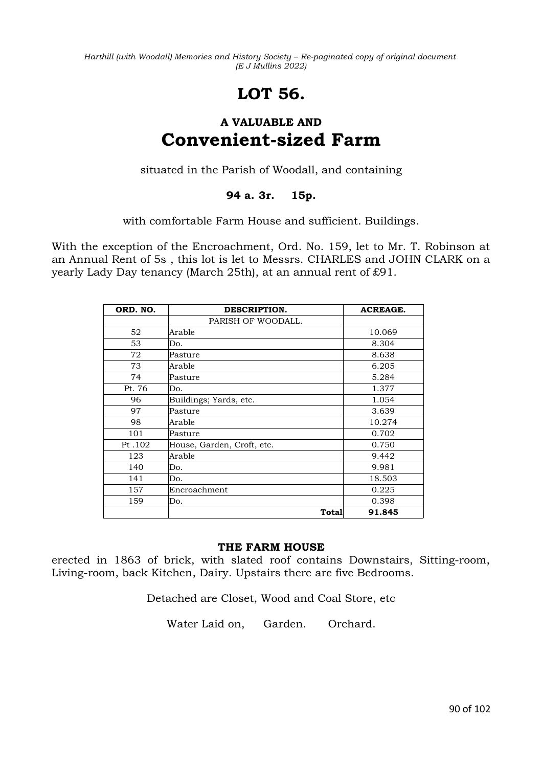# LOT 56.

### A VALUABLE AND

## Convenient-sized Farm

situated in the Parish of Woodall, and containing

**94 a. 3r. 15p.**

with comfortable Farm House and sufficient. Buildings.

With the exception of the Encroachment, Ord. No. 159, let to Mr. T. Robinson at an Annual Rent of 5s , this lot is let to Messrs. CHARLES and JOHN CLARK on a yearly Lady Day tenancy (March 25th), at an annual rent of £91.

| ORD. NO. | DESCRIPTION. | ACREAGE. |
|---|---|---|
| | PARISH OF WOODALL. | |
| 52 | Arable | 10.069 |
| 53 | Do. | 8.304 |
| 72 | Pasture | 8.638 |
| 73 | Arable | 6.205 |
| 74 | Pasture | 5.284 |
| Pt. 76 | Do. | 1.377 |
| 96 | Buildings; Yards, etc. | 1.054 |
| 97 | Pasture | 3.639 |
| 98 | Arable | 10.274 |
| 101 | Pasture | 0.702 |
| Pt .102 | House, Garden, Croft, etc. | 0.750 |
| 123 | Arable | 9.442 |
| 140 | Do. | 9.981 |
| 141 | Do. | 18.503 |
| 157 | Encroachment | 0.225 |
| 159 | Do. | 0.398 |
| | **Total** | **91.845** |

**THE FARM HOUSE**

erected in 1863 of brick, with slated roof contains Downstairs, Sitting-room, Living-room, back Kitchen, Dairy. Upstairs there are five Bedrooms.

Detached are Closet, Wood and Coal Store, etc

Water Laid on, Garden. Orchard.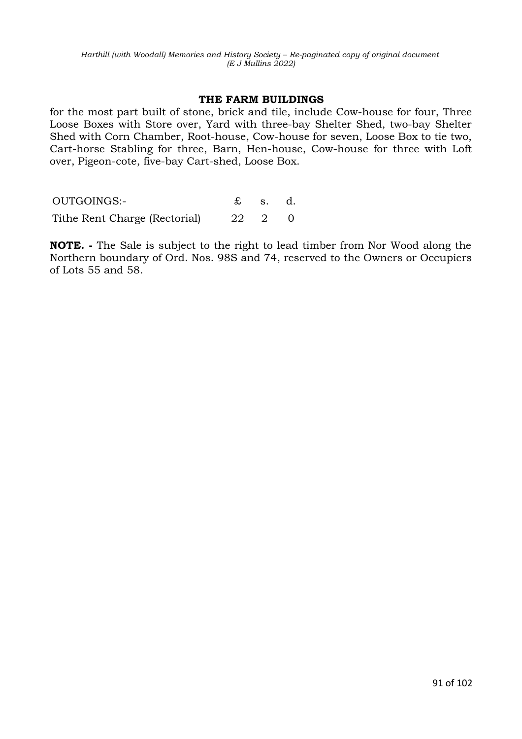### THE FARM BUILDINGS

for the most part built of stone, brick and tile, include Cow-house for four, Three Loose Boxes with Store over, Yard with three-bay Shelter Shed, two-bay Shelter Shed with Corn Chamber, Root-house, Cow-house for seven, Loose Box to tie two, Cart-horse Stabling for three, Barn, Hen-house, Cow-house for three with Loft over, Pigeon-cote, five-bay Cart-shed, Loose Box.

| OUTGOINGS:- | £ | s. | d. |
|---|---|---|---|
| Tithe Rent Charge (Rectorial) | 22 | 2 | 0 |

**NOTE. -** The Sale is subject to the right to lead timber from Nor Wood along the Northern boundary of Ord. Nos. 98S and 74, reserved to the Owners or Occupiers of Lots 55 and 58.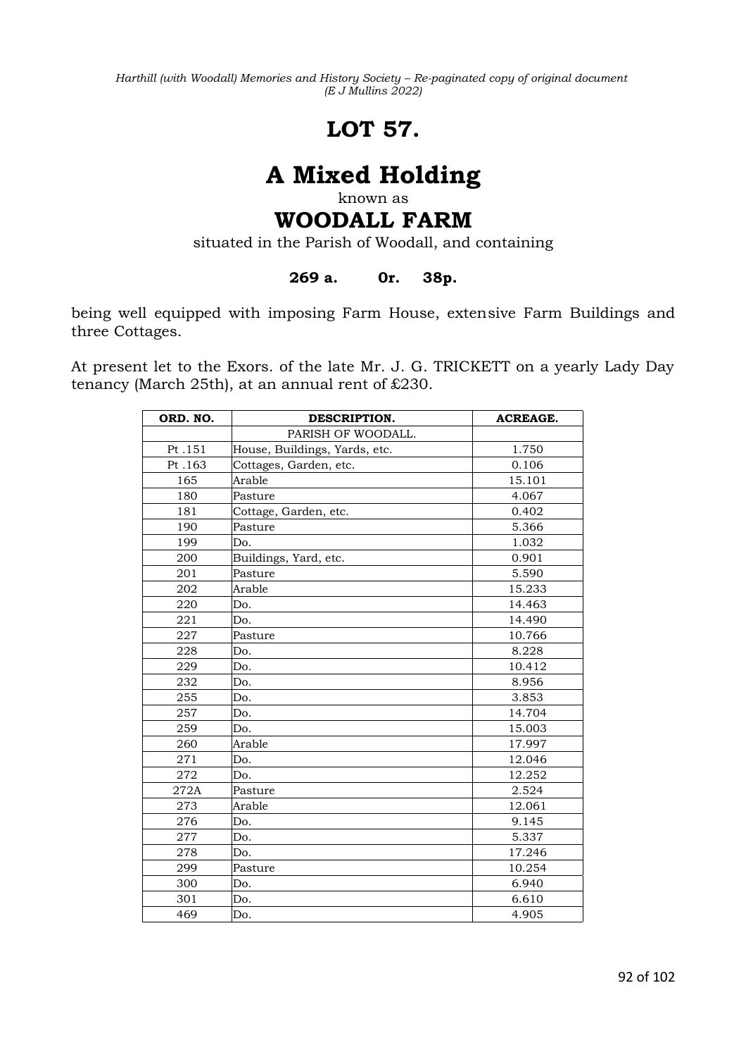# LOT 57.

# A Mixed Holding

known as

## WOODALL FARM

situated in the Parish of Woodall, and containing

**269 a. 0r. 38p.**

being well equipped with imposing Farm House, extensive Farm Buildings and three Cottages.

At present let to the Exors. of the late Mr. J. G. TRICKETT on a yearly Lady Day tenancy (March 25th), at an annual rent of ₤230.

| ORD. NO. | DESCRIPTION. | ACREAGE. |
|---|---|---|
| | PARISH OF WOODALL. | |
| Pt .151 | House, Buildings, Yards, etc. | 1.750 |
| Pt .163 | Cottages, Garden, etc. | 0.106 |
| 165 | Arable | 15.101 |
| 180 | Pasture | 4.067 |
| 181 | Cottage, Garden, etc. | 0.402 |
| 190 | Pasture | 5.366 |
| 199 | Do. | 1.032 |
| 200 | Buildings, Yard, etc. | 0.901 |
| 201 | Pasture | 5.590 |
| 202 | Arable | 15.233 |
| 220 | Do. | 14.463 |
| 221 | Do. | 14.490 |
| 227 | Pasture | 10.766 |
| 228 | Do. | 8.228 |
| 229 | Do. | 10.412 |
| 232 | Do. | 8.956 |
| 255 | Do. | 3.853 |
| 257 | Do. | 14.704 |
| 259 | Do. | 15.003 |
| 260 | Arable | 17.997 |
| 271 | Do. | 12.046 |
| 272 | Do. | 12.252 |
| 272A | Pasture | 2.524 |
| 273 | Arable | 12.061 |
| 276 | Do. | 9.145 |
| 277 | Do. | 5.337 |
| 278 | Do. | 17.246 |
| 299 | Pasture | 10.254 |
| 300 | Do. | 6.940 |
| 301 | Do. | 6.610 |
| 469 | Do. | 4.905 |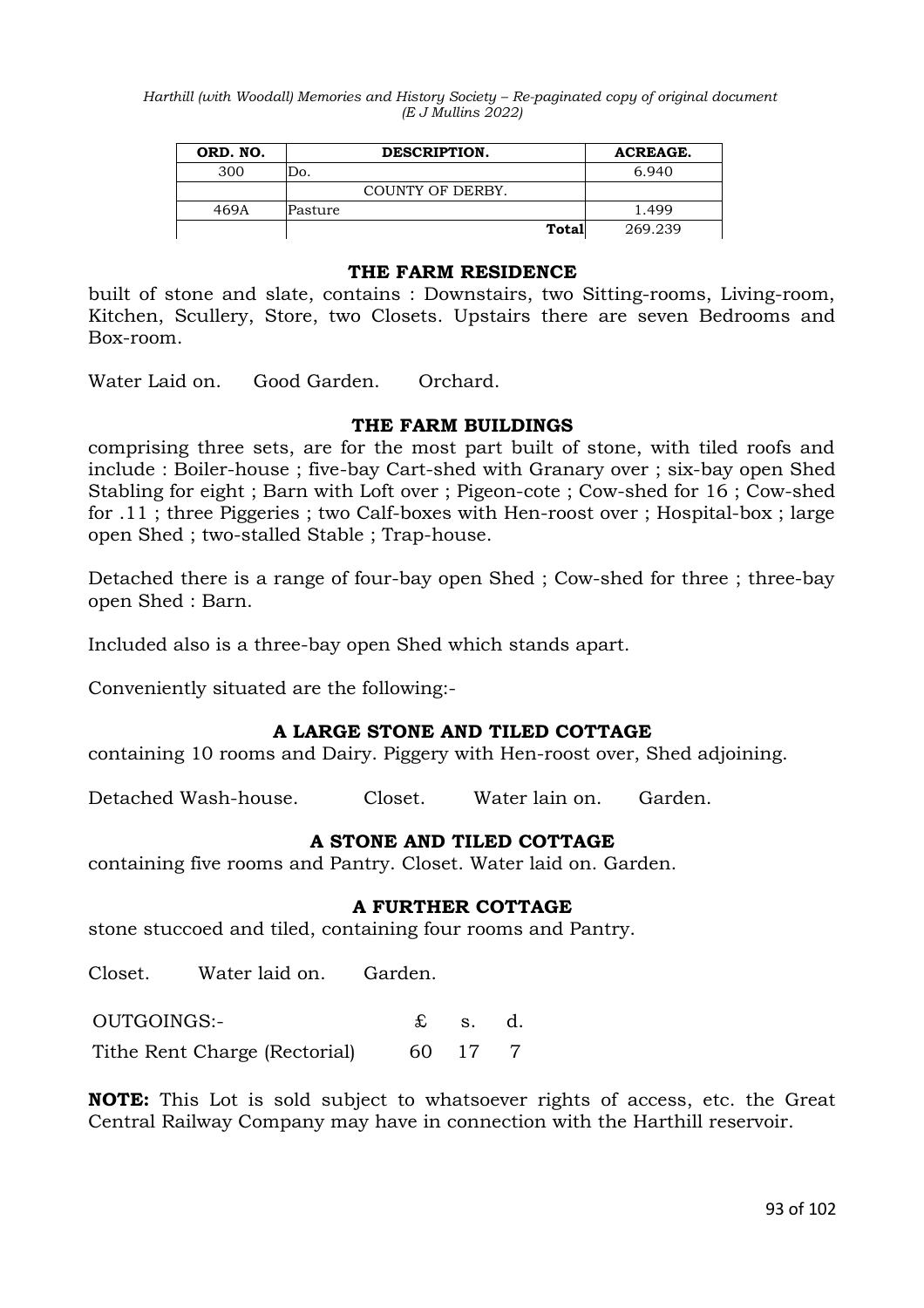| ORD. NO. | DESCRIPTION. | ACREAGE. |
|---|---|---|
| 300 | Do. | 6.940 |
| | COUNTY OF DERBY. | |
| 469A | Pasture | 1.499 |
| | **Total** | 269.239 |

### THE FARM RESIDENCE

built of stone and slate, contains : Downstairs, two Sitting-rooms, Living-room, Kitchen, Scullery, Store, two Closets. Upstairs there are seven Bedrooms and Box-room.

Water Laid on. Good Garden. Orchard.

### THE FARM BUILDINGS

comprising three sets, are for the most part built of stone, with tiled roofs and include : Boiler-house ; five-bay Cart-shed with Granary over ; six-bay open Shed Stabling for eight ; Barn with Loft over ; Pigeon-cote ; Cow-shed for 16 ; Cow-shed for .11 ; three Piggeries ; two Calf-boxes with Hen-roost over ; Hospital-box ; large open Shed ; two-stalled Stable ; Trap-house.

Detached there is a range of four-bay open Shed ; Cow-shed for three ; three-bay open Shed : Barn.

Included also is a three-bay open Shed which stands apart.

Conveniently situated are the following:-

### A LARGE STONE AND TILED COTTAGE

containing 10 rooms and Dairy. Piggery with Hen-roost over, Shed adjoining.

Detached Wash-house. Closet. Water lain on. Garden.

### A STONE AND TILED COTTAGE

containing five rooms and Pantry. Closet. Water laid on. Garden.

### A FURTHER COTTAGE

stone stuccoed and tiled, containing four rooms and Pantry.

Closet. Water laid on. Garden.

| OUTGOINGS:- | £ | s. | d. |
|---|---|---|---|
| Tithe Rent Charge (Rectorial) | 60 | 17 | 7 |

**NOTE:** This Lot is sold subject to whatsoever rights of access, etc. the Great Central Railway Company may have in connection with the Harthill reservoir.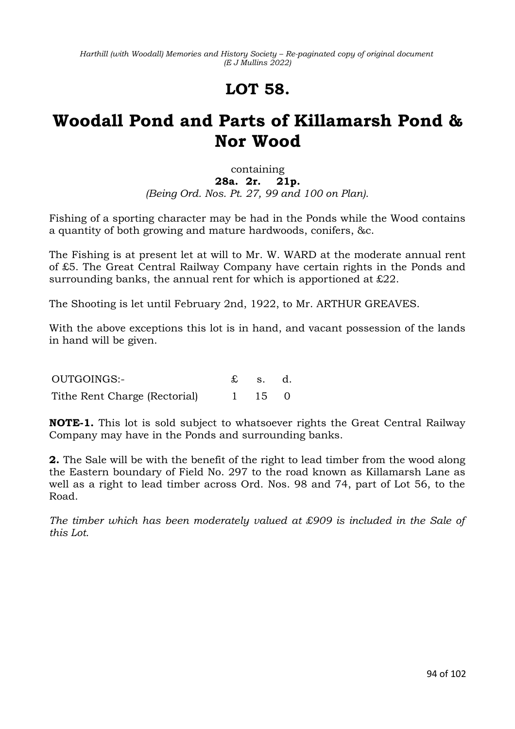# LOT 58.

# Woodall Pond and Parts of Killamarsh Pond & Nor Wood

containing

**28a. 2r. 21p.**

*(Being Ord. Nos. Pt. 27, 99 and 100 on Plan).*

Fishing of a sporting character may be had in the Ponds while the Wood contains a quantity of both growing and mature hardwoods, conifers, &c.

The Fishing is at present let at will to Mr. W. WARD at the moderate annual rent of £5. The Great Central Railway Company have certain rights in the Ponds and surrounding banks, the annual rent for which is apportioned at £22.

The Shooting is let until February 2nd, 1922, to Mr. ARTHUR GREAVES.

With the above exceptions this lot is in hand, and vacant possession of the lands in hand will be given.

| OUTGOINGS:- | £ | s. | d. |
|---|---|---|---|
| Tithe Rent Charge (Rectorial) | 1 | 15 | 0 |

**NOTE-1.** This lot is sold subject to whatsoever rights the Great Central Railway Company may have in the Ponds and surrounding banks.

**2.** The Sale will be with the benefit of the right to lead timber from the wood along the Eastern boundary of Field No. 297 to the road known as Killamarsh Lane as well as a right to lead timber across Ord. Nos. 98 and 74, part of Lot 56, to the Road.

*The timber which has been moderately valued at £909 is included in the Sale of this Lot.*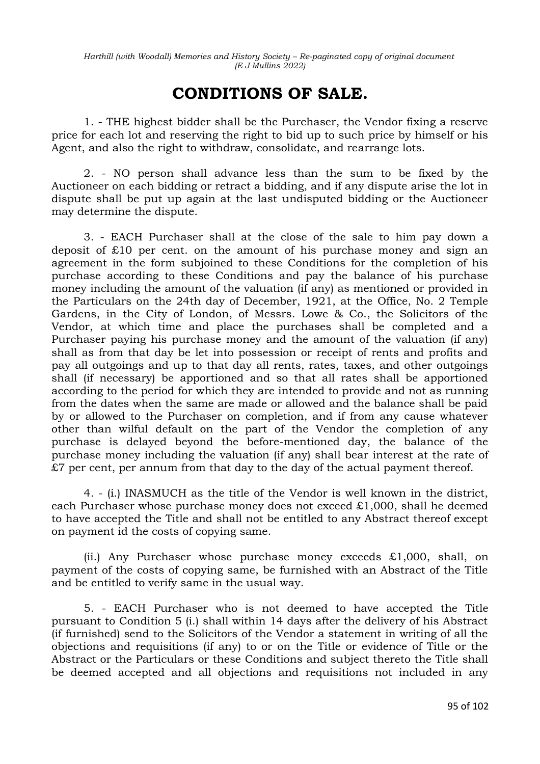# CONDITIONS OF SALE.

1. - THE highest bidder shall be the Purchaser, the Vendor fixing a reserve price for each lot and reserving the right to bid up to such price by himself or his Agent, and also the right to withdraw, consolidate, and rearrange lots.

2. - NO person shall advance less than the sum to be fixed by the Auctioneer on each bidding or retract a bidding, and if any dispute arise the lot in dispute shall be put up again at the last undisputed bidding or the Auctioneer may determine the dispute.

3. - EACH Purchaser shall at the close of the sale to him pay down a deposit of £10 per cent. on the amount of his purchase money and sign an agreement in the form subjoined to these Conditions for the completion of his purchase according to these Conditions and pay the balance of his purchase money including the amount of the valuation (if any) as mentioned or provided in the Particulars on the 24th day of December, 1921, at the Office, No. 2 Temple Gardens, in the City of London, of Messrs. Lowe & Co., the Solicitors of the Vendor, at which time and place the purchases shall be completed and a Purchaser paying his purchase money and the amount of the valuation (if any) shall as from that day be let into possession or receipt of rents and profits and pay all outgoings and up to that day all rents, rates, taxes, and other outgoings shall (if necessary) be apportioned and so that all rates shall be apportioned according to the period for which they are intended to provide and not as running from the dates when the same are made or allowed and the balance shall be paid by or allowed to the Purchaser on completion, and if from any cause whatever other than wilful default on the part of the Vendor the completion of any purchase is delayed beyond the before-mentioned day, the balance of the purchase money including the valuation (if any) shall bear interest at the rate of £7 per cent, per annum from that day to the day of the actual payment thereof.

4. - (i.) INASMUCH as the title of the Vendor is well known in the district, each Purchaser whose purchase money does not exceed £1,000, shall he deemed to have accepted the Title and shall not be entitled to any Abstract thereof except on payment id the costs of copying same.

(ii.) Any Purchaser whose purchase money exceeds £1,000, shall, on payment of the costs of copying same, be furnished with an Abstract of the Title and be entitled to verify same in the usual way.

5. - EACH Purchaser who is not deemed to have accepted the Title pursuant to Condition 5 (i.) shall within 14 days after the delivery of his Abstract (if furnished) send to the Solicitors of the Vendor a statement in writing of all the objections and requisitions (if any) to or on the Title or evidence of Title or the Abstract or the Particulars or these Conditions and subject thereto the Title shall be deemed accepted and all objections and requisitions not included in any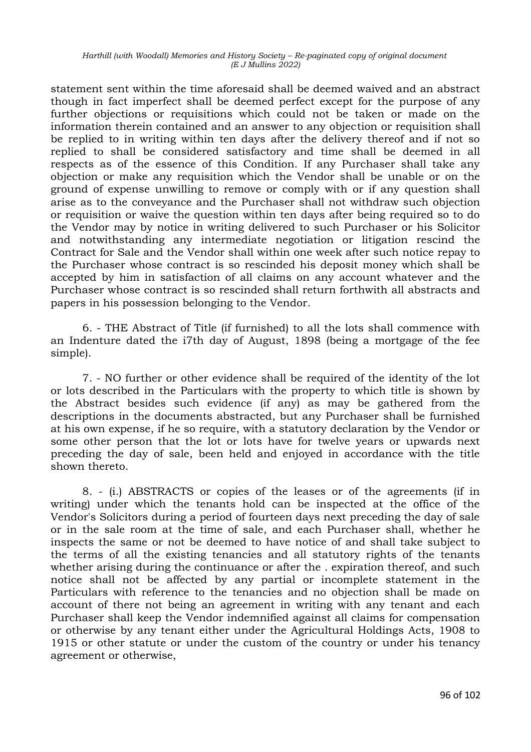statement sent within the time aforesaid shall be deemed waived and an abstract though in fact imperfect shall be deemed perfect except for the purpose of any further objections or requisitions which could not be taken or made on the information therein contained and an answer to any objection or requisition shall be replied to in writing within ten days after the delivery thereof and if not so replied to shall be considered satisfactory and time shall be deemed in all respects as of the essence of this Condition. If any Purchaser shall take any objection or make any requisition which the Vendor shall be unable or on the ground of expense unwilling to remove or comply with or if any question shall arise as to the conveyance and the Purchaser shall not withdraw such objection or requisition or waive the question within ten days after being required so to do the Vendor may by notice in writing delivered to such Purchaser or his Solicitor and notwithstanding any intermediate negotiation or litigation rescind the Contract for Sale and the Vendor shall within one week after such notice repay to the Purchaser whose contract is so rescinded his deposit money which shall be accepted by him in satisfaction of all claims on any account whatever and the Purchaser whose contract is so rescinded shall return forthwith all abstracts and papers in his possession belonging to the Vendor.

6. - THE Abstract of Title (if furnished) to all the lots shall commence with an Indenture dated the i7th day of August, 1898 (being a mortgage of the fee simple).

7. - NO further or other evidence shall be required of the identity of the lot or lots described in the Particulars with the property to which title is shown by the Abstract besides such evidence (if any) as may be gathered from the descriptions in the documents abstracted, but any Purchaser shall be furnished at his own expense, if he so require, with a statutory declaration by the Vendor or some other person that the lot or lots have for twelve years or upwards next preceding the day of sale, been held and enjoyed in accordance with the title shown thereto.

8. - (i.) ABSTRACTS or copies of the leases or of the agreements (if in writing) under which the tenants hold can be inspected at the office of the Vendor's Solicitors during a period of fourteen days next preceding the day of sale or in the sale room at the time of sale, and each Purchaser shall, whether he inspects the same or not be deemed to have notice of and shall take subject to the terms of all the existing tenancies and all statutory rights of the tenants whether arising during the continuance or after the . expiration thereof, and such notice shall not be affected by any partial or incomplete statement in the Particulars with reference to the tenancies and no objection shall be made on account of there not being an agreement in writing with any tenant and each Purchaser shall keep the Vendor indemnified against all claims for compensation or otherwise by any tenant either under the Agricultural Holdings Acts, 1908 to 1915 or other statute or under the custom of the country or under his tenancy agreement or otherwise,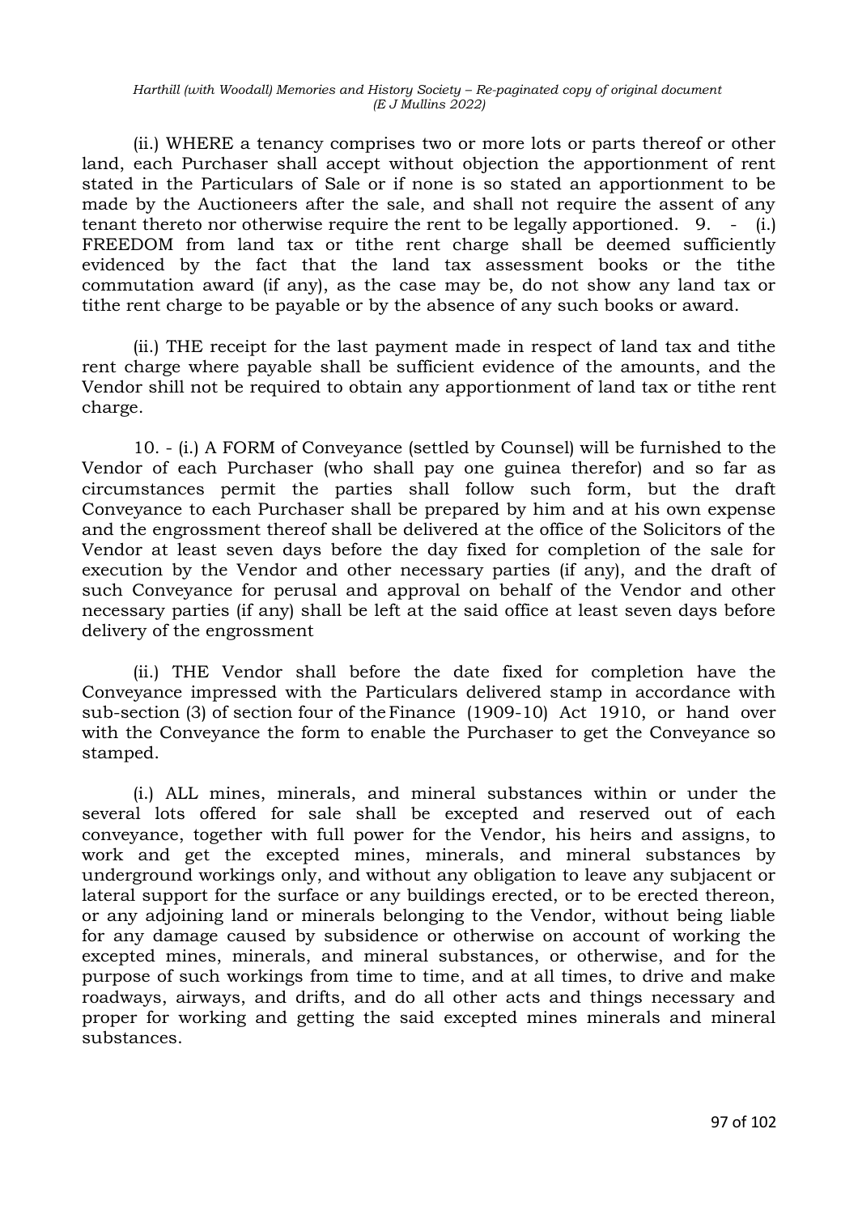(ii.) WHERE a tenancy comprises two or more lots or parts thereof or other land, each Purchaser shall accept without objection the apportionment of rent stated in the Particulars of Sale or if none is so stated an apportionment to be made by the Auctioneers after the sale, and shall not require the assent of any tenant thereto nor otherwise require the rent to be legally apportioned. 9. - (i.) FREEDOM from land tax or tithe rent charge shall be deemed sufficiently evidenced by the fact that the land tax assessment books or the tithe commutation award (if any), as the case may be, do not show any land tax or tithe rent charge to be payable or by the absence of any such books or award.

(ii.) THE receipt for the last payment made in respect of land tax and tithe rent charge where payable shall be sufficient evidence of the amounts, and the Vendor shill not be required to obtain any apportionment of land tax or tithe rent charge.

10. - (i.) A FORM of Conveyance (settled by Counsel) will be furnished to the Vendor of each Purchaser (who shall pay one guinea therefor) and so far as circumstances permit the parties shall follow such form, but the draft Conveyance to each Purchaser shall be prepared by him and at his own expense and the engrossment thereof shall be delivered at the office of the Solicitors of the Vendor at least seven days before the day fixed for completion of the sale for execution by the Vendor and other necessary parties (if any), and the draft of such Conveyance for perusal and approval on behalf of the Vendor and other necessary parties (if any) shall be left at the said office at least seven days before delivery of the engrossment

(ii.) THE Vendor shall before the date fixed for completion have the Conveyance impressed with the Particulars delivered stamp in accordance with sub-section (3) of section four of the Finance (1909-10) Act 1910, or hand over with the Conveyance the form to enable the Purchaser to get the Conveyance so stamped.

(i.) ALL mines, minerals, and mineral substances within or under the several lots offered for sale shall be excepted and reserved out of each conveyance, together with full power for the Vendor, his heirs and assigns, to work and get the excepted mines, minerals, and mineral substances by underground workings only, and without any obligation to leave any subjacent or lateral support for the surface or any buildings erected, or to be erected thereon, or any adjoining land or minerals belonging to the Vendor, without being liable for any damage caused by subsidence or otherwise on account of working the excepted mines, minerals, and mineral substances, or otherwise, and for the purpose of such workings from time to time, and at all times, to drive and make roadways, airways, and drifts, and do all other acts and things necessary and proper for working and getting the said excepted mines minerals and mineral substances.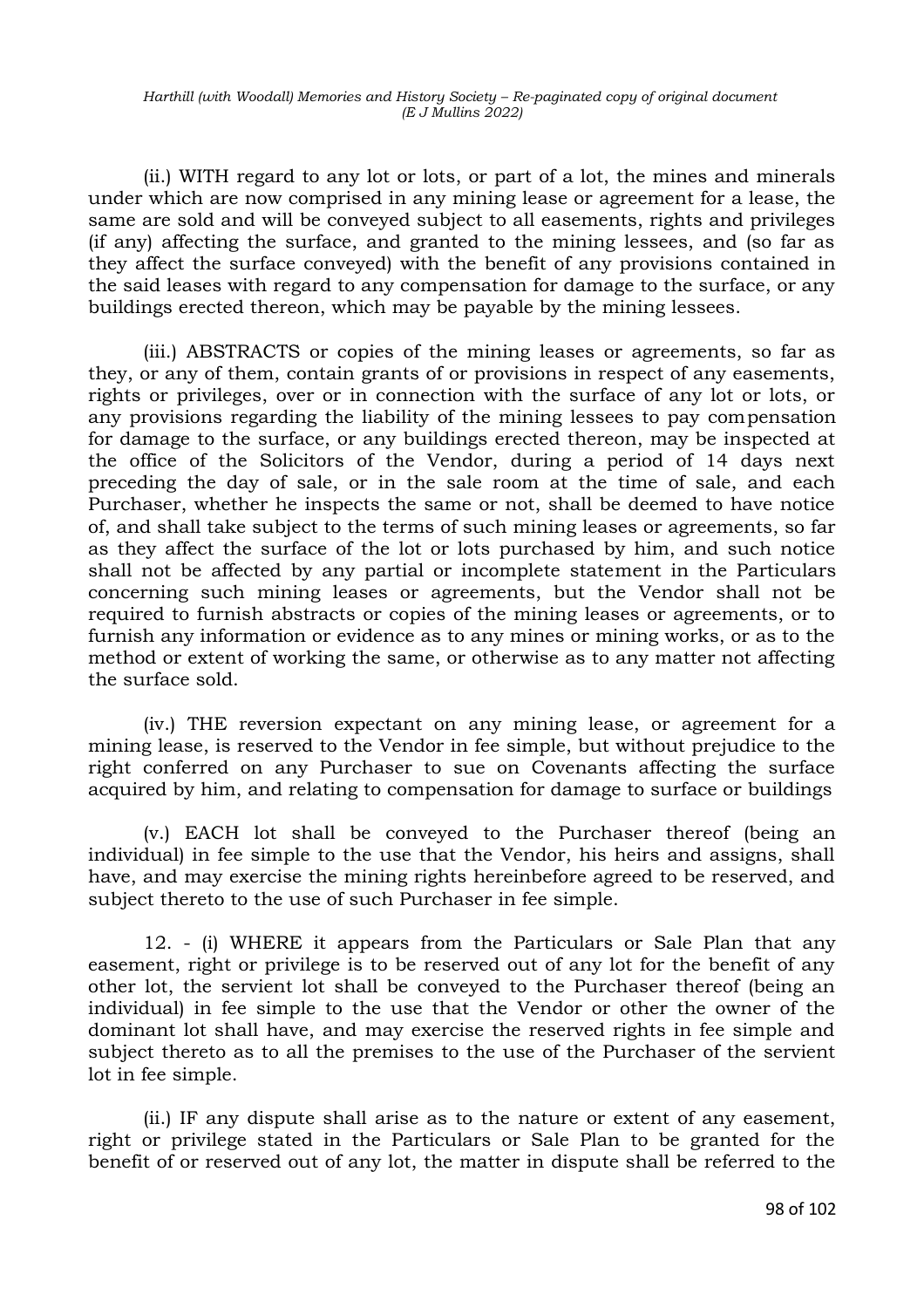(ii.) WITH regard to any lot or lots, or part of a lot, the mines and minerals under which are now comprised in any mining lease or agreement for a lease, the same are sold and will be conveyed subject to all easements, rights and privileges (if any) affecting the surface, and granted to the mining lessees, and (so far as they affect the surface conveyed) with the benefit of any provisions contained in the said leases with regard to any compensation for damage to the surface, or any buildings erected thereon, which may be payable by the mining lessees.

(iii.) ABSTRACTS or copies of the mining leases or agreements, so far as they, or any of them, contain grants of or provisions in respect of any easements, rights or privileges, over or in connection with the surface of any lot or lots, or any provisions regarding the liability of the mining lessees to pay compensation for damage to the surface, or any buildings erected thereon, may be inspected at the office of the Solicitors of the Vendor, during a period of 14 days next preceding the day of sale, or in the sale room at the time of sale, and each Purchaser, whether he inspects the same or not, shall be deemed to have notice of, and shall take subject to the terms of such mining leases or agreements, so far as they affect the surface of the lot or lots purchased by him, and such notice shall not be affected by any partial or incomplete statement in the Particulars concerning such mining leases or agreements, but the Vendor shall not be required to furnish abstracts or copies of the mining leases or agreements, or to furnish any information or evidence as to any mines or mining works, or as to the method or extent of working the same, or otherwise as to any matter not affecting the surface sold.

(iv.) THE reversion expectant on any mining lease, or agreement for a mining lease, is reserved to the Vendor in fee simple, but without prejudice to the right conferred on any Purchaser to sue on Covenants affecting the surface acquired by him, and relating to compensation for damage to surface or buildings

(v.) EACH lot shall be conveyed to the Purchaser thereof (being an individual) in fee simple to the use that the Vendor, his heirs and assigns, shall have, and may exercise the mining rights hereinbefore agreed to be reserved, and subject thereto to the use of such Purchaser in fee simple.

12. - (i) WHERE it appears from the Particulars or Sale Plan that any easement, right or privilege is to be reserved out of any lot for the benefit of any other lot, the servient lot shall be conveyed to the Purchaser thereof (being an individual) in fee simple to the use that the Vendor or other the owner of the dominant lot shall have, and may exercise the reserved rights in fee simple and subject thereto as to all the premises to the use of the Purchaser of the servient lot in fee simple.

(ii.) IF any dispute shall arise as to the nature or extent of any easement, right or privilege stated in the Particulars or Sale Plan to be granted for the benefit of or reserved out of any lot, the matter in dispute shall be referred to the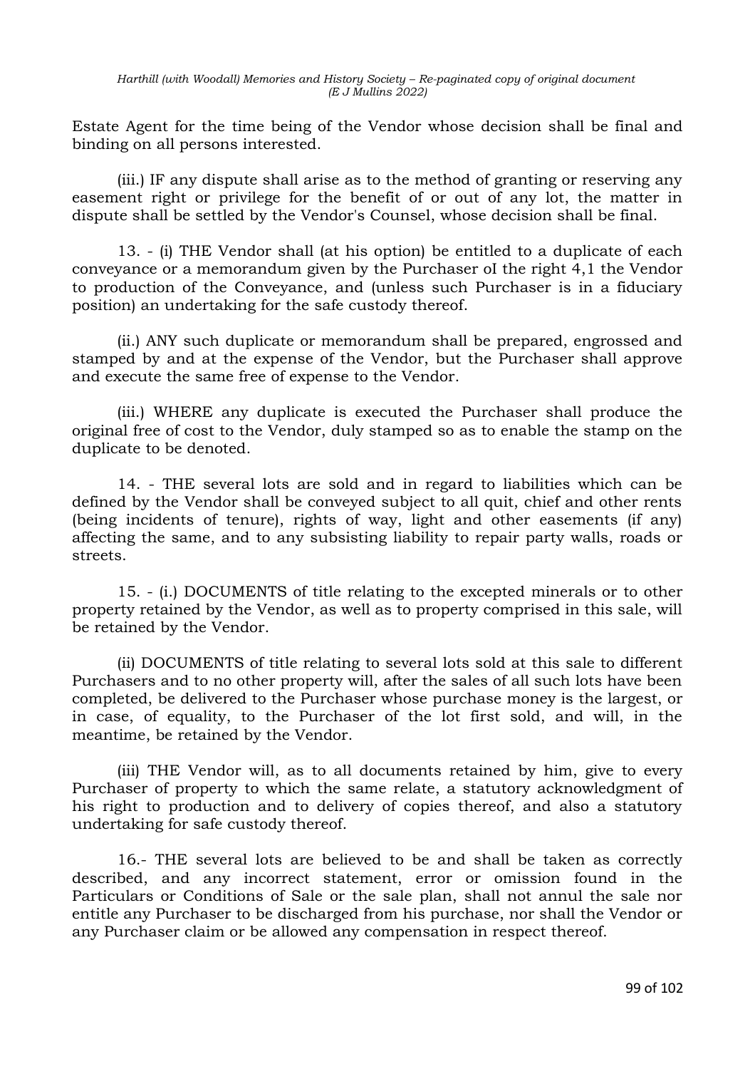Estate Agent for the time being of the Vendor whose decision shall be final and binding on all persons interested.

(iii.) IF any dispute shall arise as to the method of granting or reserving any easement right or privilege for the benefit of or out of any lot, the matter in dispute shall be settled by the Vendor's Counsel, whose decision shall be final.

13. - (i) THE Vendor shall (at his option) be entitled to a duplicate of each conveyance or a memorandum given by the Purchaser oI the right 4,1 the Vendor to production of the Conveyance, and (unless such Purchaser is in a fiduciary position) an undertaking for the safe custody thereof.

(ii.) ANY such duplicate or memorandum shall be prepared, engrossed and stamped by and at the expense of the Vendor, but the Purchaser shall approve and execute the same free of expense to the Vendor.

(iii.) WHERE any duplicate is executed the Purchaser shall produce the original free of cost to the Vendor, duly stamped so as to enable the stamp on the duplicate to be denoted.

14. - THE several lots are sold and in regard to liabilities which can be defined by the Vendor shall be conveyed subject to all quit, chief and other rents (being incidents of tenure), rights of way, light and other easements (if any) affecting the same, and to any subsisting liability to repair party walls, roads or streets.

15. - (i.) DOCUMENTS of title relating to the excepted minerals or to other property retained by the Vendor, as well as to property comprised in this sale, will be retained by the Vendor.

(ii) DOCUMENTS of title relating to several lots sold at this sale to different Purchasers and to no other property will, after the sales of all such lots have been completed, be delivered to the Purchaser whose purchase money is the largest, or in case, of equality, to the Purchaser of the lot first sold, and will, in the meantime, be retained by the Vendor.

(iii) THE Vendor will, as to all documents retained by him, give to every Purchaser of property to which the same relate, a statutory acknowledgment of his right to production and to delivery of copies thereof, and also a statutory undertaking for safe custody thereof.

16.- THE several lots are believed to be and shall be taken as correctly described, and any incorrect statement, error or omission found in the Particulars or Conditions of Sale or the sale plan, shall not annul the sale nor entitle any Purchaser to be discharged from his purchase, nor shall the Vendor or any Purchaser claim or be allowed any compensation in respect thereof.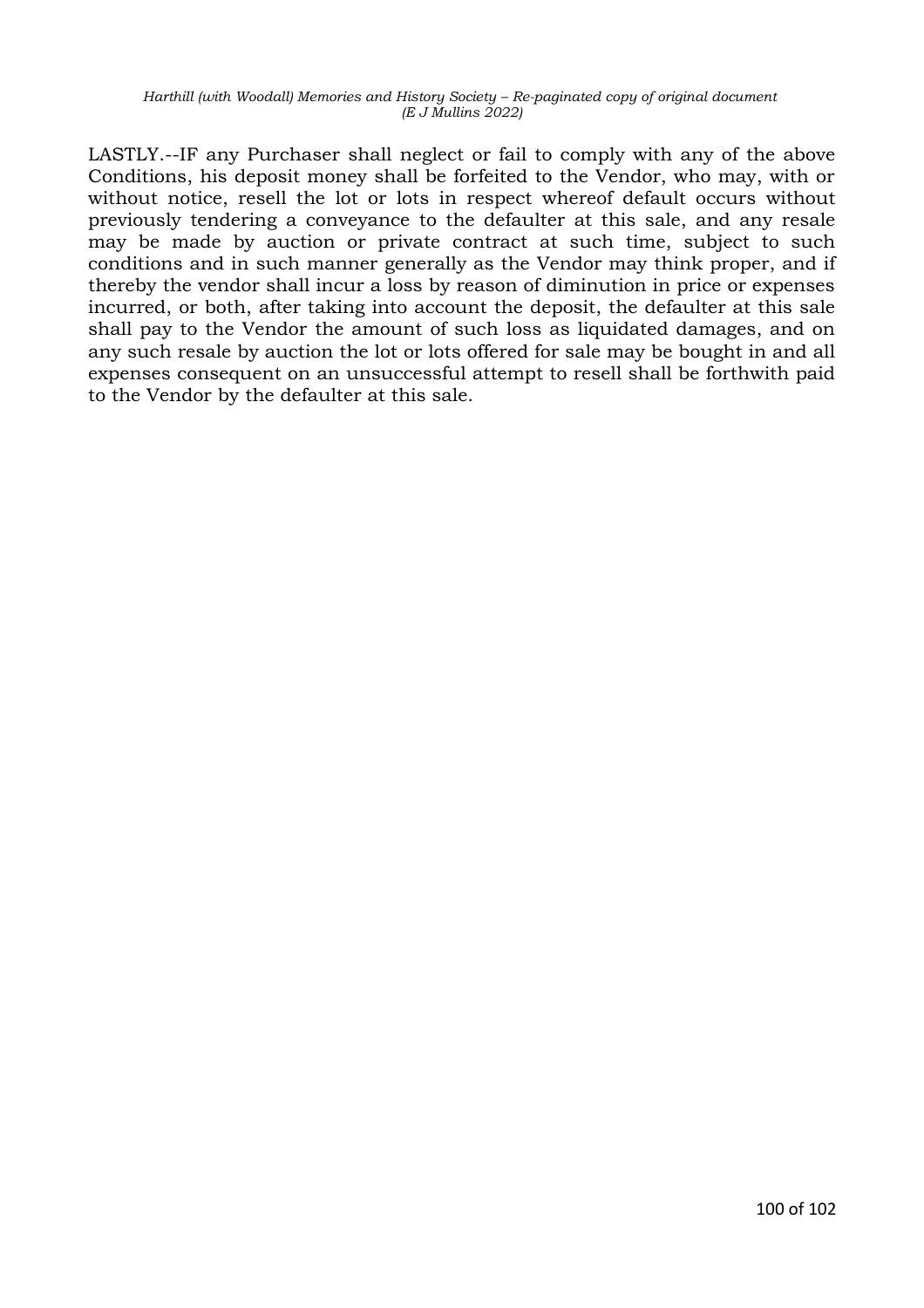LASTLY.--IF any Purchaser shall neglect or fail to comply with any of the above Conditions, his deposit money shall be forfeited to the Vendor, who may, with or without notice, resell the lot or lots in respect whereof default occurs without previously tendering a conveyance to the defaulter at this sale, and any resale may be made by auction or private contract at such time, subject to such conditions and in such manner generally as the Vendor may think proper, and if thereby the vendor shall incur a loss by reason of diminution in price or expenses incurred, or both, after taking into account the deposit, the defaulter at this sale shall pay to the Vendor the amount of such loss as liquidated damages, and on any such resale by auction the lot or lots offered for sale may be bought in and all expenses consequent on an unsuccessful attempt to resell shall be forthwith paid to the Vendor by the defaulter at this sale.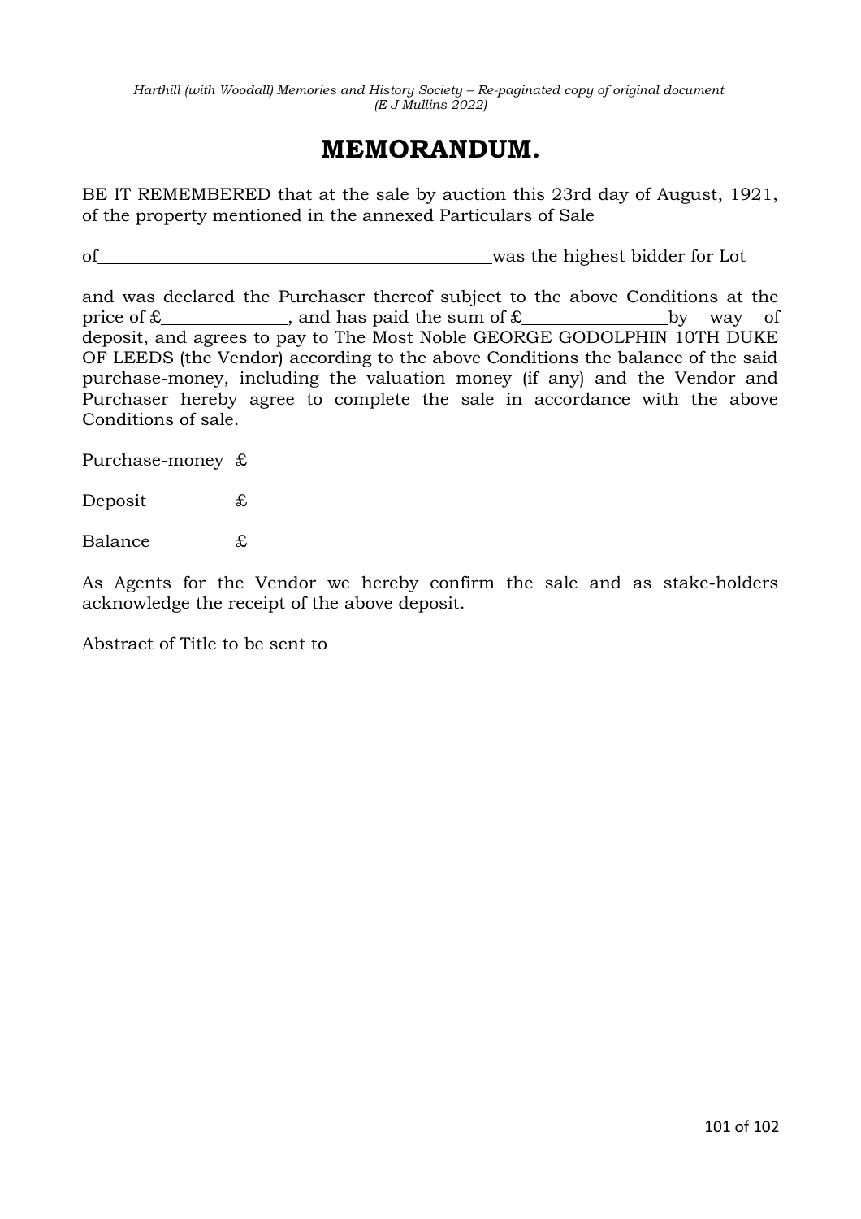# MEMORANDUM.

BE IT REMEMBERED that at the sale by auction this 23rd day of August, 1921, of the property mentioned in the annexed Particulars of Sale

of\_\_\_\_\_\_\_\_\_\_\_\_\_\_\_\_\_\_\_\_\_\_\_\_\_\_\_\_\_\_\_\_\_\_\_\_\_\_\_\_\_\_\_\_was the highest bidder for Lot

and was declared the Purchaser thereof subject to the above Conditions at the price of £\_\_\_\_\_\_\_\_\_\_\_\_\_\_, and has paid the sum of £\_\_\_\_\_\_\_\_\_\_\_\_\_\_\_\_by way of deposit, and agrees to pay to The Most Noble GEORGE GODOLPHIN 10TH DUKE OF LEEDS (the Vendor) according to the above Conditions the balance of the said purchase-money, including the valuation money (if any) and the Vendor and Purchaser hereby agree to complete the sale in accordance with the above Conditions of sale.

Purchase-money £

Deposit £

Balance £

As Agents for the Vendor we hereby confirm the sale and as stake-holders acknowledge the receipt of the above deposit.

Abstract of Title to be sent to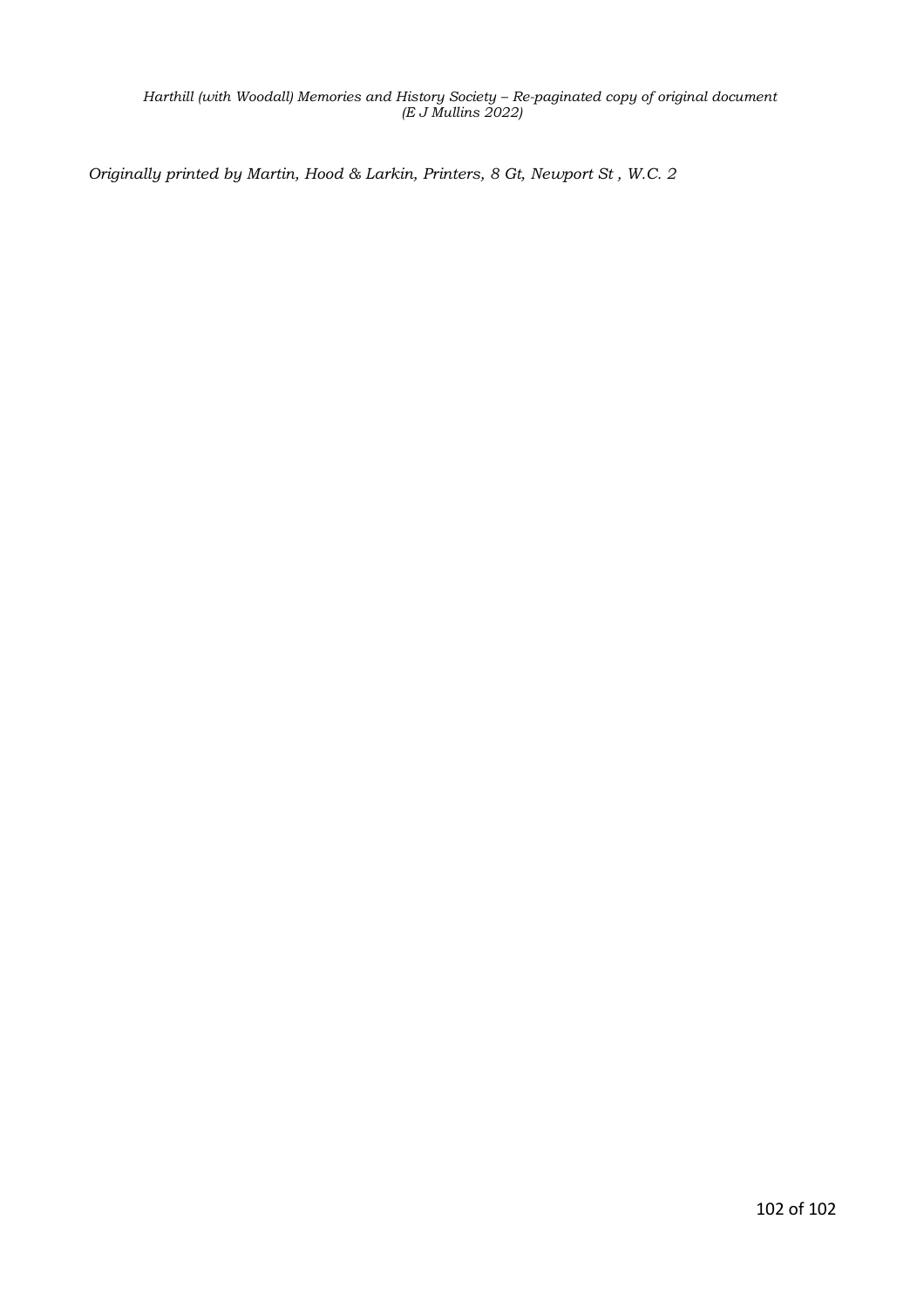*Originally printed by Martin, Hood & Larkin, Printers, 8 Gt, Newport St , W.C. 2*